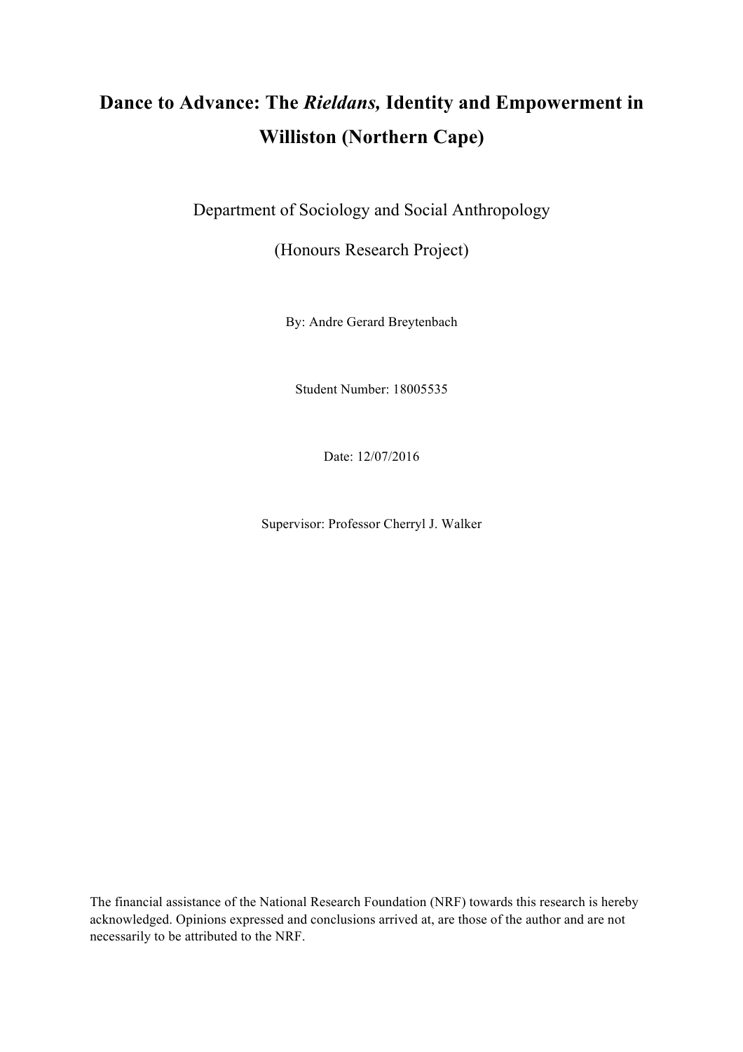# Dance to Advance: The *Rieldans,* Identity and Empowerment in Williston (Northern Cape)

Department of Sociology and Social Anthropology

(Honours Research Project)

By: Andre Gerard Breytenbach

Student Number: 18005535

Date: 12/07/2016

Supervisor: Professor Cherryl J. Walker

The financial assistance of the National Research Foundation (NRF) towards this research is hereby acknowledged. Opinions expressed and conclusions arrived at, are those of the author and are not necessarily to be attributed to the NRF.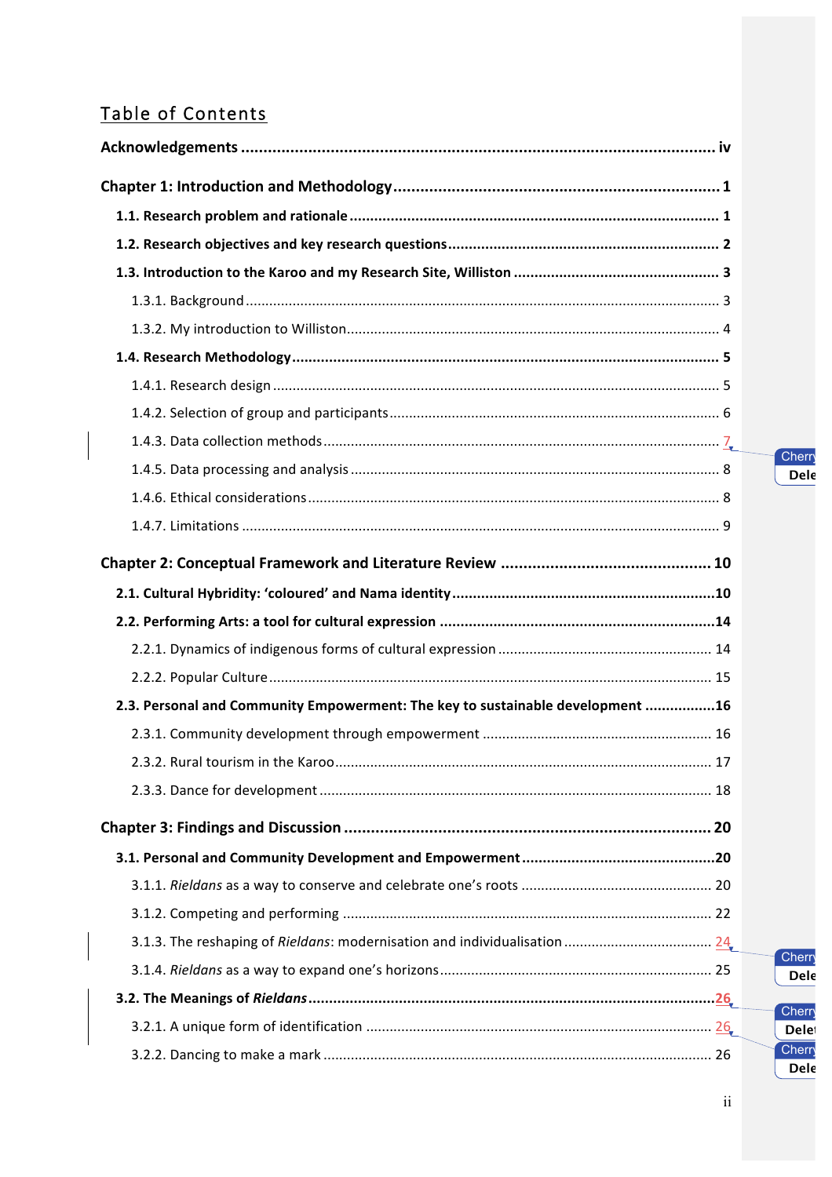# Table of Contents

**Acknowledgements** ..... iv

**Chapter 1: Introduction and Methodology** ..... 1

**1.1. Research problem and rationale** ..... 1

**1.2. Research objectives and key research questions** ..... 2

**1.3. Introduction to the Karoo and my Research Site, Williston** ..... 3

1.3.1. Background ..... 3

1.3.2. My introduction to Williston ..... 4

**1.4. Research Methodology** ..... 5

1.4.1. Research design ..... 5

1.4.2. Selection of group and participants ..... 6

1.4.3. Data collection methods ..... 7

1.4.5. Data processing and analysis ..... 8

1.4.6. Ethical considerations ..... 8

1.4.7. Limitations ..... 9

**Chapter 2: Conceptual Framework and Literature Review** ..... 10

**2.1. Cultural Hybridity: 'coloured' and Nama identity** ..... 10

**2.2. Performing Arts: a tool for cultural expression** ..... 14

2.2.1. Dynamics of indigenous forms of cultural expression ..... 14

2.2.2. Popular Culture ..... 15

**2.3. Personal and Community Empowerment: The key to sustainable development** ..... 16

2.3.1. Community development through empowerment ..... 16

2.3.2. Rural tourism in the Karoo ..... 17

2.3.3. Dance for development ..... 18

**Chapter 3: Findings and Discussion** ..... 20

**3.1. Personal and Community Development and Empowerment** ..... 20

3.1.1. *Rieldans* as a way to conserve and celebrate one's roots ..... 20

3.1.2. Competing and performing ..... 22

3.1.3. The reshaping of *Rieldans*: modernisation and individualisation ..... 24

3.1.4. *Rieldans* as a way to expand one's horizons ..... 25

**3.2. The Meanings of *Rieldans*** ..... 26

3.2.1. A unique form of identification ..... 26

3.2.2. Dancing to make a mark ..... 26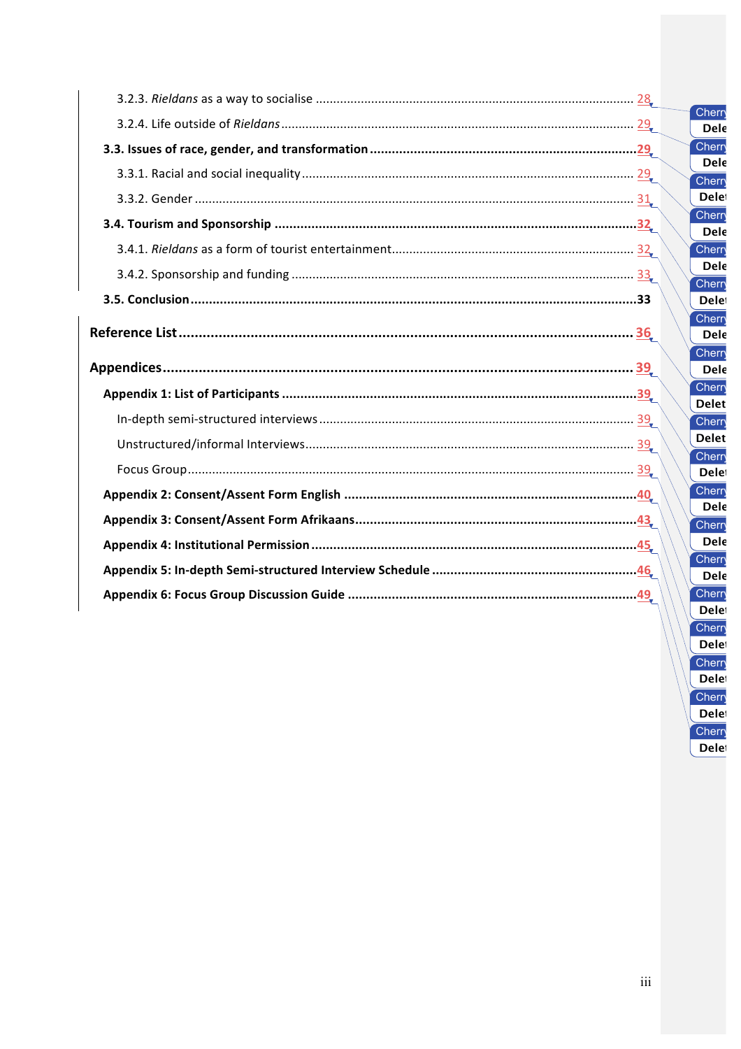3.2.3. *Rieldans* as a way to socialise ........................................................................ 28

3.2.4. Life outside of *Rieldans* ........................................................................ 29

**3.3. Issues of race, gender, and transformation ........................................................................ 29**

3.3.1. Racial and social inequality ........................................................................ 29

3.3.2. Gender ........................................................................ 31

**3.4. Tourism and Sponsorship ........................................................................ 32**

3.4.1. *Rieldans* as a form of tourist entertainment ........................................................................ 32

3.4.2. Sponsorship and funding ........................................................................ 33

**3.5. Conclusion ........................................................................ 33**

**Reference List ........................................................................ 36**

**Appendices ........................................................................ 39**

**Appendix 1: List of Participants ........................................................................ 39**

In-depth semi-structured interviews ........................................................................ 39

Unstructured/informal Interviews ........................................................................ 39

Focus Group ........................................................................ 39

**Appendix 2: Consent/Assent Form English ........................................................................ 40**

**Appendix 3: Consent/Assent Form Afrikaans ........................................................................ 43**

**Appendix 4: Institutional Permission ........................................................................ 45**

**Appendix 5: In-depth Semi-structured Interview Schedule ........................................................................ 46**

**Appendix 6: Focus Group Discussion Guide ........................................................................ 49**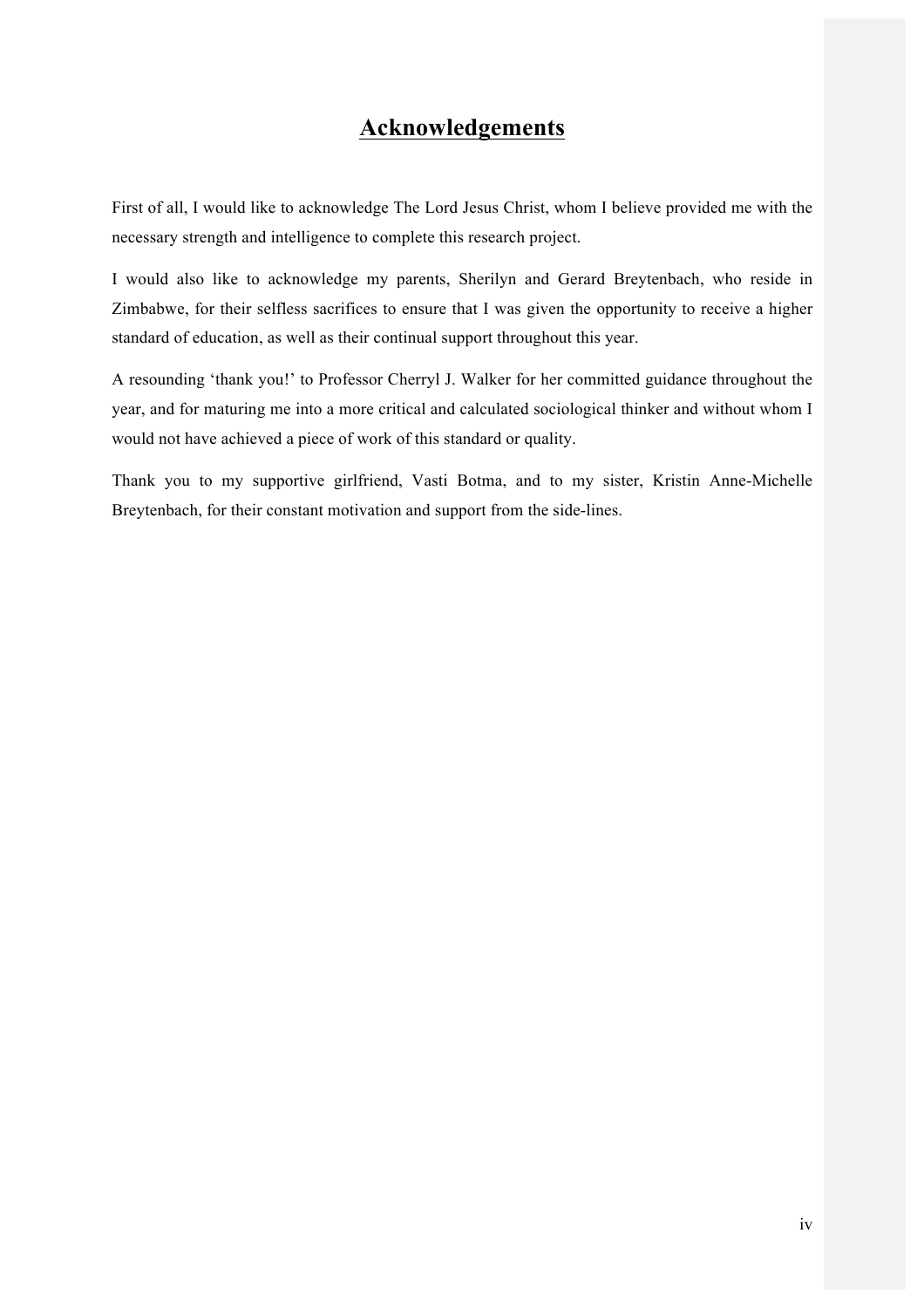# Acknowledgements

First of all, I would like to acknowledge The Lord Jesus Christ, whom I believe provided me with the necessary strength and intelligence to complete this research project.

I would also like to acknowledge my parents, Sherilyn and Gerard Breytenbach, who reside in Zimbabwe, for their selfless sacrifices to ensure that I was given the opportunity to receive a higher standard of education, as well as their continual support throughout this year.

A resounding 'thank you!' to Professor Cherryl J. Walker for her committed guidance throughout the year, and for maturing me into a more critical and calculated sociological thinker and without whom I would not have achieved a piece of work of this standard or quality.

Thank you to my supportive girlfriend, Vasti Botma, and to my sister, Kristin Anne-Michelle Breytenbach, for their constant motivation and support from the side-lines.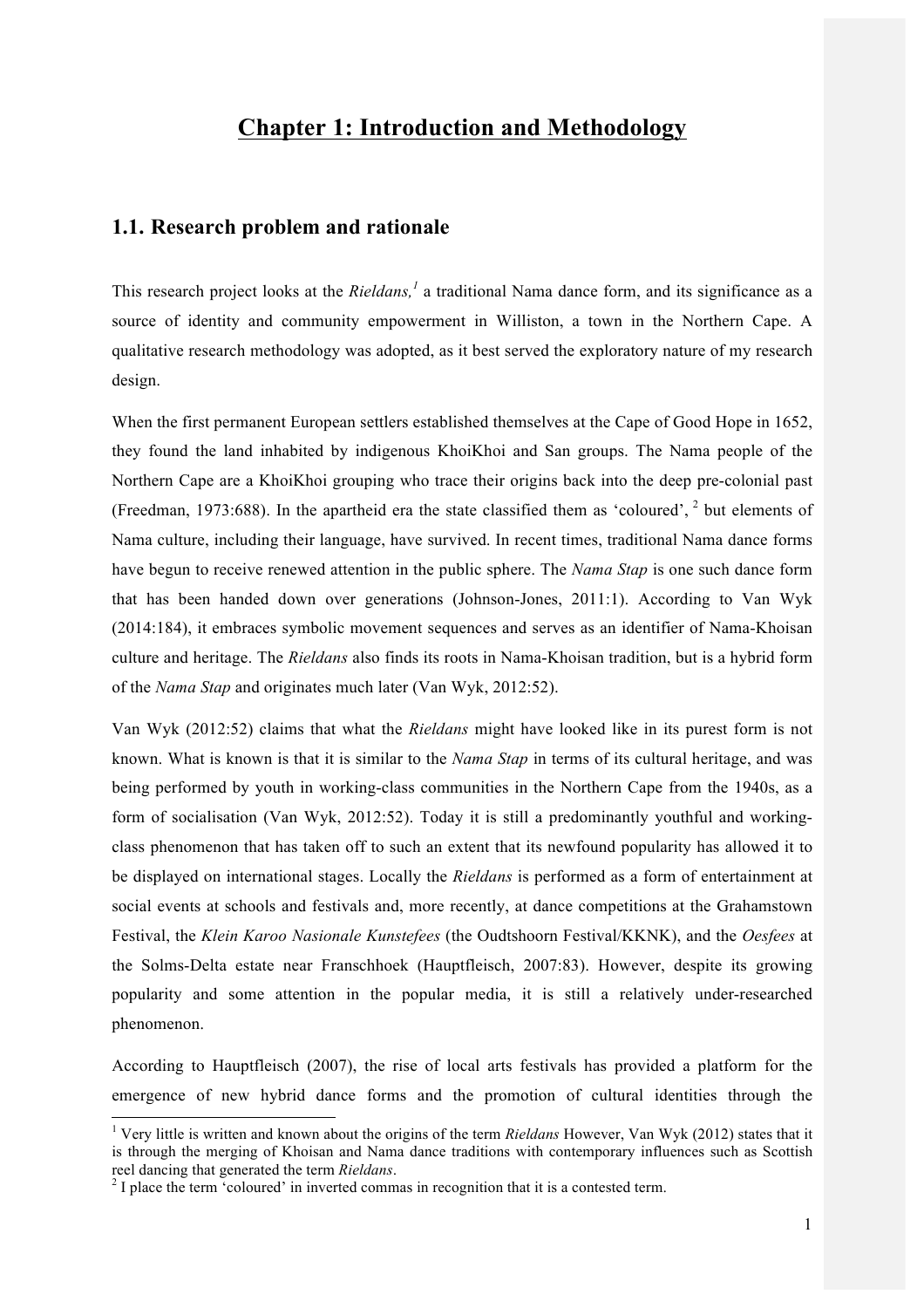# Chapter 1: Introduction and Methodology

## 1.1. Research problem and rationale

This research project looks at the *Rieldans,*[1] a traditional Nama dance form, and its significance as a source of identity and community empowerment in Williston, a town in the Northern Cape. A qualitative research methodology was adopted, as it best served the exploratory nature of my research design.

When the first permanent European settlers established themselves at the Cape of Good Hope in 1652, they found the land inhabited by indigenous KhoiKhoi and San groups. The Nama people of the Northern Cape are a KhoiKhoi grouping who trace their origins back into the deep pre-colonial past (Freedman, 1973:688). In the apartheid era the state classified them as 'coloured', [2] but elements of Nama culture, including their language, have survived. In recent times, traditional Nama dance forms have begun to receive renewed attention in the public sphere. The *Nama Stap* is one such dance form that has been handed down over generations (Johnson-Jones, 2011:1). According to Van Wyk (2014:184), it embraces symbolic movement sequences and serves as an identifier of Nama-Khoisan culture and heritage. The *Rieldans* also finds its roots in Nama-Khoisan tradition, but is a hybrid form of the *Nama Stap* and originates much later (Van Wyk, 2012:52).

Van Wyk (2012:52) claims that what the *Rieldans* might have looked like in its purest form is not known. What is known is that it is similar to the *Nama Stap* in terms of its cultural heritage, and was being performed by youth in working-class communities in the Northern Cape from the 1940s, as a form of socialisation (Van Wyk, 2012:52). Today it is still a predominantly youthful and working-class phenomenon that has taken off to such an extent that its newfound popularity has allowed it to be displayed on international stages. Locally the *Rieldans* is performed as a form of entertainment at social events at schools and festivals and, more recently, at dance competitions at the Grahamstown Festival, the *Klein Karoo Nasionale Kunstefees* (the Oudtshoorn Festival/KKNK), and the *Oesfees* at the Solms-Delta estate near Franschhoek (Hauptfleisch, 2007:83). However, despite its growing popularity and some attention in the popular media, it is still a relatively under-researched phenomenon.

According to Hauptfleisch (2007), the rise of local arts festivals has provided a platform for the emergence of new hybrid dance forms and the promotion of cultural identities through the

---

[1] Very little is written and known about the origins of the term *Rieldans* However, Van Wyk (2012) states that it is through the merging of Khoisan and Nama dance traditions with contemporary influences such as Scottish reel dancing that generated the term *Rieldans*.

[2] I place the term 'coloured' in inverted commas in recognition that it is a contested term.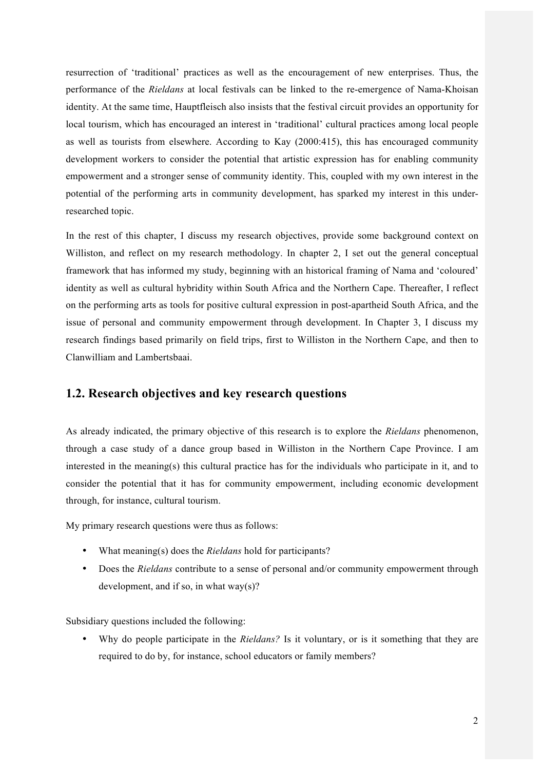resurrection of 'traditional' practices as well as the encouragement of new enterprises. Thus, the performance of the *Rieldans* at local festivals can be linked to the re-emergence of Nama-Khoisan identity. At the same time, Hauptfleisch also insists that the festival circuit provides an opportunity for local tourism, which has encouraged an interest in 'traditional' cultural practices among local people as well as tourists from elsewhere. According to Kay (2000:415), this has encouraged community development workers to consider the potential that artistic expression has for enabling community empowerment and a stronger sense of community identity. This, coupled with my own interest in the potential of the performing arts in community development, has sparked my interest in this under-researched topic.

In the rest of this chapter, I discuss my research objectives, provide some background context on Williston, and reflect on my research methodology. In chapter 2, I set out the general conceptual framework that has informed my study, beginning with an historical framing of Nama and 'coloured' identity as well as cultural hybridity within South Africa and the Northern Cape. Thereafter, I reflect on the performing arts as tools for positive cultural expression in post-apartheid South Africa, and the issue of personal and community empowerment through development. In Chapter 3, I discuss my research findings based primarily on field trips, first to Williston in the Northern Cape, and then to Clanwilliam and Lambertsbaai.

## 1.2. Research objectives and key research questions

As already indicated, the primary objective of this research is to explore the *Rieldans* phenomenon, through a case study of a dance group based in Williston in the Northern Cape Province. I am interested in the meaning(s) this cultural practice has for the individuals who participate in it, and to consider the potential that it has for community empowerment, including economic development through, for instance, cultural tourism.

My primary research questions were thus as follows:

- What meaning(s) does the *Rieldans* hold for participants?
- Does the *Rieldans* contribute to a sense of personal and/or community empowerment through development, and if so, in what way(s)?

Subsidiary questions included the following:

- Why do people participate in the *Rieldans?* Is it voluntary, or is it something that they are required to do by, for instance, school educators or family members?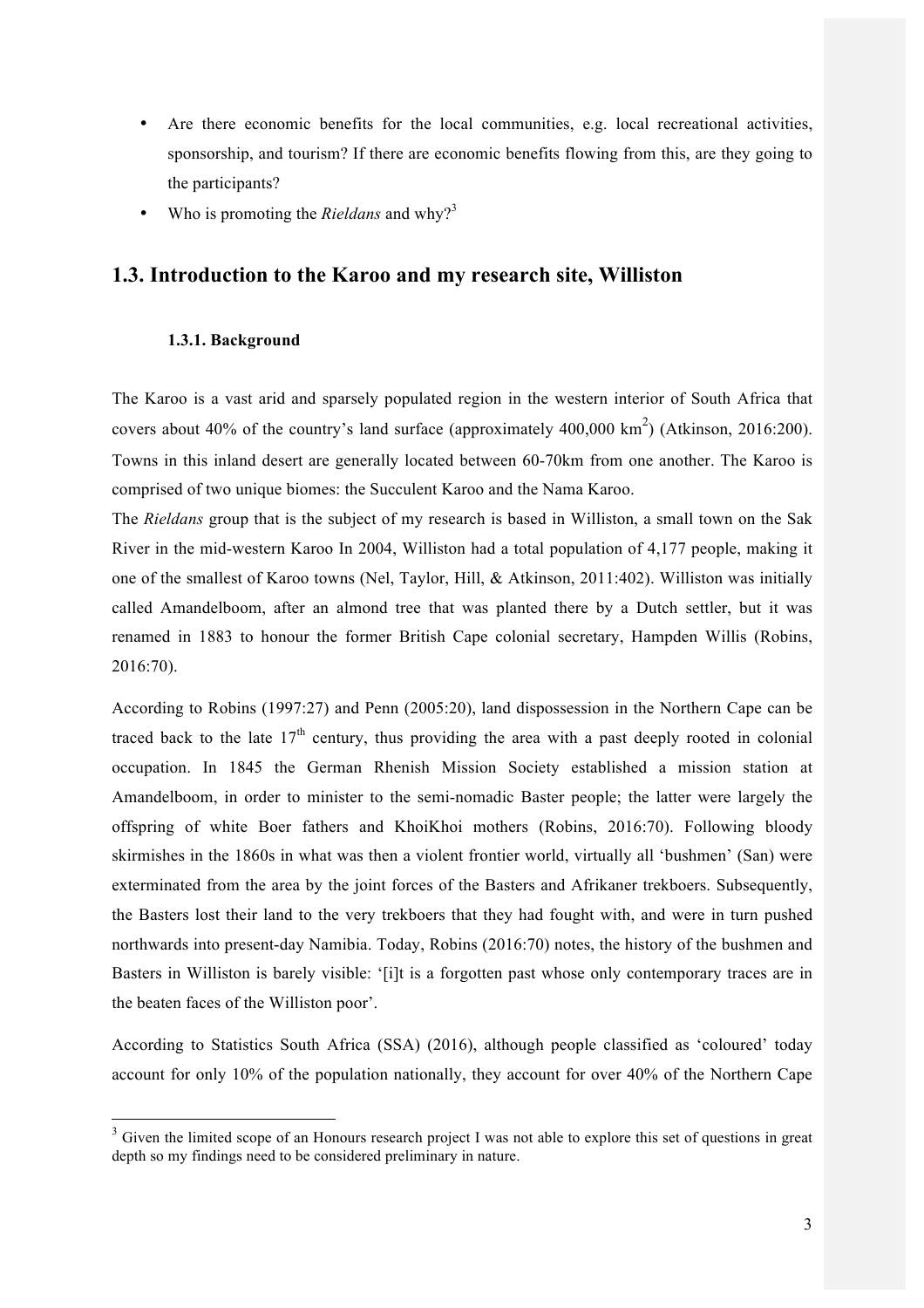- Are there economic benefits for the local communities, e.g. local recreational activities, sponsorship, and tourism? If there are economic benefits flowing from this, are they going to the participants?
- Who is promoting the *Rieldans* and why?[3]

## 1.3. Introduction to the Karoo and my research site, Williston

### 1.3.1. Background

The Karoo is a vast arid and sparsely populated region in the western interior of South Africa that covers about 40% of the country's land surface (approximately 400,000 $km^2$) (Atkinson, 2016:200). Towns in this inland desert are generally located between 60-70km from one another. The Karoo is comprised of two unique biomes: the Succulent Karoo and the Nama Karoo.

The *Rieldans* group that is the subject of my research is based in Williston, a small town on the Sak River in the mid-western Karoo In 2004, Williston had a total population of 4,177 people, making it one of the smallest of Karoo towns (Nel, Taylor, Hill, & Atkinson, 2011:402). Williston was initially called Amandelboom, after an almond tree that was planted there by a Dutch settler, but it was renamed in 1883 to honour the former British Cape colonial secretary, Hampden Willis (Robins, 2016:70).

According to Robins (1997:27) and Penn (2005:20), land dispossession in the Northern Cape can be traced back to the late 17th century, thus providing the area with a past deeply rooted in colonial occupation. In 1845 the German Rhenish Mission Society established a mission station at Amandelboom, in order to minister to the semi-nomadic Baster people; the latter were largely the offspring of white Boer fathers and KhoiKhoi mothers (Robins, 2016:70). Following bloody skirmishes in the 1860s in what was then a violent frontier world, virtually all 'bushmen' (San) were exterminated from the area by the joint forces of the Basters and Afrikaner trekboers. Subsequently, the Basters lost their land to the very trekboers that they had fought with, and were in turn pushed northwards into present-day Namibia. Today, Robins (2016:70) notes, the history of the bushmen and Basters in Williston is barely visible: '[i]t is a forgotten past whose only contemporary traces are in the beaten faces of the Williston poor'.

According to Statistics South Africa (SSA) (2016), although people classified as 'coloured' today account for only 10% of the population nationally, they account for over 40% of the Northern Cape

[3] Given the limited scope of an Honours research project I was not able to explore this set of questions in great depth so my findings need to be considered preliminary in nature.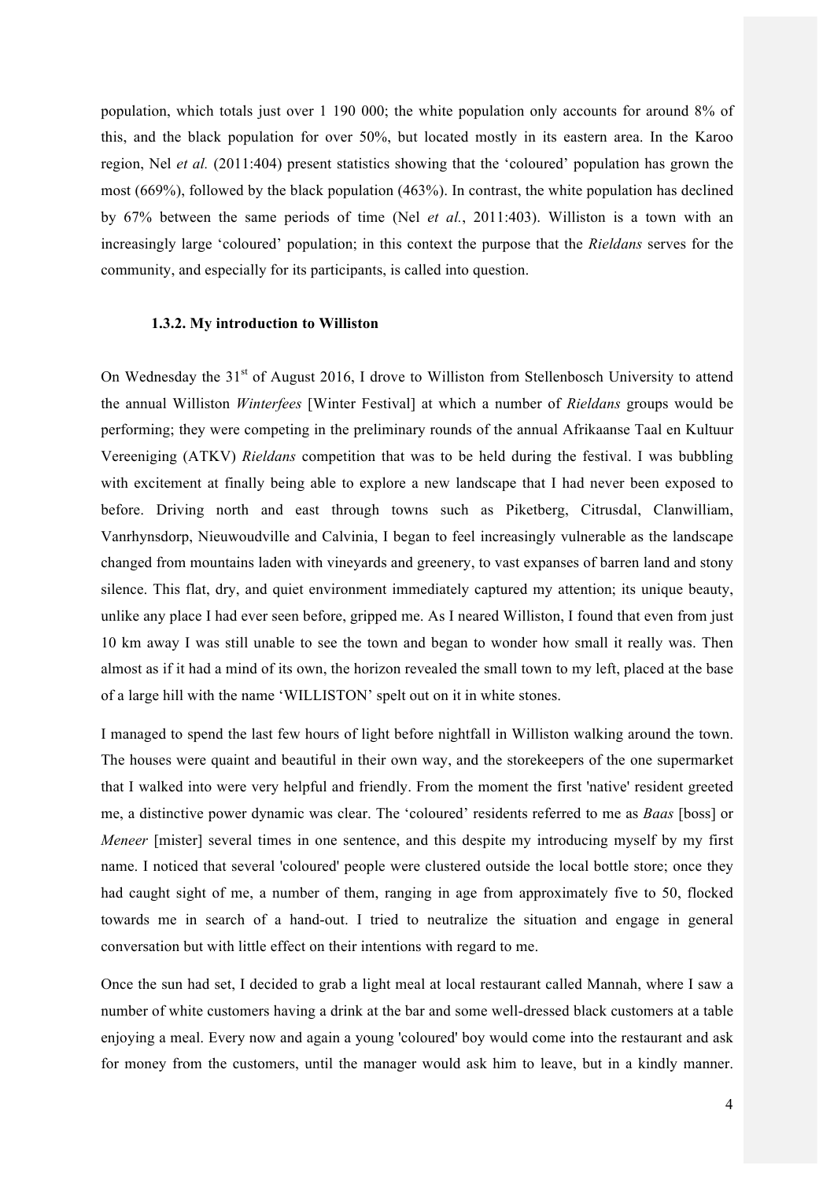population, which totals just over 1 190 000; the white population only accounts for around 8% of this, and the black population for over 50%, but located mostly in its eastern area. In the Karoo region, Nel *et al.* (2011:404) present statistics showing that the 'coloured' population has grown the most (669%), followed by the black population (463%). In contrast, the white population has declined by 67% between the same periods of time (Nel *et al.*, 2011:403). Williston is a town with an increasingly large 'coloured' population; in this context the purpose that the *Rieldans* serves for the community, and especially for its participants, is called into question.

### 1.3.2. My introduction to Williston

On Wednesday the 31st of August 2016, I drove to Williston from Stellenbosch University to attend the annual Williston *Winterfees* [Winter Festival] at which a number of *Rieldans* groups would be performing; they were competing in the preliminary rounds of the annual Afrikaanse Taal en Kultuur Vereeniging (ATKV) *Rieldans* competition that was to be held during the festival. I was bubbling with excitement at finally being able to explore a new landscape that I had never been exposed to before. Driving north and east through towns such as Piketberg, Citrusdal, Clanwilliam, Vanrhynsdorp, Nieuwoudville and Calvinia, I began to feel increasingly vulnerable as the landscape changed from mountains laden with vineyards and greenery, to vast expanses of barren land and stony silence. This flat, dry, and quiet environment immediately captured my attention; its unique beauty, unlike any place I had ever seen before, gripped me. As I neared Williston, I found that even from just 10 km away I was still unable to see the town and began to wonder how small it really was. Then almost as if it had a mind of its own, the horizon revealed the small town to my left, placed at the base of a large hill with the name 'WILLISTON' spelt out on it in white stones.

I managed to spend the last few hours of light before nightfall in Williston walking around the town. The houses were quaint and beautiful in their own way, and the storekeepers of the one supermarket that I walked into were very helpful and friendly. From the moment the first 'native' resident greeted me, a distinctive power dynamic was clear. The 'coloured' residents referred to me as *Baas* [boss] or *Meneer* [mister] several times in one sentence, and this despite my introducing myself by my first name. I noticed that several 'coloured' people were clustered outside the local bottle store; once they had caught sight of me, a number of them, ranging in age from approximately five to 50, flocked towards me in search of a hand-out. I tried to neutralize the situation and engage in general conversation but with little effect on their intentions with regard to me.

Once the sun had set, I decided to grab a light meal at local restaurant called Mannah, where I saw a number of white customers having a drink at the bar and some well-dressed black customers at a table enjoying a meal. Every now and again a young 'coloured' boy would come into the restaurant and ask for money from the customers, until the manager would ask him to leave, but in a kindly manner.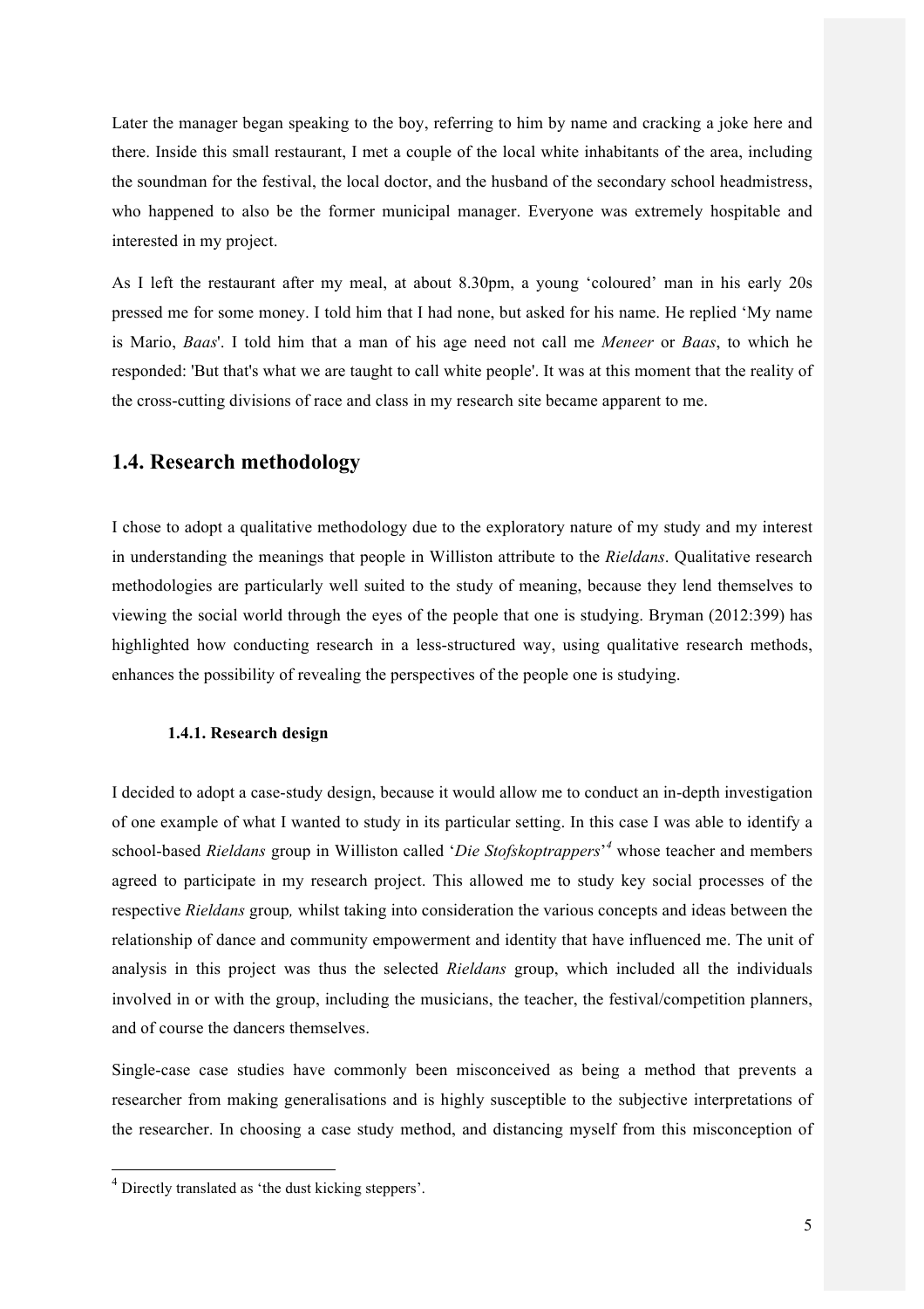Later the manager began speaking to the boy, referring to him by name and cracking a joke here and there. Inside this small restaurant, I met a couple of the local white inhabitants of the area, including the soundman for the festival, the local doctor, and the husband of the secondary school headmistress, who happened to also be the former municipal manager. Everyone was extremely hospitable and interested in my project.

As I left the restaurant after my meal, at about 8.30pm, a young 'coloured' man in his early 20s pressed me for some money. I told him that I had none, but asked for his name. He replied 'My name is Mario, *Baas*'. I told him that a man of his age need not call me *Meneer* or *Baas*, to which he responded: 'But that's what we are taught to call white people'. It was at this moment that the reality of the cross-cutting divisions of race and class in my research site became apparent to me.

## 1.4. Research methodology

I chose to adopt a qualitative methodology due to the exploratory nature of my study and my interest in understanding the meanings that people in Williston attribute to the *Rieldans*. Qualitative research methodologies are particularly well suited to the study of meaning, because they lend themselves to viewing the social world through the eyes of the people that one is studying. Bryman (2012:399) has highlighted how conducting research in a less-structured way, using qualitative research methods, enhances the possibility of revealing the perspectives of the people one is studying.

### 1.4.1. Research design

I decided to adopt a case-study design, because it would allow me to conduct an in-depth investigation of one example of what I wanted to study in its particular setting. In this case I was able to identify a school-based *Rieldans* group in Williston called '*Die Stofskoptrappers*'[4] whose teacher and members agreed to participate in my research project. This allowed me to study key social processes of the respective *Rieldans* group*,* whilst taking into consideration the various concepts and ideas between the relationship of dance and community empowerment and identity that have influenced me. The unit of analysis in this project was thus the selected *Rieldans* group, which included all the individuals involved in or with the group, including the musicians, the teacher, the festival/competition planners, and of course the dancers themselves.

Single-case case studies have commonly been misconceived as being a method that prevents a researcher from making generalisations and is highly susceptible to the subjective interpretations of the researcher. In choosing a case study method, and distancing myself from this misconception of

[4] Directly translated as 'the dust kicking steppers'.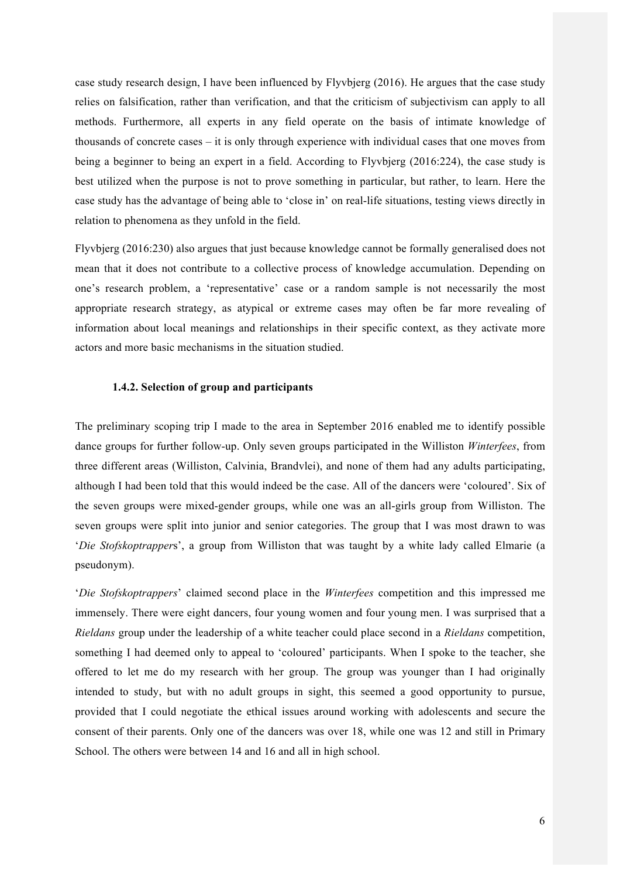case study research design, I have been influenced by Flyvbjerg (2016). He argues that the case study relies on falsification, rather than verification, and that the criticism of subjectivism can apply to all methods. Furthermore, all experts in any field operate on the basis of intimate knowledge of thousands of concrete cases – it is only through experience with individual cases that one moves from being a beginner to being an expert in a field. According to Flyvbjerg (2016:224), the case study is best utilized when the purpose is not to prove something in particular, but rather, to learn. Here the case study has the advantage of being able to 'close in' on real-life situations, testing views directly in relation to phenomena as they unfold in the field.

Flyvbjerg (2016:230) also argues that just because knowledge cannot be formally generalised does not mean that it does not contribute to a collective process of knowledge accumulation. Depending on one's research problem, a 'representative' case or a random sample is not necessarily the most appropriate research strategy, as atypical or extreme cases may often be far more revealing of information about local meanings and relationships in their specific context, as they activate more actors and more basic mechanisms in the situation studied.

### 1.4.2. Selection of group and participants

The preliminary scoping trip I made to the area in September 2016 enabled me to identify possible dance groups for further follow-up. Only seven groups participated in the Williston *Winterfees*, from three different areas (Williston, Calvinia, Brandvlei), and none of them had any adults participating, although I had been told that this would indeed be the case. All of the dancers were 'coloured'. Six of the seven groups were mixed-gender groups, while one was an all-girls group from Williston. The seven groups were split into junior and senior categories. The group that I was most drawn to was '*Die Stofskoptrapper*s', a group from Williston that was taught by a white lady called Elmarie (a pseudonym).

'*Die Stofskoptrappers*' claimed second place in the *Winterfees* competition and this impressed me immensely. There were eight dancers, four young women and four young men. I was surprised that a *Rieldans* group under the leadership of a white teacher could place second in a *Rieldans* competition, something I had deemed only to appeal to 'coloured' participants. When I spoke to the teacher, she offered to let me do my research with her group. The group was younger than I had originally intended to study, but with no adult groups in sight, this seemed a good opportunity to pursue, provided that I could negotiate the ethical issues around working with adolescents and secure the consent of their parents. Only one of the dancers was over 18, while one was 12 and still in Primary School. The others were between 14 and 16 and all in high school.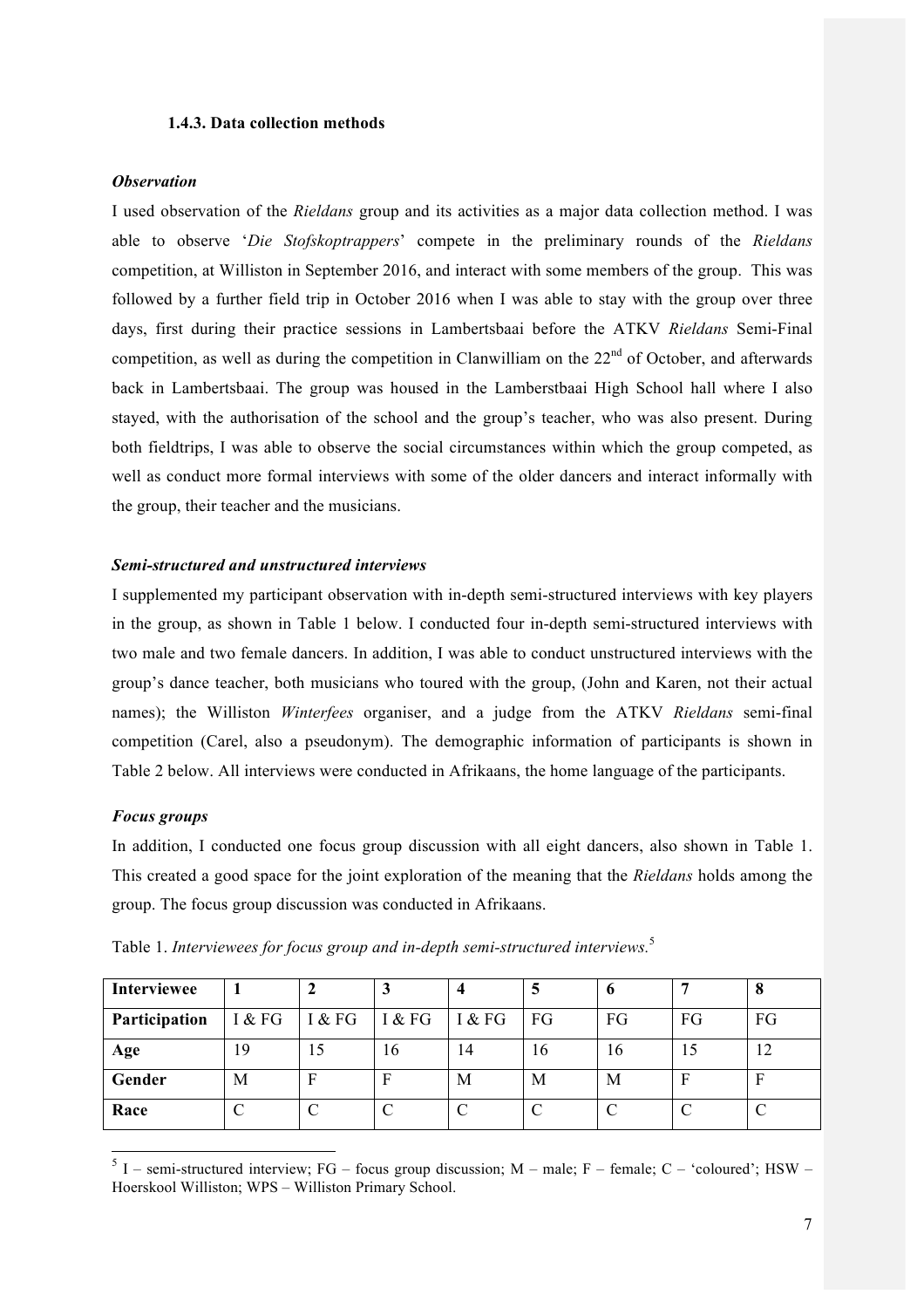### 1.4.3. Data collection methods

***Observation***

I used observation of the *Rieldans* group and its activities as a major data collection method. I was able to observe '*Die Stofskoptrappers*' compete in the preliminary rounds of the *Rieldans* competition, at Williston in September 2016, and interact with some members of the group. This was followed by a further field trip in October 2016 when I was able to stay with the group over three days, first during their practice sessions in Lambertsbaai before the ATKV *Rieldans* Semi-Final competition, as well as during the competition in Clanwilliam on the 22nd of October, and afterwards back in Lambertsbaai. The group was housed in the Lamberstbaai High School hall where I also stayed, with the authorisation of the school and the group's teacher, who was also present. During both fieldtrips, I was able to observe the social circumstances within which the group competed, as well as conduct more formal interviews with some of the older dancers and interact informally with the group, their teacher and the musicians.

***Semi-structured and unstructured interviews***

I supplemented my participant observation with in-depth semi-structured interviews with key players in the group, as shown in Table 1 below. I conducted four in-depth semi-structured interviews with two male and two female dancers. In addition, I was able to conduct unstructured interviews with the group's dance teacher, both musicians who toured with the group, (John and Karen, not their actual names); the Williston *Winterfees* organiser, and a judge from the ATKV *Rieldans* semi-final competition (Carel, also a pseudonym). The demographic information of participants is shown in Table 2 below. All interviews were conducted in Afrikaans, the home language of the participants.

***Focus groups***

In addition, I conducted one focus group discussion with all eight dancers, also shown in Table 1. This created a good space for the joint exploration of the meaning that the *Rieldans* holds among the group. The focus group discussion was conducted in Afrikaans.

Table 1. *Interviewees for focus group and in-depth semi-structured interviews.*[5]

| **Interviewee** | **1** | **2** | **3** | **4** | **5** | **6** | **7** | **8** |
|---|---|---|---|---|---|---|---|---|
| **Participation** | I & FG | I & FG | I & FG | I & FG | FG | FG | FG | FG |
| **Age** | 19 | 15 | 16 | 14 | 16 | 16 | 15 | 12 |
| **Gender** | M | F | F | M | M | M | F | F |
| **Race** | C | C | C | C | C | C | C | C |

[5] I – semi-structured interview; FG – focus group discussion; M – male; F – female; C – 'coloured'; HSW – Hoerskool Williston; WPS – Williston Primary School.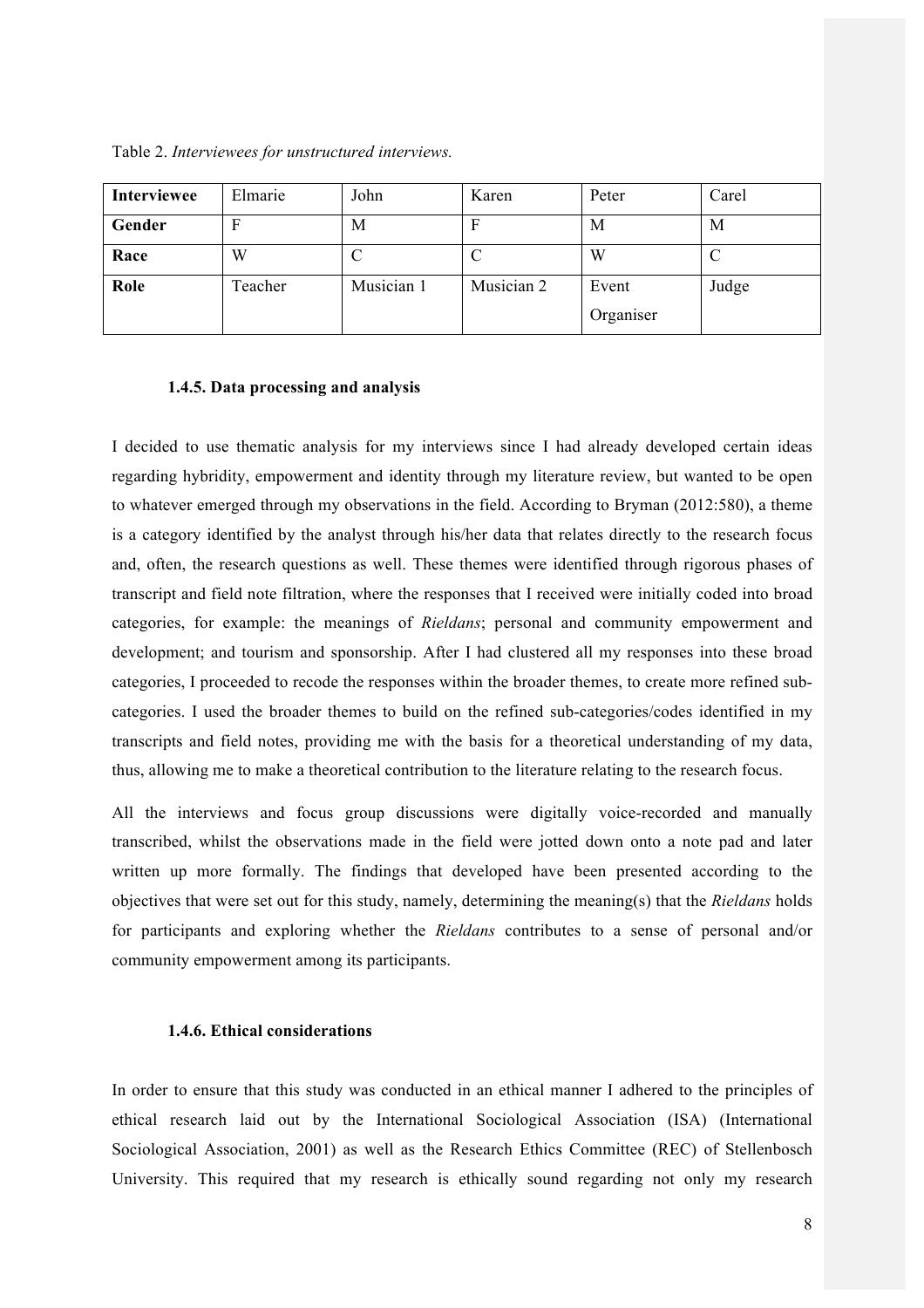Table 2. *Interviewees for unstructured interviews.*

| **Interviewee** | Elmarie | John | Karen | Peter | Carel |
|---|---|---|---|---|---|
| **Gender** | F | M | F | M | M |
| **Race** | W | C | C | W | C |
| **Role** | Teacher | Musician 1 | Musician 2 | Event Organiser | Judge |

### 1.4.5. Data processing and analysis

I decided to use thematic analysis for my interviews since I had already developed certain ideas regarding hybridity, empowerment and identity through my literature review, but wanted to be open to whatever emerged through my observations in the field. According to Bryman (2012:580), a theme is a category identified by the analyst through his/her data that relates directly to the research focus and, often, the research questions as well. These themes were identified through rigorous phases of transcript and field note filtration, where the responses that I received were initially coded into broad categories, for example: the meanings of *Rieldans*; personal and community empowerment and development; and tourism and sponsorship. After I had clustered all my responses into these broad categories, I proceeded to recode the responses within the broader themes, to create more refined sub-categories. I used the broader themes to build on the refined sub-categories/codes identified in my transcripts and field notes, providing me with the basis for a theoretical understanding of my data, thus, allowing me to make a theoretical contribution to the literature relating to the research focus.

All the interviews and focus group discussions were digitally voice-recorded and manually transcribed, whilst the observations made in the field were jotted down onto a note pad and later written up more formally. The findings that developed have been presented according to the objectives that were set out for this study, namely, determining the meaning(s) that the *Rieldans* holds for participants and exploring whether the *Rieldans* contributes to a sense of personal and/or community empowerment among its participants.

### 1.4.6. Ethical considerations

In order to ensure that this study was conducted in an ethical manner I adhered to the principles of ethical research laid out by the International Sociological Association (ISA) (International Sociological Association, 2001) as well as the Research Ethics Committee (REC) of Stellenbosch University. This required that my research is ethically sound regarding not only my research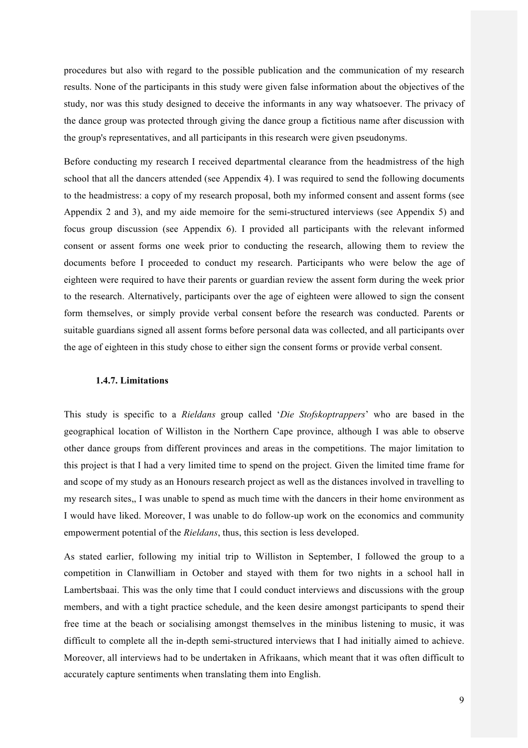procedures but also with regard to the possible publication and the communication of my research results. None of the participants in this study were given false information about the objectives of the study, nor was this study designed to deceive the informants in any way whatsoever. The privacy of the dance group was protected through giving the dance group a fictitious name after discussion with the group's representatives, and all participants in this research were given pseudonyms.

Before conducting my research I received departmental clearance from the headmistress of the high school that all the dancers attended (see Appendix 4). I was required to send the following documents to the headmistress: a copy of my research proposal, both my informed consent and assent forms (see Appendix 2 and 3), and my aide memoire for the semi-structured interviews (see Appendix 5) and focus group discussion (see Appendix 6). I provided all participants with the relevant informed consent or assent forms one week prior to conducting the research, allowing them to review the documents before I proceeded to conduct my research. Participants who were below the age of eighteen were required to have their parents or guardian review the assent form during the week prior to the research. Alternatively, participants over the age of eighteen were allowed to sign the consent form themselves, or simply provide verbal consent before the research was conducted. Parents or suitable guardians signed all assent forms before personal data was collected, and all participants over the age of eighteen in this study chose to either sign the consent forms or provide verbal consent.

#### 1.4.7. Limitations

This study is specific to a *Rieldans* group called '*Die Stofskoptrappers*' who are based in the geographical location of Williston in the Northern Cape province, although I was able to observe other dance groups from different provinces and areas in the competitions. The major limitation to this project is that I had a very limited time to spend on the project. Given the limited time frame for and scope of my study as an Honours research project as well as the distances involved in travelling to my research sites,, I was unable to spend as much time with the dancers in their home environment as I would have liked. Moreover, I was unable to do follow-up work on the economics and community empowerment potential of the *Rieldans*, thus, this section is less developed.

As stated earlier, following my initial trip to Williston in September, I followed the group to a competition in Clanwilliam in October and stayed with them for two nights in a school hall in Lambertsbaai. This was the only time that I could conduct interviews and discussions with the group members, and with a tight practice schedule, and the keen desire amongst participants to spend their free time at the beach or socialising amongst themselves in the minibus listening to music, it was difficult to complete all the in-depth semi-structured interviews that I had initially aimed to achieve. Moreover, all interviews had to be undertaken in Afrikaans, which meant that it was often difficult to accurately capture sentiments when translating them into English.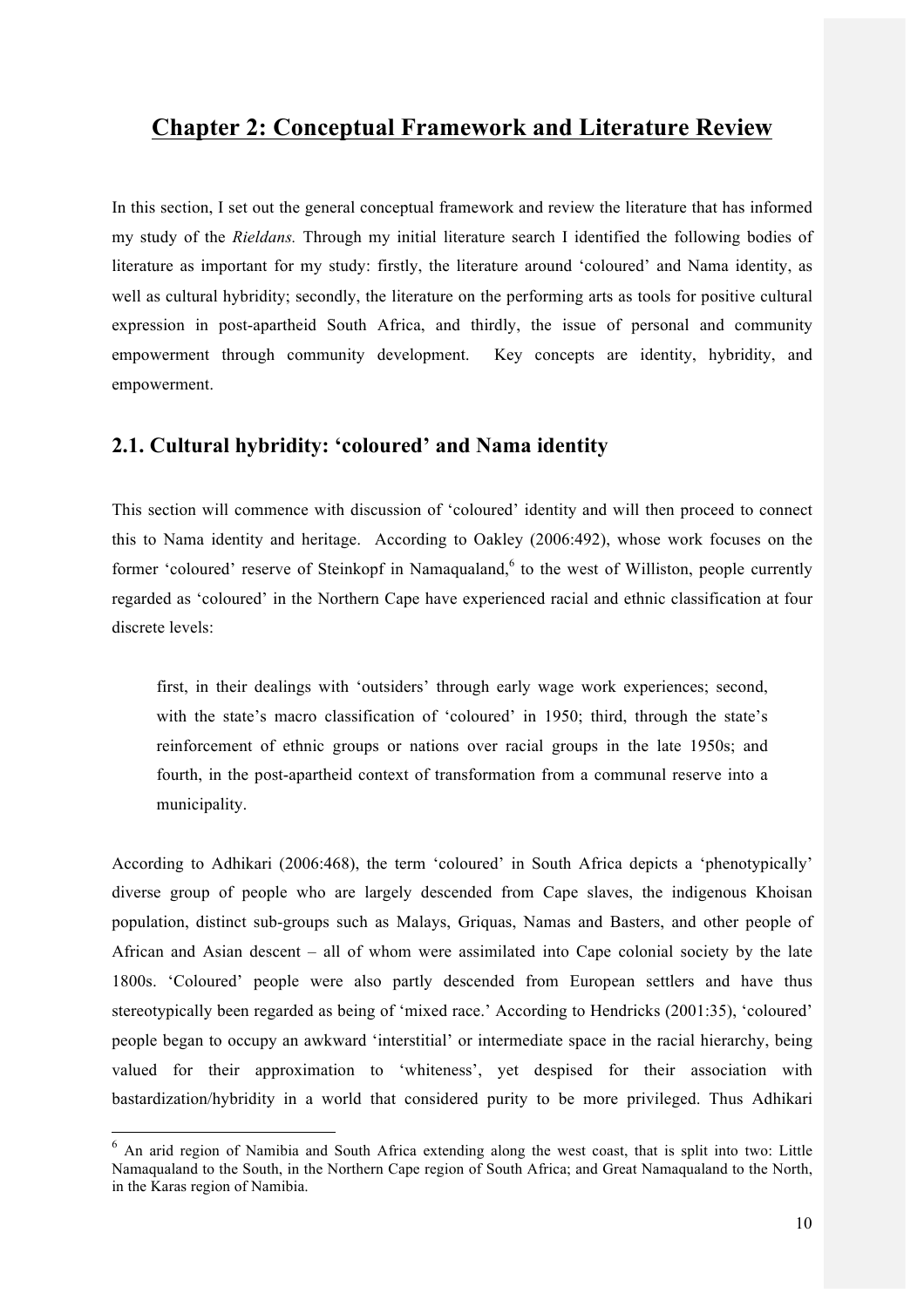# Chapter 2: Conceptual Framework and Literature Review

In this section, I set out the general conceptual framework and review the literature that has informed my study of the *Rieldans.* Through my initial literature search I identified the following bodies of literature as important for my study: firstly, the literature around 'coloured' and Nama identity, as well as cultural hybridity; secondly, the literature on the performing arts as tools for positive cultural expression in post-apartheid South Africa, and thirdly, the issue of personal and community empowerment through community development. Key concepts are identity, hybridity, and empowerment.

## 2.1. Cultural hybridity: 'coloured' and Nama identity

This section will commence with discussion of 'coloured' identity and will then proceed to connect this to Nama identity and heritage. According to Oakley (2006:492), whose work focuses on the former 'coloured' reserve of Steinkopf in Namaqualand,[6] to the west of Williston, people currently regarded as 'coloured' in the Northern Cape have experienced racial and ethnic classification at four discrete levels:

> first, in their dealings with 'outsiders' through early wage work experiences; second, with the state's macro classification of 'coloured' in 1950; third, through the state's reinforcement of ethnic groups or nations over racial groups in the late 1950s; and fourth, in the post-apartheid context of transformation from a communal reserve into a municipality.

According to Adhikari (2006:468), the term 'coloured' in South Africa depicts a 'phenotypically' diverse group of people who are largely descended from Cape slaves, the indigenous Khoisan population, distinct sub-groups such as Malays, Griquas, Namas and Basters, and other people of African and Asian descent – all of whom were assimilated into Cape colonial society by the late 1800s. 'Coloured' people were also partly descended from European settlers and have thus stereotypically been regarded as being of 'mixed race.' According to Hendricks (2001:35), 'coloured' people began to occupy an awkward 'interstitial' or intermediate space in the racial hierarchy, being valued for their approximation to 'whiteness', yet despised for their association with bastardization/hybridity in a world that considered purity to be more privileged. Thus Adhikari

---

[6] An arid region of Namibia and South Africa extending along the west coast, that is split into two: Little Namaqualand to the South, in the Northern Cape region of South Africa; and Great Namaqualand to the North, in the Karas region of Namibia.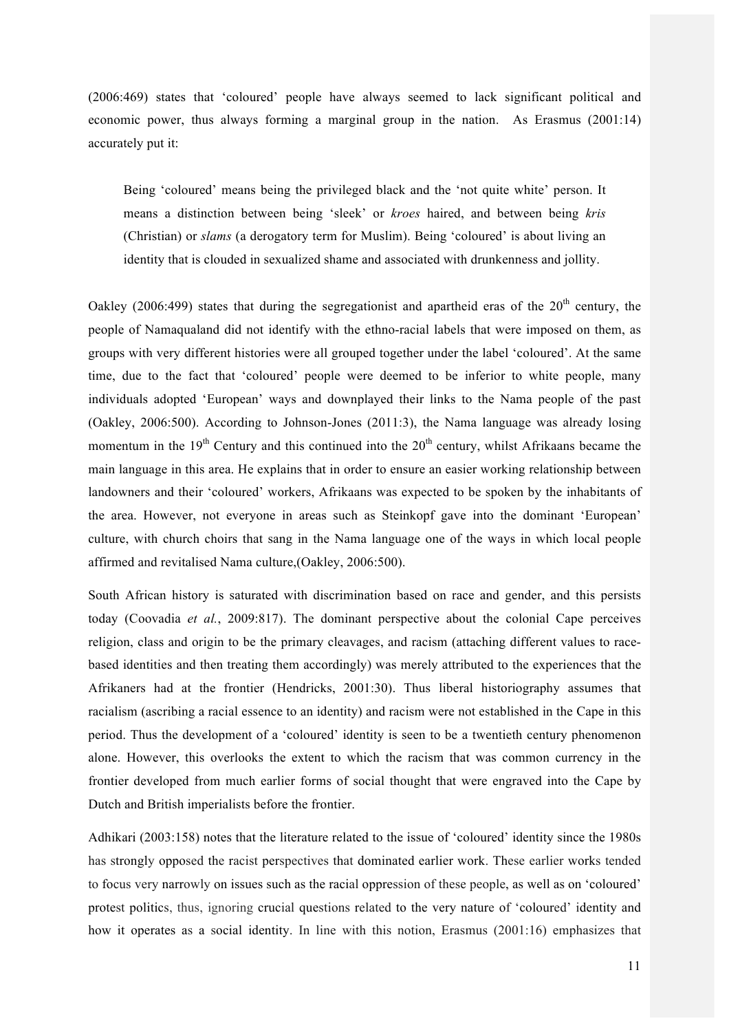(2006:469) states that 'coloured' people have always seemed to lack significant political and economic power, thus always forming a marginal group in the nation. As Erasmus (2001:14) accurately put it:

> Being 'coloured' means being the privileged black and the 'not quite white' person. It means a distinction between being 'sleek' or *kroes* haired, and between being *kris* (Christian) or *slams* (a derogatory term for Muslim). Being 'coloured' is about living an identity that is clouded in sexualized shame and associated with drunkenness and jollity.

Oakley (2006:499) states that during the segregationist and apartheid eras of the 20th century, the people of Namaqualand did not identify with the ethno-racial labels that were imposed on them, as groups with very different histories were all grouped together under the label 'coloured'. At the same time, due to the fact that 'coloured' people were deemed to be inferior to white people, many individuals adopted 'European' ways and downplayed their links to the Nama people of the past (Oakley, 2006:500). According to Johnson-Jones (2011:3), the Nama language was already losing momentum in the 19th Century and this continued into the 20th century, whilst Afrikaans became the main language in this area. He explains that in order to ensure an easier working relationship between landowners and their 'coloured' workers, Afrikaans was expected to be spoken by the inhabitants of the area. However, not everyone in areas such as Steinkopf gave into the dominant 'European' culture, with church choirs that sang in the Nama language one of the ways in which local people affirmed and revitalised Nama culture,(Oakley, 2006:500).

South African history is saturated with discrimination based on race and gender, and this persists today (Coovadia *et al.*, 2009:817). The dominant perspective about the colonial Cape perceives religion, class and origin to be the primary cleavages, and racism (attaching different values to race-based identities and then treating them accordingly) was merely attributed to the experiences that the Afrikaners had at the frontier (Hendricks, 2001:30). Thus liberal historiography assumes that racialism (ascribing a racial essence to an identity) and racism were not established in the Cape in this period. Thus the development of a 'coloured' identity is seen to be a twentieth century phenomenon alone. However, this overlooks the extent to which the racism that was common currency in the frontier developed from much earlier forms of social thought that were engraved into the Cape by Dutch and British imperialists before the frontier.

Adhikari (2003:158) notes that the literature related to the issue of 'coloured' identity since the 1980s has strongly opposed the racist perspectives that dominated earlier work. These earlier works tended to focus very narrowly on issues such as the racial oppression of these people, as well as on 'coloured' protest politics, thus, ignoring crucial questions related to the very nature of 'coloured' identity and how it operates as a social identity. In line with this notion, Erasmus (2001:16) emphasizes that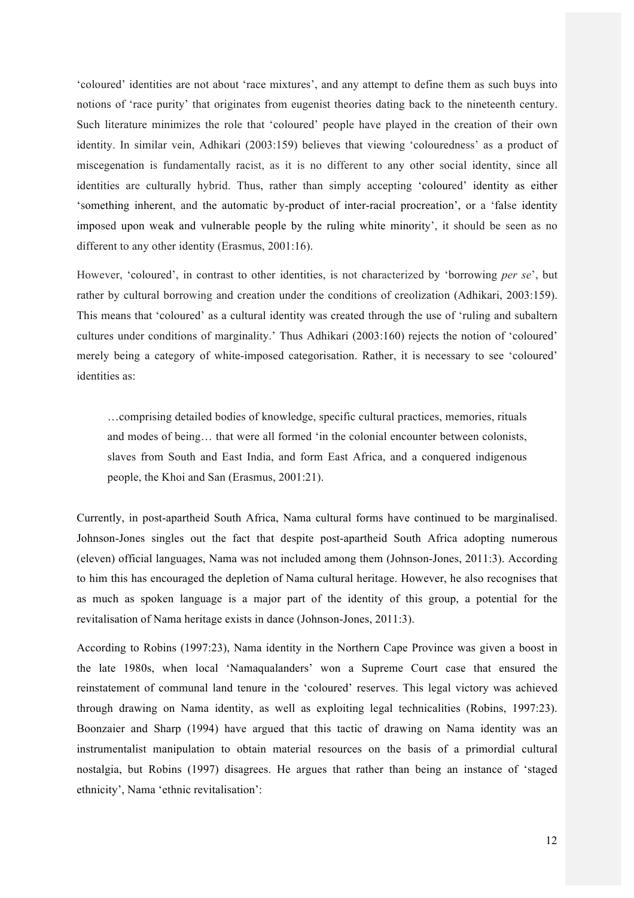'coloured' identities are not about 'race mixtures', and any attempt to define them as such buys into notions of 'race purity' that originates from eugenist theories dating back to the nineteenth century. Such literature minimizes the role that 'coloured' people have played in the creation of their own identity. In similar vein, Adhikari (2003:159) believes that viewing 'colouredness' as a product of miscegenation is fundamentally racist, as it is no different to any other social identity, since all identities are culturally hybrid. Thus, rather than simply accepting 'coloured' identity as either 'something inherent, and the automatic by-product of inter-racial procreation', or a 'false identity imposed upon weak and vulnerable people by the ruling white minority', it should be seen as no different to any other identity (Erasmus, 2001:16).

However, 'coloured', in contrast to other identities, is not characterized by 'borrowing *per se*', but rather by cultural borrowing and creation under the conditions of creolization (Adhikari, 2003:159). This means that 'coloured' as a cultural identity was created through the use of 'ruling and subaltern cultures under conditions of marginality.' Thus Adhikari (2003:160) rejects the notion of 'coloured' merely being a category of white-imposed categorisation. Rather, it is necessary to see 'coloured' identities as:

> …comprising detailed bodies of knowledge, specific cultural practices, memories, rituals and modes of being… that were all formed 'in the colonial encounter between colonists, slaves from South and East India, and form East Africa, and a conquered indigenous people, the Khoi and San (Erasmus, 2001:21).

Currently, in post-apartheid South Africa, Nama cultural forms have continued to be marginalised. Johnson-Jones singles out the fact that despite post-apartheid South Africa adopting numerous (eleven) official languages, Nama was not included among them (Johnson-Jones, 2011:3). According to him this has encouraged the depletion of Nama cultural heritage. However, he also recognises that as much as spoken language is a major part of the identity of this group, a potential for the revitalisation of Nama heritage exists in dance (Johnson-Jones, 2011:3).

According to Robins (1997:23), Nama identity in the Northern Cape Province was given a boost in the late 1980s, when local 'Namaqualanders' won a Supreme Court case that ensured the reinstatement of communal land tenure in the 'coloured' reserves. This legal victory was achieved through drawing on Nama identity, as well as exploiting legal technicalities (Robins, 1997:23). Boonzaier and Sharp (1994) have argued that this tactic of drawing on Nama identity was an instrumentalist manipulation to obtain material resources on the basis of a primordial cultural nostalgia, but Robins (1997) disagrees. He argues that rather than being an instance of 'staged ethnicity', Nama 'ethnic revitalisation':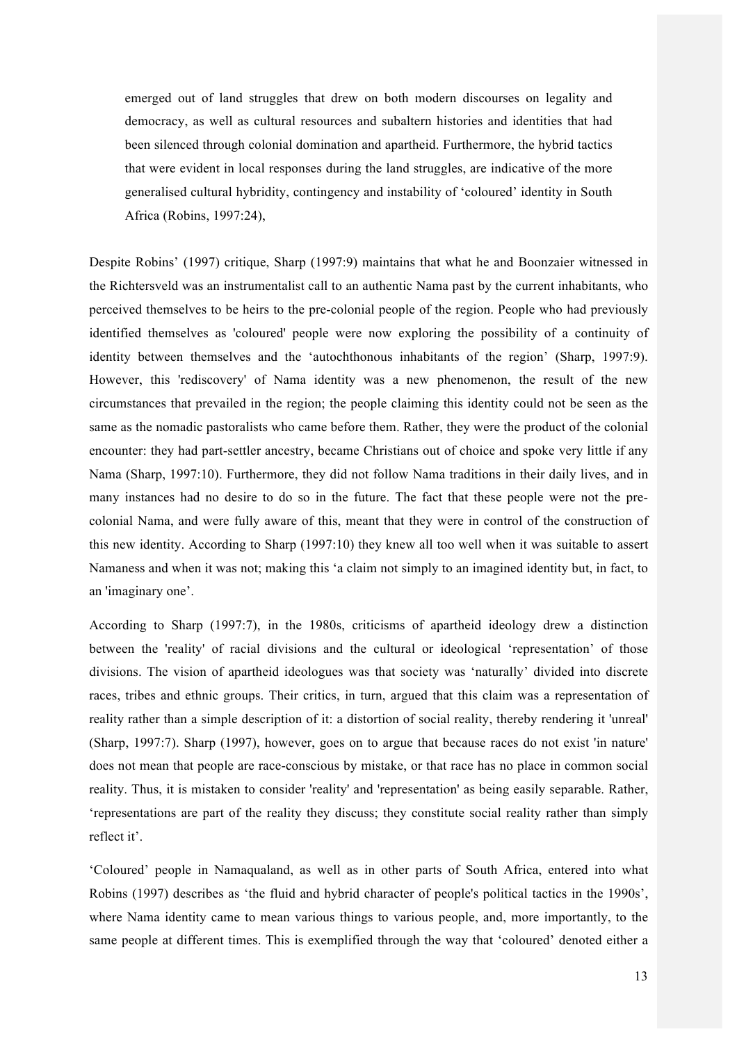> emerged out of land struggles that drew on both modern discourses on legality and democracy, as well as cultural resources and subaltern histories and identities that had been silenced through colonial domination and apartheid. Furthermore, the hybrid tactics that were evident in local responses during the land struggles, are indicative of the more generalised cultural hybridity, contingency and instability of 'coloured' identity in South Africa (Robins, 1997:24),

Despite Robins' (1997) critique, Sharp (1997:9) maintains that what he and Boonzaier witnessed in the Richtersveld was an instrumentalist call to an authentic Nama past by the current inhabitants, who perceived themselves to be heirs to the pre-colonial people of the region. People who had previously identified themselves as 'coloured' people were now exploring the possibility of a continuity of identity between themselves and the 'autochthonous inhabitants of the region' (Sharp, 1997:9). However, this 'rediscovery' of Nama identity was a new phenomenon, the result of the new circumstances that prevailed in the region; the people claiming this identity could not be seen as the same as the nomadic pastoralists who came before them. Rather, they were the product of the colonial encounter: they had part-settler ancestry, became Christians out of choice and spoke very little if any Nama (Sharp, 1997:10). Furthermore, they did not follow Nama traditions in their daily lives, and in many instances had no desire to do so in the future. The fact that these people were not the pre-colonial Nama, and were fully aware of this, meant that they were in control of the construction of this new identity. According to Sharp (1997:10) they knew all too well when it was suitable to assert Namaness and when it was not; making this 'a claim not simply to an imagined identity but, in fact, to an 'imaginary one'.

According to Sharp (1997:7), in the 1980s, criticisms of apartheid ideology drew a distinction between the 'reality' of racial divisions and the cultural or ideological 'representation' of those divisions. The vision of apartheid ideologues was that society was 'naturally' divided into discrete races, tribes and ethnic groups. Their critics, in turn, argued that this claim was a representation of reality rather than a simple description of it: a distortion of social reality, thereby rendering it 'unreal' (Sharp, 1997:7). Sharp (1997), however, goes on to argue that because races do not exist 'in nature' does not mean that people are race-conscious by mistake, or that race has no place in common social reality. Thus, it is mistaken to consider 'reality' and 'representation' as being easily separable. Rather, 'representations are part of the reality they discuss; they constitute social reality rather than simply reflect it'.

'Coloured' people in Namaqualand, as well as in other parts of South Africa, entered into what Robins (1997) describes as 'the fluid and hybrid character of people's political tactics in the 1990s', where Nama identity came to mean various things to various people, and, more importantly, to the same people at different times. This is exemplified through the way that 'coloured' denoted either a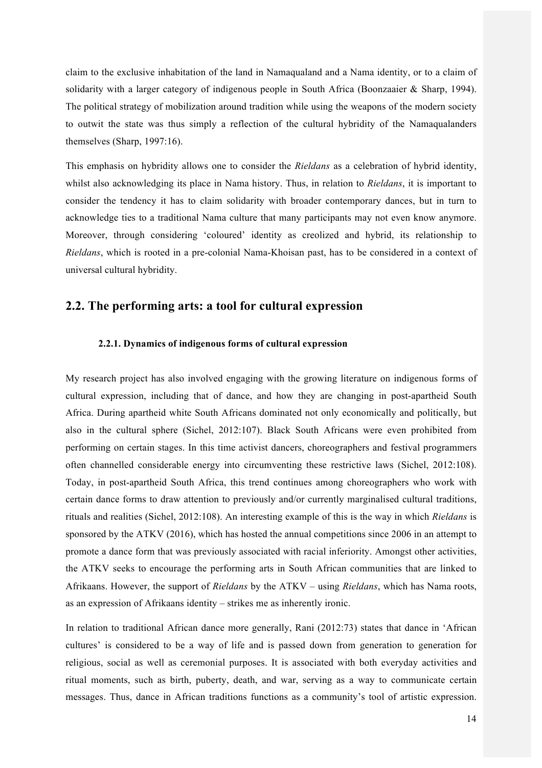claim to the exclusive inhabitation of the land in Namaqualand and a Nama identity, or to a claim of solidarity with a larger category of indigenous people in South Africa (Boonzaaier & Sharp, 1994). The political strategy of mobilization around tradition while using the weapons of the modern society to outwit the state was thus simply a reflection of the cultural hybridity of the Namaqualanders themselves (Sharp, 1997:16).

This emphasis on hybridity allows one to consider the *Rieldans* as a celebration of hybrid identity, whilst also acknowledging its place in Nama history. Thus, in relation to *Rieldans*, it is important to consider the tendency it has to claim solidarity with broader contemporary dances, but in turn to acknowledge ties to a traditional Nama culture that many participants may not even know anymore. Moreover, through considering 'coloured' identity as creolized and hybrid, its relationship to *Rieldans*, which is rooted in a pre-colonial Nama-Khoisan past, has to be considered in a context of universal cultural hybridity.

## 2.2. The performing arts: a tool for cultural expression

#### 2.2.1. Dynamics of indigenous forms of cultural expression

My research project has also involved engaging with the growing literature on indigenous forms of cultural expression, including that of dance, and how they are changing in post-apartheid South Africa. During apartheid white South Africans dominated not only economically and politically, but also in the cultural sphere (Sichel, 2012:107). Black South Africans were even prohibited from performing on certain stages. In this time activist dancers, choreographers and festival programmers often channelled considerable energy into circumventing these restrictive laws (Sichel, 2012:108). Today, in post-apartheid South Africa, this trend continues among choreographers who work with certain dance forms to draw attention to previously and/or currently marginalised cultural traditions, rituals and realities (Sichel, 2012:108). An interesting example of this is the way in which *Rieldans* is sponsored by the ATKV (2016), which has hosted the annual competitions since 2006 in an attempt to promote a dance form that was previously associated with racial inferiority. Amongst other activities, the ATKV seeks to encourage the performing arts in South African communities that are linked to Afrikaans. However, the support of *Rieldans* by the ATKV – using *Rieldans*, which has Nama roots, as an expression of Afrikaans identity – strikes me as inherently ironic.

In relation to traditional African dance more generally, Rani (2012:73) states that dance in 'African cultures' is considered to be a way of life and is passed down from generation to generation for religious, social as well as ceremonial purposes. It is associated with both everyday activities and ritual moments, such as birth, puberty, death, and war, serving as a way to communicate certain messages. Thus, dance in African traditions functions as a community's tool of artistic expression.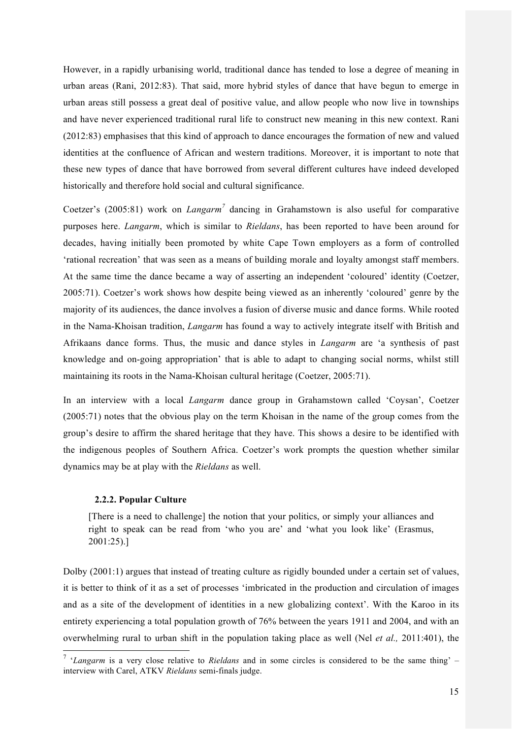However, in a rapidly urbanising world, traditional dance has tended to lose a degree of meaning in urban areas (Rani, 2012:83). That said, more hybrid styles of dance that have begun to emerge in urban areas still possess a great deal of positive value, and allow people who now live in townships and have never experienced traditional rural life to construct new meaning in this new context. Rani (2012:83) emphasises that this kind of approach to dance encourages the formation of new and valued identities at the confluence of African and western traditions. Moreover, it is important to note that these new types of dance that have borrowed from several different cultures have indeed developed historically and therefore hold social and cultural significance.

Coetzer's (2005:81) work on *Langarm*[7] dancing in Grahamstown is also useful for comparative purposes here. *Langarm*, which is similar to *Rieldans*, has been reported to have been around for decades, having initially been promoted by white Cape Town employers as a form of controlled 'rational recreation' that was seen as a means of building morale and loyalty amongst staff members. At the same time the dance became a way of asserting an independent 'coloured' identity (Coetzer, 2005:71). Coetzer's work shows how despite being viewed as an inherently 'coloured' genre by the majority of its audiences, the dance involves a fusion of diverse music and dance forms. While rooted in the Nama-Khoisan tradition, *Langarm* has found a way to actively integrate itself with British and Afrikaans dance forms. Thus, the music and dance styles in *Langarm* are 'a synthesis of past knowledge and on-going appropriation' that is able to adapt to changing social norms, whilst still maintaining its roots in the Nama-Khoisan cultural heritage (Coetzer, 2005:71).

In an interview with a local *Langarm* dance group in Grahamstown called 'Coysan', Coetzer (2005:71) notes that the obvious play on the term Khoisan in the name of the group comes from the group's desire to affirm the shared heritage that they have. This shows a desire to be identified with the indigenous peoples of Southern Africa. Coetzer's work prompts the question whether similar dynamics may be at play with the *Rieldans* as well.

#### 2.2.2. Popular Culture

> [There is a need to challenge] the notion that your politics, or simply your alliances and right to speak can be read from 'who you are' and 'what you look like' (Erasmus, 2001:25).]

Dolby (2001:1) argues that instead of treating culture as rigidly bounded under a certain set of values, it is better to think of it as a set of processes 'imbricated in the production and circulation of images and as a site of the development of identities in a new globalizing context'. With the Karoo in its entirety experiencing a total population growth of 76% between the years 1911 and 2004, and with an overwhelming rural to urban shift in the population taking place as well (Nel *et al.,* 2011:401), the

---

[7] '*Langarm* is a very close relative to *Rieldans* and in some circles is considered to be the same thing' – interview with Carel, ATKV *Rieldans* semi-finals judge.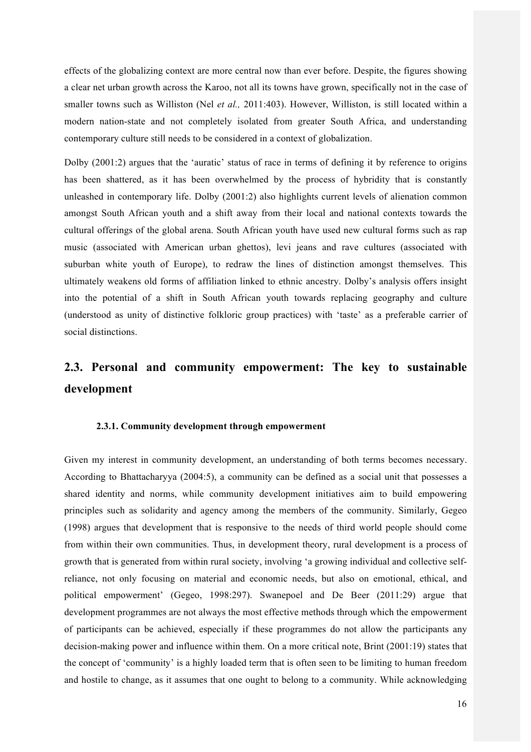effects of the globalizing context are more central now than ever before. Despite, the figures showing a clear net urban growth across the Karoo, not all its towns have grown, specifically not in the case of smaller towns such as Williston (Nel *et al.,* 2011:403). However, Williston, is still located within a modern nation-state and not completely isolated from greater South Africa, and understanding contemporary culture still needs to be considered in a context of globalization.

Dolby (2001:2) argues that the 'auratic' status of race in terms of defining it by reference to origins has been shattered, as it has been overwhelmed by the process of hybridity that is constantly unleashed in contemporary life. Dolby (2001:2) also highlights current levels of alienation common amongst South African youth and a shift away from their local and national contexts towards the cultural offerings of the global arena. South African youth have used new cultural forms such as rap music (associated with American urban ghettos), levi jeans and rave cultures (associated with suburban white youth of Europe), to redraw the lines of distinction amongst themselves. This ultimately weakens old forms of affiliation linked to ethnic ancestry. Dolby's analysis offers insight into the potential of a shift in South African youth towards replacing geography and culture (understood as unity of distinctive folkloric group practices) with 'taste' as a preferable carrier of social distinctions.

## 2.3. Personal and community empowerment: The key to sustainable development

### 2.3.1. Community development through empowerment

Given my interest in community development, an understanding of both terms becomes necessary. According to Bhattacharyya (2004:5), a community can be defined as a social unit that possesses a shared identity and norms, while community development initiatives aim to build empowering principles such as solidarity and agency among the members of the community. Similarly, Gegeo (1998) argues that development that is responsive to the needs of third world people should come from within their own communities. Thus, in development theory, rural development is a process of growth that is generated from within rural society, involving 'a growing individual and collective self-reliance, not only focusing on material and economic needs, but also on emotional, ethical, and political empowerment' (Gegeo, 1998:297). Swanepoel and De Beer (2011:29) argue that development programmes are not always the most effective methods through which the empowerment of participants can be achieved, especially if these programmes do not allow the participants any decision-making power and influence within them. On a more critical note, Brint (2001:19) states that the concept of 'community' is a highly loaded term that is often seen to be limiting to human freedom and hostile to change, as it assumes that one ought to belong to a community. While acknowledging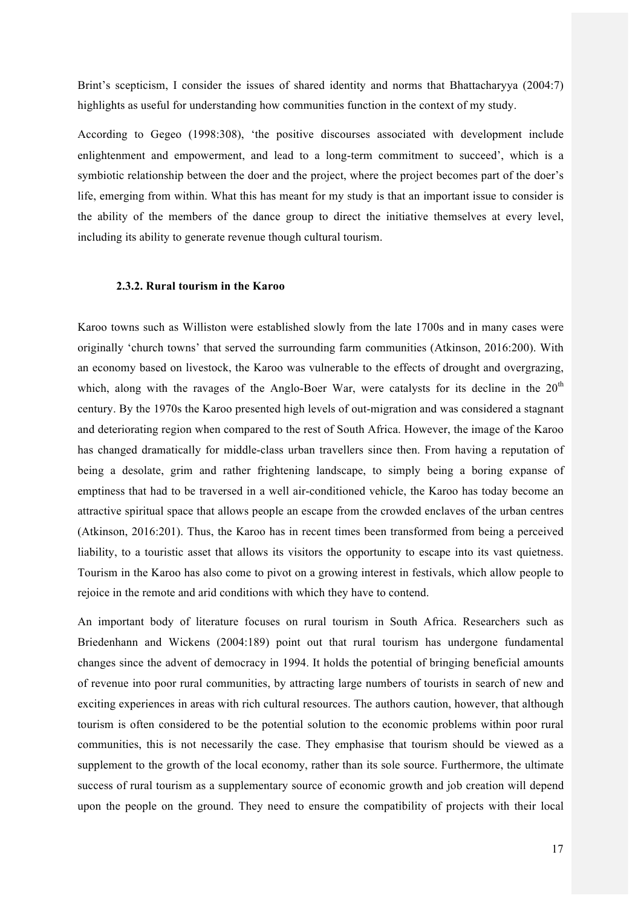Brint's scepticism, I consider the issues of shared identity and norms that Bhattacharyya (2004:7) highlights as useful for understanding how communities function in the context of my study.

According to Gegeo (1998:308), 'the positive discourses associated with development include enlightenment and empowerment, and lead to a long-term commitment to succeed', which is a symbiotic relationship between the doer and the project, where the project becomes part of the doer's life, emerging from within. What this has meant for my study is that an important issue to consider is the ability of the members of the dance group to direct the initiative themselves at every level, including its ability to generate revenue though cultural tourism.

#### 2.3.2. Rural tourism in the Karoo

Karoo towns such as Williston were established slowly from the late 1700s and in many cases were originally 'church towns' that served the surrounding farm communities (Atkinson, 2016:200). With an economy based on livestock, the Karoo was vulnerable to the effects of drought and overgrazing, which, along with the ravages of the Anglo-Boer War, were catalysts for its decline in the 20th century. By the 1970s the Karoo presented high levels of out-migration and was considered a stagnant and deteriorating region when compared to the rest of South Africa. However, the image of the Karoo has changed dramatically for middle-class urban travellers since then. From having a reputation of being a desolate, grim and rather frightening landscape, to simply being a boring expanse of emptiness that had to be traversed in a well air-conditioned vehicle, the Karoo has today become an attractive spiritual space that allows people an escape from the crowded enclaves of the urban centres (Atkinson, 2016:201). Thus, the Karoo has in recent times been transformed from being a perceived liability, to a touristic asset that allows its visitors the opportunity to escape into its vast quietness. Tourism in the Karoo has also come to pivot on a growing interest in festivals, which allow people to rejoice in the remote and arid conditions with which they have to contend.

An important body of literature focuses on rural tourism in South Africa. Researchers such as Briedenhann and Wickens (2004:189) point out that rural tourism has undergone fundamental changes since the advent of democracy in 1994. It holds the potential of bringing beneficial amounts of revenue into poor rural communities, by attracting large numbers of tourists in search of new and exciting experiences in areas with rich cultural resources. The authors caution, however, that although tourism is often considered to be the potential solution to the economic problems within poor rural communities, this is not necessarily the case. They emphasise that tourism should be viewed as a supplement to the growth of the local economy, rather than its sole source. Furthermore, the ultimate success of rural tourism as a supplementary source of economic growth and job creation will depend upon the people on the ground. They need to ensure the compatibility of projects with their local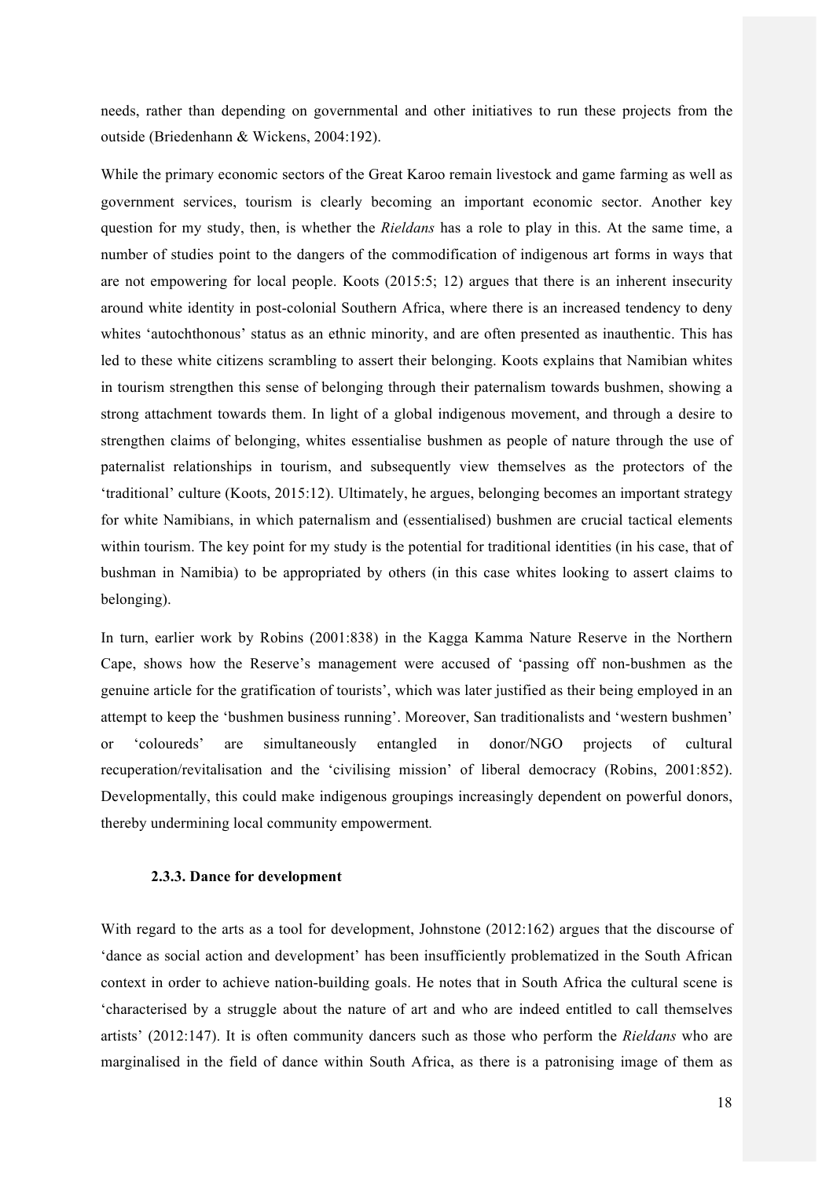needs, rather than depending on governmental and other initiatives to run these projects from the outside (Briedenhann & Wickens, 2004:192).

While the primary economic sectors of the Great Karoo remain livestock and game farming as well as government services, tourism is clearly becoming an important economic sector. Another key question for my study, then, is whether the *Rieldans* has a role to play in this. At the same time, a number of studies point to the dangers of the commodification of indigenous art forms in ways that are not empowering for local people. Koots (2015:5; 12) argues that there is an inherent insecurity around white identity in post-colonial Southern Africa, where there is an increased tendency to deny whites 'autochthonous' status as an ethnic minority, and are often presented as inauthentic. This has led to these white citizens scrambling to assert their belonging. Koots explains that Namibian whites in tourism strengthen this sense of belonging through their paternalism towards bushmen, showing a strong attachment towards them. In light of a global indigenous movement, and through a desire to strengthen claims of belonging, whites essentialise bushmen as people of nature through the use of paternalist relationships in tourism, and subsequently view themselves as the protectors of the 'traditional' culture (Koots, 2015:12). Ultimately, he argues, belonging becomes an important strategy for white Namibians, in which paternalism and (essentialised) bushmen are crucial tactical elements within tourism. The key point for my study is the potential for traditional identities (in his case, that of bushman in Namibia) to be appropriated by others (in this case whites looking to assert claims to belonging).

In turn, earlier work by Robins (2001:838) in the Kagga Kamma Nature Reserve in the Northern Cape, shows how the Reserve's management were accused of 'passing off non-bushmen as the genuine article for the gratification of tourists', which was later justified as their being employed in an attempt to keep the 'bushmen business running'. Moreover, San traditionalists and 'western bushmen' or 'coloureds' are simultaneously entangled in donor/NGO projects of cultural recuperation/revitalisation and the 'civilising mission' of liberal democracy (Robins, 2001:852). Developmentally, this could make indigenous groupings increasingly dependent on powerful donors, thereby undermining local community empowerment.

#### 2.3.3. Dance for development

With regard to the arts as a tool for development, Johnstone (2012:162) argues that the discourse of 'dance as social action and development' has been insufficiently problematized in the South African context in order to achieve nation-building goals. He notes that in South Africa the cultural scene is 'characterised by a struggle about the nature of art and who are indeed entitled to call themselves artists' (2012:147). It is often community dancers such as those who perform the *Rieldans* who are marginalised in the field of dance within South Africa, as there is a patronising image of them as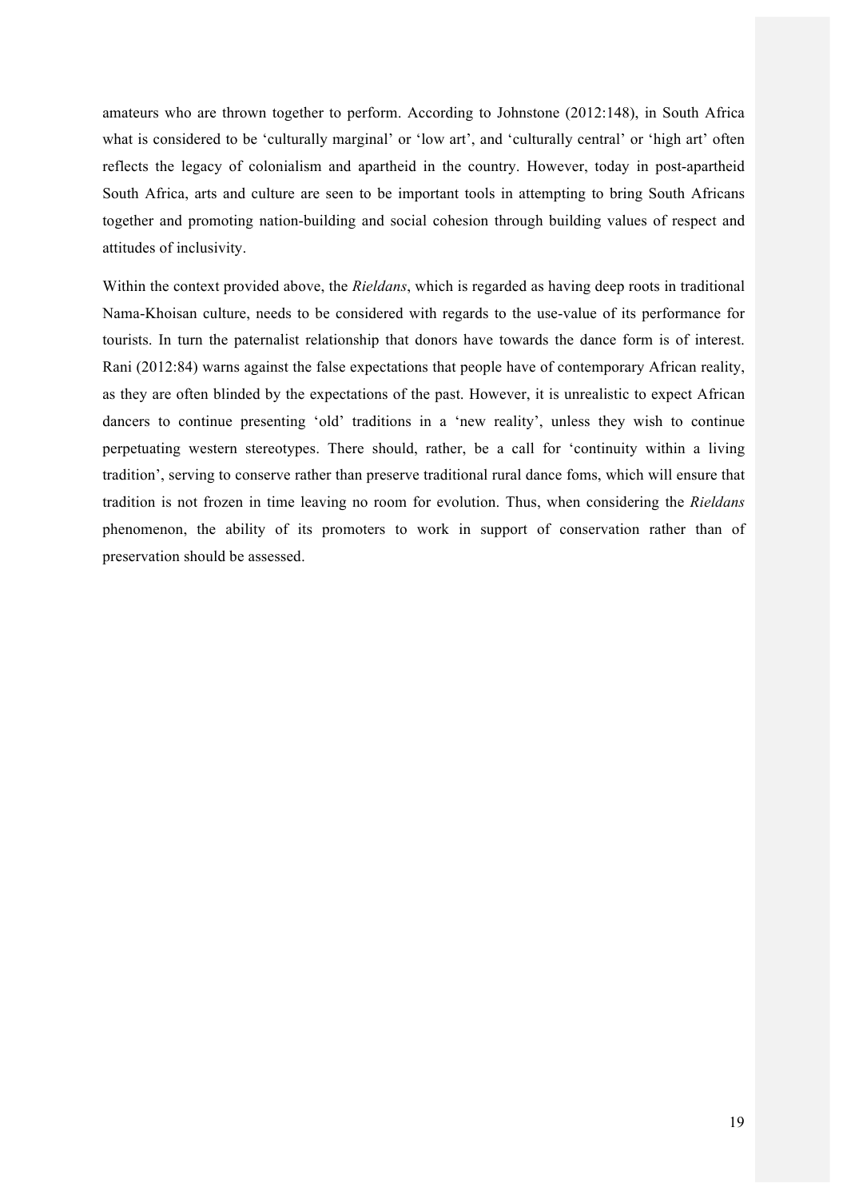amateurs who are thrown together to perform. According to Johnstone (2012:148), in South Africa what is considered to be 'culturally marginal' or 'low art', and 'culturally central' or 'high art' often reflects the legacy of colonialism and apartheid in the country. However, today in post-apartheid South Africa, arts and culture are seen to be important tools in attempting to bring South Africans together and promoting nation-building and social cohesion through building values of respect and attitudes of inclusivity.

Within the context provided above, the *Rieldans*, which is regarded as having deep roots in traditional Nama-Khoisan culture, needs to be considered with regards to the use-value of its performance for tourists. In turn the paternalist relationship that donors have towards the dance form is of interest. Rani (2012:84) warns against the false expectations that people have of contemporary African reality, as they are often blinded by the expectations of the past. However, it is unrealistic to expect African dancers to continue presenting 'old' traditions in a 'new reality', unless they wish to continue perpetuating western stereotypes. There should, rather, be a call for 'continuity within a living tradition', serving to conserve rather than preserve traditional rural dance foms, which will ensure that tradition is not frozen in time leaving no room for evolution. Thus, when considering the *Rieldans* phenomenon, the ability of its promoters to work in support of conservation rather than of preservation should be assessed.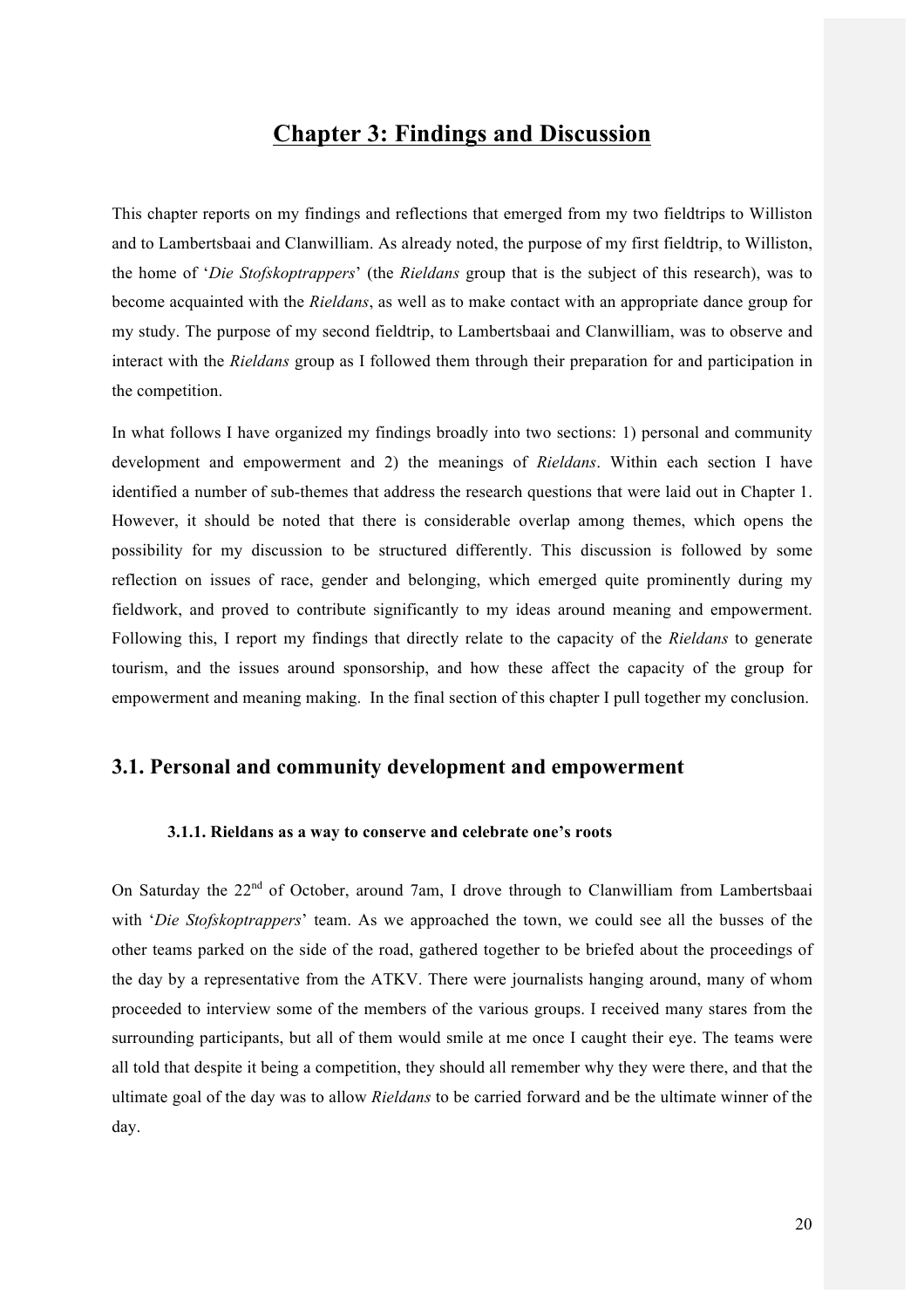# Chapter 3: Findings and Discussion

This chapter reports on my findings and reflections that emerged from my two fieldtrips to Williston and to Lambertsbaai and Clanwilliam. As already noted, the purpose of my first fieldtrip, to Williston, the home of '*Die Stofskoptrappers*' (the *Rieldans* group that is the subject of this research), was to become acquainted with the *Rieldans*, as well as to make contact with an appropriate dance group for my study. The purpose of my second fieldtrip, to Lambertsbaai and Clanwilliam, was to observe and interact with the *Rieldans* group as I followed them through their preparation for and participation in the competition.

In what follows I have organized my findings broadly into two sections: 1) personal and community development and empowerment and 2) the meanings of *Rieldans*. Within each section I have identified a number of sub-themes that address the research questions that were laid out in Chapter 1. However, it should be noted that there is considerable overlap among themes, which opens the possibility for my discussion to be structured differently. This discussion is followed by some reflection on issues of race, gender and belonging, which emerged quite prominently during my fieldwork, and proved to contribute significantly to my ideas around meaning and empowerment. Following this, I report my findings that directly relate to the capacity of the *Rieldans* to generate tourism, and the issues around sponsorship, and how these affect the capacity of the group for empowerment and meaning making. In the final section of this chapter I pull together my conclusion.

## 3.1. Personal and community development and empowerment

### 3.1.1. Rieldans as a way to conserve and celebrate one's roots

On Saturday the 22nd of October, around 7am, I drove through to Clanwilliam from Lambertsbaai with '*Die Stofskoptrappers*' team. As we approached the town, we could see all the busses of the other teams parked on the side of the road, gathered together to be briefed about the proceedings of the day by a representative from the ATKV. There were journalists hanging around, many of whom proceeded to interview some of the members of the various groups. I received many stares from the surrounding participants, but all of them would smile at me once I caught their eye. The teams were all told that despite it being a competition, they should all remember why they were there, and that the ultimate goal of the day was to allow *Rieldans* to be carried forward and be the ultimate winner of the day.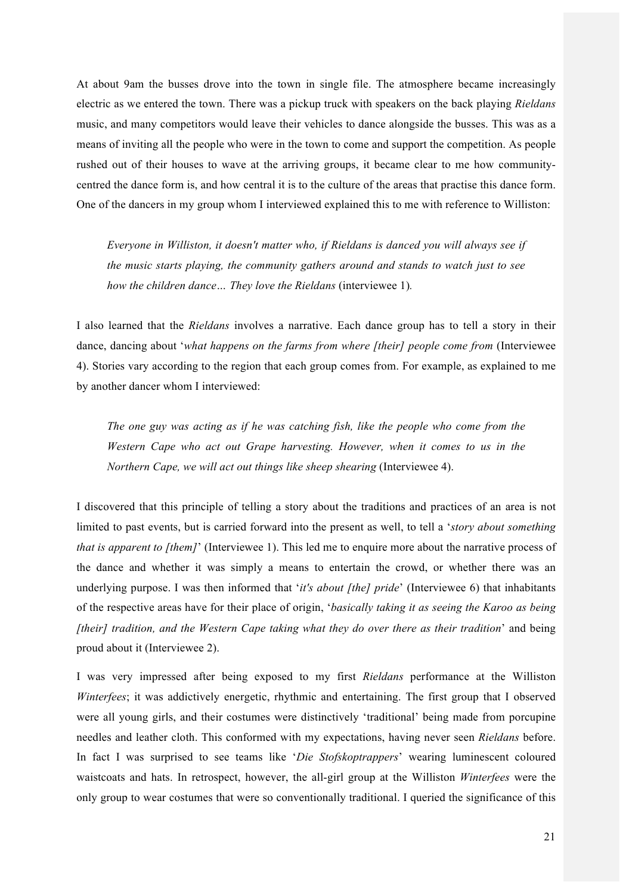At about 9am the busses drove into the town in single file. The atmosphere became increasingly electric as we entered the town. There was a pickup truck with speakers on the back playing *Rieldans* music, and many competitors would leave their vehicles to dance alongside the busses. This was as a means of inviting all the people who were in the town to come and support the competition. As people rushed out of their houses to wave at the arriving groups, it became clear to me how community-centred the dance form is, and how central it is to the culture of the areas that practise this dance form. One of the dancers in my group whom I interviewed explained this to me with reference to Williston:

> *Everyone in Williston, it doesn't matter who, if Rieldans is danced you will always see if the music starts playing, the community gathers around and stands to watch just to see how the children dance… They love the Rieldans* (interviewee 1)*.*

I also learned that the *Rieldans* involves a narrative. Each dance group has to tell a story in their dance, dancing about '*what happens on the farms from where [their] people come from* (Interviewee 4). Stories vary according to the region that each group comes from. For example, as explained to me by another dancer whom I interviewed:

> *The one guy was acting as if he was catching fish, like the people who come from the Western Cape who act out Grape harvesting. However, when it comes to us in the Northern Cape, we will act out things like sheep shearing* (Interviewee 4).

I discovered that this principle of telling a story about the traditions and practices of an area is not limited to past events, but is carried forward into the present as well, to tell a '*story about something that is apparent to [them]*' (Interviewee 1). This led me to enquire more about the narrative process of the dance and whether it was simply a means to entertain the crowd, or whether there was an underlying purpose. I was then informed that '*it's about [the] pride*' (Interviewee 6) that inhabitants of the respective areas have for their place of origin, '*basically taking it as seeing the Karoo as being [their] tradition, and the Western Cape taking what they do over there as their tradition*' and being proud about it (Interviewee 2).

I was very impressed after being exposed to my first *Rieldans* performance at the Williston *Winterfees*; it was addictively energetic, rhythmic and entertaining. The first group that I observed were all young girls, and their costumes were distinctively 'traditional' being made from porcupine needles and leather cloth. This conformed with my expectations, having never seen *Rieldans* before. In fact I was surprised to see teams like '*Die Stofskoptrappers*' wearing luminescent coloured waistcoats and hats. In retrospect, however, the all-girl group at the Williston *Winterfees* were the only group to wear costumes that were so conventionally traditional. I queried the significance of this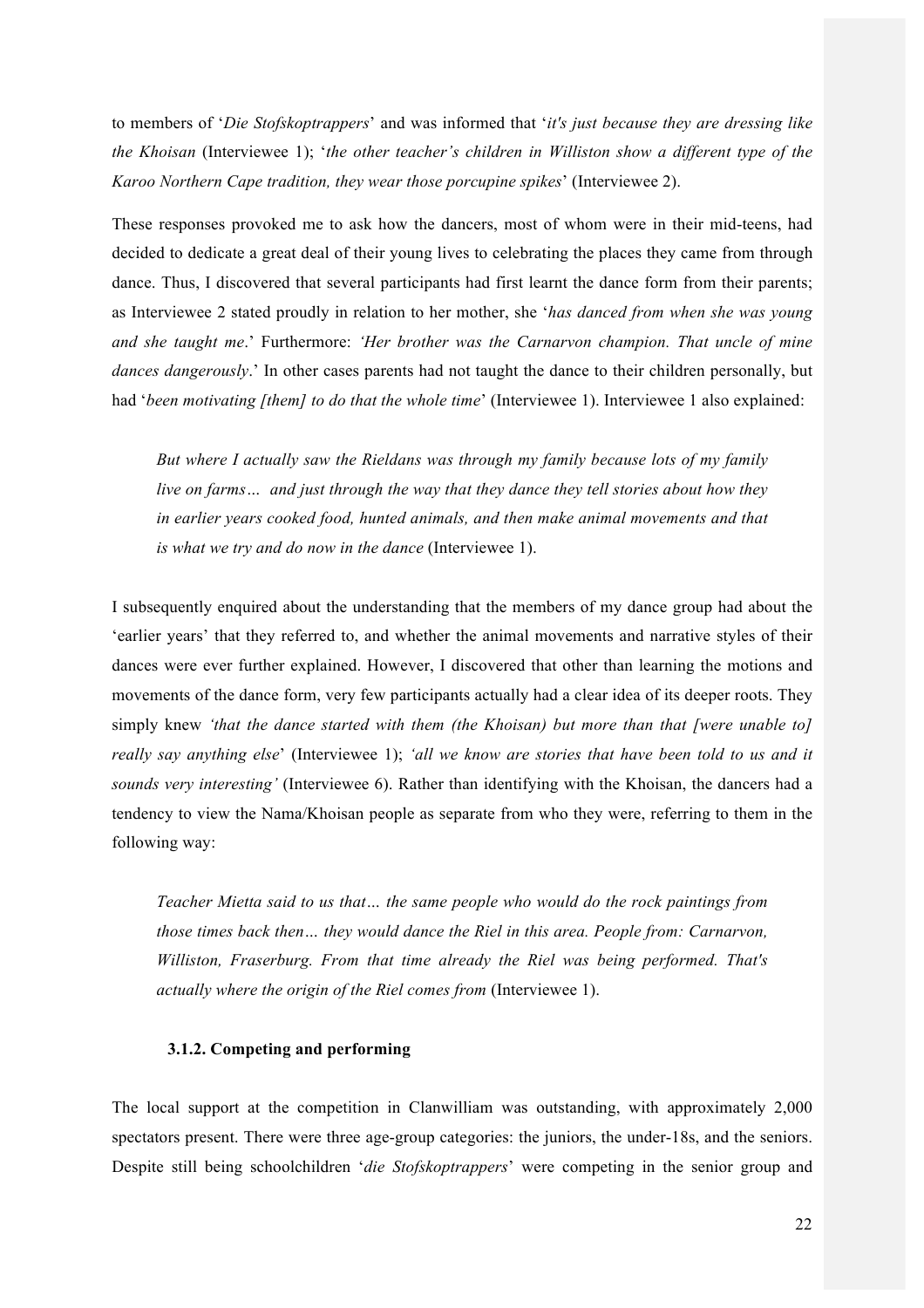to members of '*Die Stofskoptrappers*' and was informed that '*it's just because they are dressing like the Khoisan* (Interviewee 1); '*the other teacher's children in Williston show a different type of the Karoo Northern Cape tradition, they wear those porcupine spikes*' (Interviewee 2).

These responses provoked me to ask how the dancers, most of whom were in their mid-teens, had decided to dedicate a great deal of their young lives to celebrating the places they came from through dance. Thus, I discovered that several participants had first learnt the dance form from their parents; as Interviewee 2 stated proudly in relation to her mother, she '*has danced from when she was young and she taught me*.' Furthermore: *'Her brother was the Carnarvon champion. That uncle of mine dances dangerously*.' In other cases parents had not taught the dance to their children personally, but had '*been motivating [them] to do that the whole time*' (Interviewee 1). Interviewee 1 also explained:

> *But where I actually saw the Rieldans was through my family because lots of my family live on farms… and just through the way that they dance they tell stories about how they in earlier years cooked food, hunted animals, and then make animal movements and that is what we try and do now in the dance* (Interviewee 1).

I subsequently enquired about the understanding that the members of my dance group had about the 'earlier years' that they referred to, and whether the animal movements and narrative styles of their dances were ever further explained. However, I discovered that other than learning the motions and movements of the dance form, very few participants actually had a clear idea of its deeper roots. They simply knew *'that the dance started with them (the Khoisan) but more than that [were unable to] really say anything else*' (Interviewee 1); *'all we know are stories that have been told to us and it sounds very interesting'* (Interviewee 6). Rather than identifying with the Khoisan, the dancers had a tendency to view the Nama/Khoisan people as separate from who they were, referring to them in the following way:

> *Teacher Mietta said to us that… the same people who would do the rock paintings from those times back then… they would dance the Riel in this area. People from: Carnarvon, Williston, Fraserburg. From that time already the Riel was being performed. That's actually where the origin of the Riel comes from* (Interviewee 1).

### 3.1.2. Competing and performing

The local support at the competition in Clanwilliam was outstanding, with approximately 2,000 spectators present. There were three age-group categories: the juniors, the under-18s, and the seniors. Despite still being schoolchildren '*die Stofskoptrappers*' were competing in the senior group and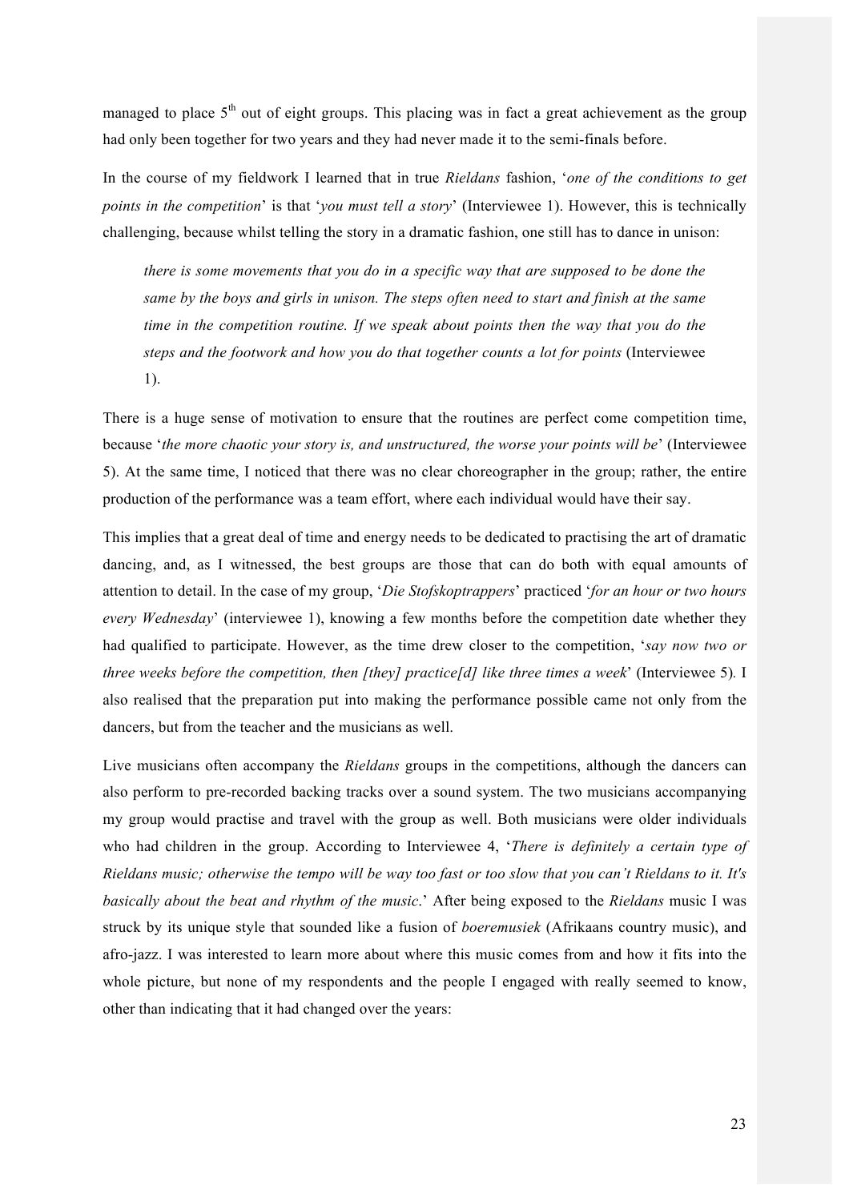managed to place 5th out of eight groups. This placing was in fact a great achievement as the group had only been together for two years and they had never made it to the semi-finals before.

In the course of my fieldwork I learned that in true *Rieldans* fashion, '*one of the conditions to get points in the competition*' is that '*you must tell a story*' (Interviewee 1). However, this is technically challenging, because whilst telling the story in a dramatic fashion, one still has to dance in unison:

> *there is some movements that you do in a specific way that are supposed to be done the same by the boys and girls in unison. The steps often need to start and finish at the same time in the competition routine. If we speak about points then the way that you do the steps and the footwork and how you do that together counts a lot for points* (Interviewee 1).

There is a huge sense of motivation to ensure that the routines are perfect come competition time, because '*the more chaotic your story is, and unstructured, the worse your points will be*' (Interviewee 5). At the same time, I noticed that there was no clear choreographer in the group; rather, the entire production of the performance was a team effort, where each individual would have their say.

This implies that a great deal of time and energy needs to be dedicated to practising the art of dramatic dancing, and, as I witnessed, the best groups are those that can do both with equal amounts of attention to detail. In the case of my group, '*Die Stofskoptrappers*' practiced '*for an hour or two hours every Wednesday*' (interviewee 1), knowing a few months before the competition date whether they had qualified to participate. However, as the time drew closer to the competition, '*say now two or three weeks before the competition, then [they] practice[d] like three times a week*' (Interviewee 5). I also realised that the preparation put into making the performance possible came not only from the dancers, but from the teacher and the musicians as well.

Live musicians often accompany the *Rieldans* groups in the competitions, although the dancers can also perform to pre-recorded backing tracks over a sound system. The two musicians accompanying my group would practise and travel with the group as well. Both musicians were older individuals who had children in the group. According to Interviewee 4, '*There is definitely a certain type of Rieldans music; otherwise the tempo will be way too fast or too slow that you can't Rieldans to it. It's basically about the beat and rhythm of the music*.' After being exposed to the *Rieldans* music I was struck by its unique style that sounded like a fusion of *boeremusiek* (Afrikaans country music), and afro-jazz. I was interested to learn more about where this music comes from and how it fits into the whole picture, but none of my respondents and the people I engaged with really seemed to know, other than indicating that it had changed over the years: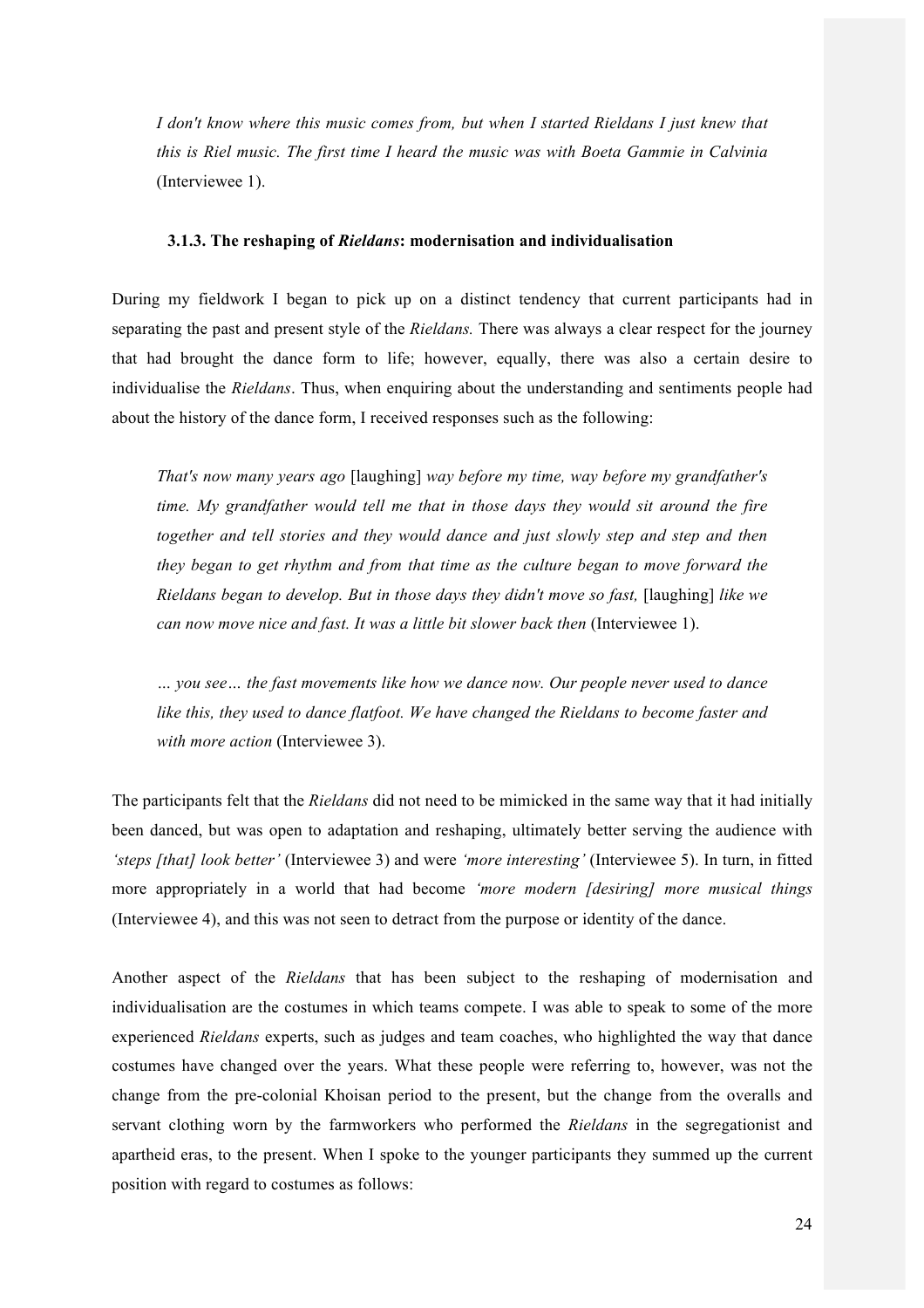*I don't know where this music comes from, but when I started Rieldans I just knew that this is Riel music. The first time I heard the music was with Boeta Gammie in Calvinia* (Interviewee 1).

### 3.1.3. The reshaping of *Rieldans*: modernisation and individualisation

During my fieldwork I began to pick up on a distinct tendency that current participants had in separating the past and present style of the *Rieldans.* There was always a clear respect for the journey that had brought the dance form to life; however, equally, there was also a certain desire to individualise the *Rieldans*. Thus, when enquiring about the understanding and sentiments people had about the history of the dance form, I received responses such as the following:

*That's now many years ago* [laughing] *way before my time, way before my grandfather's time. My grandfather would tell me that in those days they would sit around the fire together and tell stories and they would dance and just slowly step and step and then they began to get rhythm and from that time as the culture began to move forward the Rieldans began to develop. But in those days they didn't move so fast,* [laughing] *like we can now move nice and fast. It was a little bit slower back then* (Interviewee 1).

*… you see… the fast movements like how we dance now. Our people never used to dance like this, they used to dance flatfoot. We have changed the Rieldans to become faster and with more action* (Interviewee 3).

The participants felt that the *Rieldans* did not need to be mimicked in the same way that it had initially been danced, but was open to adaptation and reshaping, ultimately better serving the audience with *'steps [that] look better'* (Interviewee 3) and were *'more interesting'* (Interviewee 5). In turn, in fitted more appropriately in a world that had become *'more modern [desiring] more musical things* (Interviewee 4), and this was not seen to detract from the purpose or identity of the dance.

Another aspect of the *Rieldans* that has been subject to the reshaping of modernisation and individualisation are the costumes in which teams compete. I was able to speak to some of the more experienced *Rieldans* experts, such as judges and team coaches, who highlighted the way that dance costumes have changed over the years. What these people were referring to, however, was not the change from the pre-colonial Khoisan period to the present, but the change from the overalls and servant clothing worn by the farmworkers who performed the *Rieldans* in the segregationist and apartheid eras, to the present. When I spoke to the younger participants they summed up the current position with regard to costumes as follows: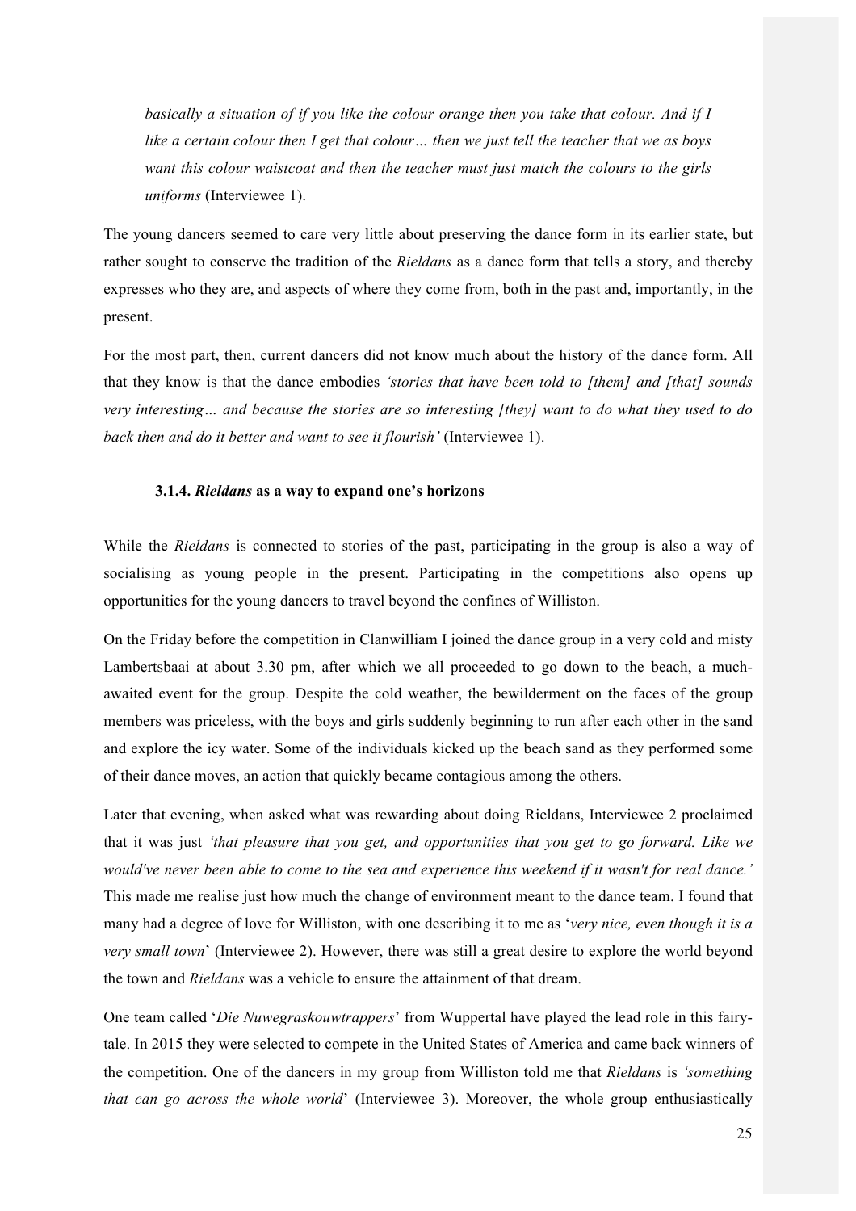*basically a situation of if you like the colour orange then you take that colour. And if I like a certain colour then I get that colour… then we just tell the teacher that we as boys want this colour waistcoat and then the teacher must just match the colours to the girls uniforms* (Interviewee 1).

The young dancers seemed to care very little about preserving the dance form in its earlier state, but rather sought to conserve the tradition of the *Rieldans* as a dance form that tells a story, and thereby expresses who they are, and aspects of where they come from, both in the past and, importantly, in the present.

For the most part, then, current dancers did not know much about the history of the dance form. All that they know is that the dance embodies *'stories that have been told to [them] and [that] sounds very interesting… and because the stories are so interesting [they] want to do what they used to do back then and do it better and want to see it flourish'* (Interviewee 1).

#### 3.1.4. *Rieldans* as a way to expand one's horizons

While the *Rieldans* is connected to stories of the past, participating in the group is also a way of socialising as young people in the present. Participating in the competitions also opens up opportunities for the young dancers to travel beyond the confines of Williston.

On the Friday before the competition in Clanwilliam I joined the dance group in a very cold and misty Lambertsbaai at about 3.30 pm, after which we all proceeded to go down to the beach, a much-awaited event for the group. Despite the cold weather, the bewilderment on the faces of the group members was priceless, with the boys and girls suddenly beginning to run after each other in the sand and explore the icy water. Some of the individuals kicked up the beach sand as they performed some of their dance moves, an action that quickly became contagious among the others.

Later that evening, when asked what was rewarding about doing Rieldans, Interviewee 2 proclaimed that it was just *'that pleasure that you get, and opportunities that you get to go forward. Like we would've never been able to come to the sea and experience this weekend if it wasn't for real dance.'* This made me realise just how much the change of environment meant to the dance team. I found that many had a degree of love for Williston, with one describing it to me as '*very nice, even though it is a very small town*' (Interviewee 2). However, there was still a great desire to explore the world beyond the town and *Rieldans* was a vehicle to ensure the attainment of that dream.

One team called '*Die Nuwegraskouwtrappers*' from Wuppertal have played the lead role in this fairy-tale. In 2015 they were selected to compete in the United States of America and came back winners of the competition. One of the dancers in my group from Williston told me that *Rieldans* is *'something that can go across the whole world*' (Interviewee 3). Moreover, the whole group enthusiastically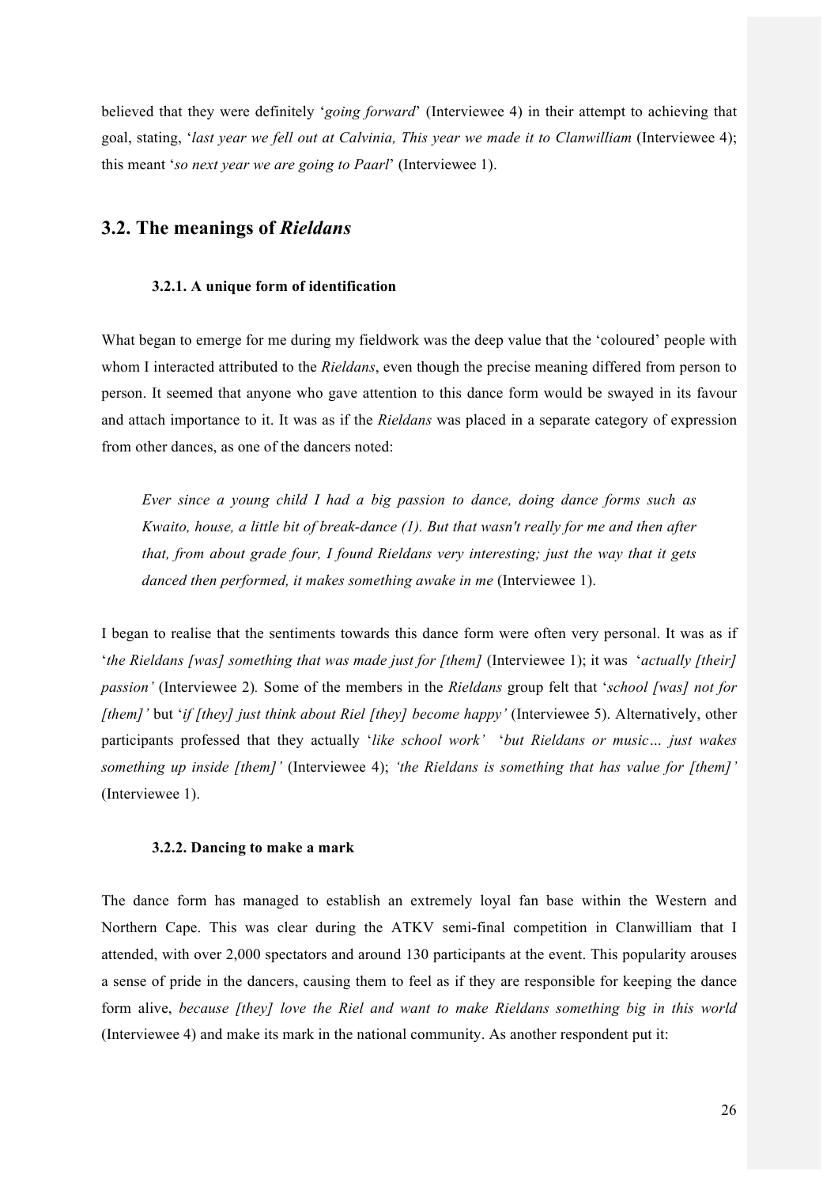believed that they were definitely '*going forward*' (Interviewee 4) in their attempt to achieving that goal, stating, '*last year we fell out at Calvinia, This year we made it to Clanwilliam* (Interviewee 4); this meant '*so next year we are going to Paarl*' (Interviewee 1).

## 3.2. The meanings of *Rieldans*

### 3.2.1. A unique form of identification

What began to emerge for me during my fieldwork was the deep value that the 'coloured' people with whom I interacted attributed to the *Rieldans*, even though the precise meaning differed from person to person. It seemed that anyone who gave attention to this dance form would be swayed in its favour and attach importance to it. It was as if the *Rieldans* was placed in a separate category of expression from other dances, as one of the dancers noted:

> *Ever since a young child I had a big passion to dance, doing dance forms such as Kwaito, house, a little bit of break-dance (1). But that wasn't really for me and then after that, from about grade four, I found Rieldans very interesting; just the way that it gets danced then performed, it makes something awake in me* (Interviewee 1).

I began to realise that the sentiments towards this dance form were often very personal. It was as if '*the Rieldans [was] something that was made just for [them]* (Interviewee 1); it was '*actually [their] passion'* (Interviewee 2). Some of the members in the *Rieldans* group felt that '*school [was] not for [them]'* but '*if [they] just think about Riel [they] become happy'* (Interviewee 5). Alternatively, other participants professed that they actually '*like school work'* '*but Rieldans or music… just wakes something up inside [them]'* (Interviewee 4); *'the Rieldans is something that has value for [them]'* (Interviewee 1).

### 3.2.2. Dancing to make a mark

The dance form has managed to establish an extremely loyal fan base within the Western and Northern Cape. This was clear during the ATKV semi-final competition in Clanwilliam that I attended, with over 2,000 spectators and around 130 participants at the event. This popularity arouses a sense of pride in the dancers, causing them to feel as if they are responsible for keeping the dance form alive, *because [they] love the Riel and want to make Rieldans something big in this world* (Interviewee 4) and make its mark in the national community. As another respondent put it: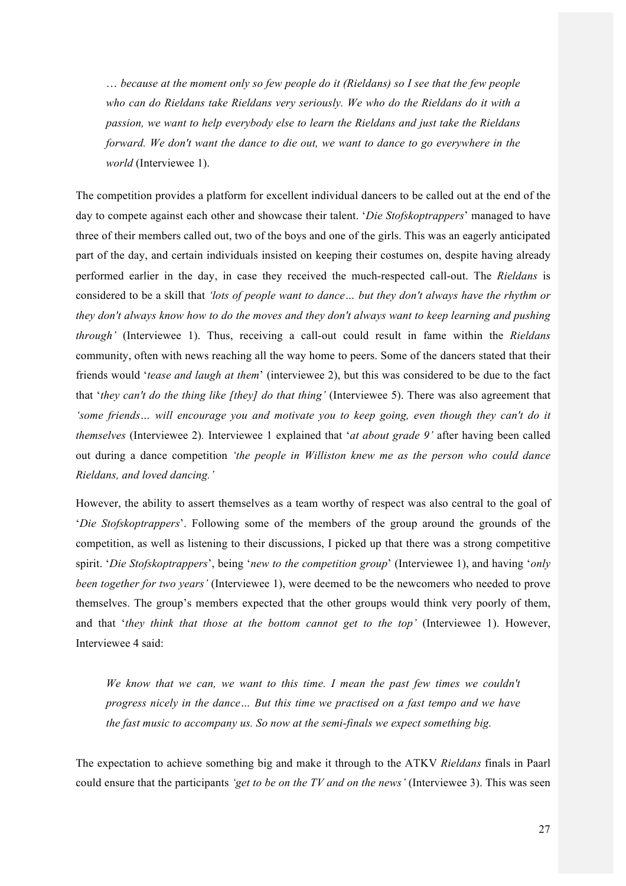> *… because at the moment only so few people do it (Rieldans) so I see that the few people who can do Rieldans take Rieldans very seriously. We who do the Rieldans do it with a passion, we want to help everybody else to learn the Rieldans and just take the Rieldans forward. We don't want the dance to die out, we want to dance to go everywhere in the world* (Interviewee 1).

The competition provides a platform for excellent individual dancers to be called out at the end of the day to compete against each other and showcase their talent. '*Die Stofskoptrappers*' managed to have three of their members called out, two of the boys and one of the girls. This was an eagerly anticipated part of the day, and certain individuals insisted on keeping their costumes on, despite having already performed earlier in the day, in case they received the much-respected call-out. The *Rieldans* is considered to be a skill that *'lots of people want to dance… but they don't always have the rhythm or they don't always know how to do the moves and they don't always want to keep learning and pushing through'* (Interviewee 1). Thus, receiving a call-out could result in fame within the *Rieldans* community, often with news reaching all the way home to peers. Some of the dancers stated that their friends would '*tease and laugh at them*' (interviewee 2), but this was considered to be due to the fact that '*they can't do the thing like [they] do that thing'* (Interviewee 5). There was also agreement that *'some friends… will encourage you and motivate you to keep going, even though they can't do it themselves* (Interviewee 2). Interviewee 1 explained that '*at about grade 9'* after having been called out during a dance competition *'the people in Williston knew me as the person who could dance Rieldans, and loved dancing.'*

However, the ability to assert themselves as a team worthy of respect was also central to the goal of '*Die Stofskoptrappers*'. Following some of the members of the group around the grounds of the competition, as well as listening to their discussions, I picked up that there was a strong competitive spirit. '*Die Stofskoptrappers*', being '*new to the competition group*' (Interviewee 1), and having '*only been together for two years'* (Interviewee 1), were deemed to be the newcomers who needed to prove themselves. The group's members expected that the other groups would think very poorly of them, and that '*they think that those at the bottom cannot get to the top'* (Interviewee 1). However, Interviewee 4 said:

> *We know that we can, we want to this time. I mean the past few times we couldn't progress nicely in the dance… But this time we practised on a fast tempo and we have the fast music to accompany us. So now at the semi-finals we expect something big.*

The expectation to achieve something big and make it through to the ATKV *Rieldans* finals in Paarl could ensure that the participants *'get to be on the TV and on the news'* (Interviewee 3). This was seen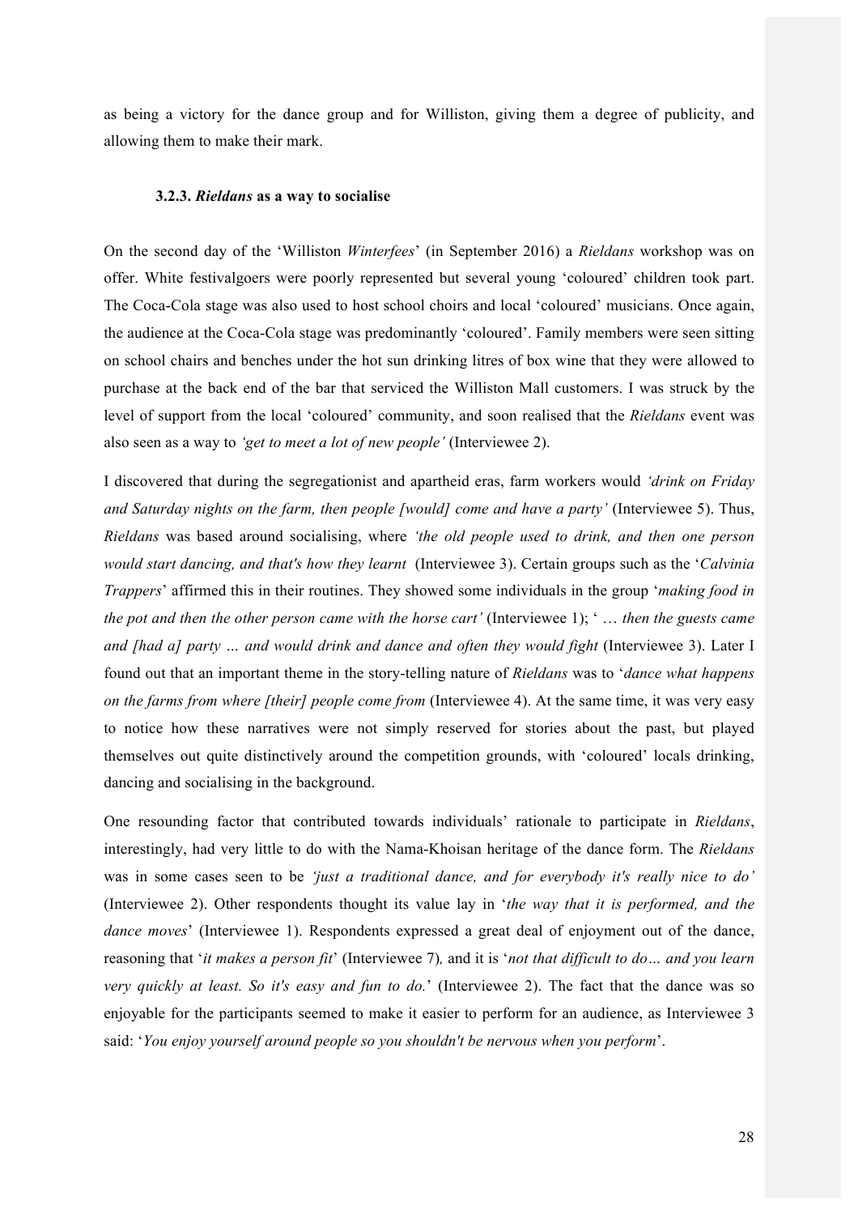as being a victory for the dance group and for Williston, giving them a degree of publicity, and allowing them to make their mark.

### 3.2.3. *Rieldans* as a way to socialise

On the second day of the 'Williston *Winterfees*' (in September 2016) a *Rieldans* workshop was on offer. White festivalgoers were poorly represented but several young 'coloured' children took part. The Coca-Cola stage was also used to host school choirs and local 'coloured' musicians. Once again, the audience at the Coca-Cola stage was predominantly 'coloured'. Family members were seen sitting on school chairs and benches under the hot sun drinking litres of box wine that they were allowed to purchase at the back end of the bar that serviced the Williston Mall customers. I was struck by the level of support from the local 'coloured' community, and soon realised that the *Rieldans* event was also seen as a way to *'get to meet a lot of new people'* (Interviewee 2).

I discovered that during the segregationist and apartheid eras, farm workers would *'drink on Friday and Saturday nights on the farm, then people [would] come and have a party'* (Interviewee 5). Thus, *Rieldans* was based around socialising, where *'the old people used to drink, and then one person would start dancing, and that's how they learnt* (Interviewee 3). Certain groups such as the '*Calvinia Trappers*' affirmed this in their routines. They showed some individuals in the group '*making food in the pot and then the other person came with the horse cart'* (Interviewee 1); ' … *then the guests came and [had a] party … and would drink and dance and often they would fight* (Interviewee 3). Later I found out that an important theme in the story-telling nature of *Rieldans* was to '*dance what happens on the farms from where [their] people come from* (Interviewee 4). At the same time, it was very easy to notice how these narratives were not simply reserved for stories about the past, but played themselves out quite distinctively around the competition grounds, with 'coloured' locals drinking, dancing and socialising in the background.

One resounding factor that contributed towards individuals' rationale to participate in *Rieldans*, interestingly, had very little to do with the Nama-Khoisan heritage of the dance form. The *Rieldans* was in some cases seen to be *'just a traditional dance, and for everybody it's really nice to do'* (Interviewee 2). Other respondents thought its value lay in '*the way that it is performed, and the dance moves*' (Interviewee 1). Respondents expressed a great deal of enjoyment out of the dance, reasoning that '*it makes a person fit*' (Interviewee 7)*,* and it is '*not that difficult to do… and you learn very quickly at least. So it's easy and fun to do.*' (Interviewee 2). The fact that the dance was so enjoyable for the participants seemed to make it easier to perform for an audience, as Interviewee 3 said: '*You enjoy yourself around people so you shouldn't be nervous when you perform*'.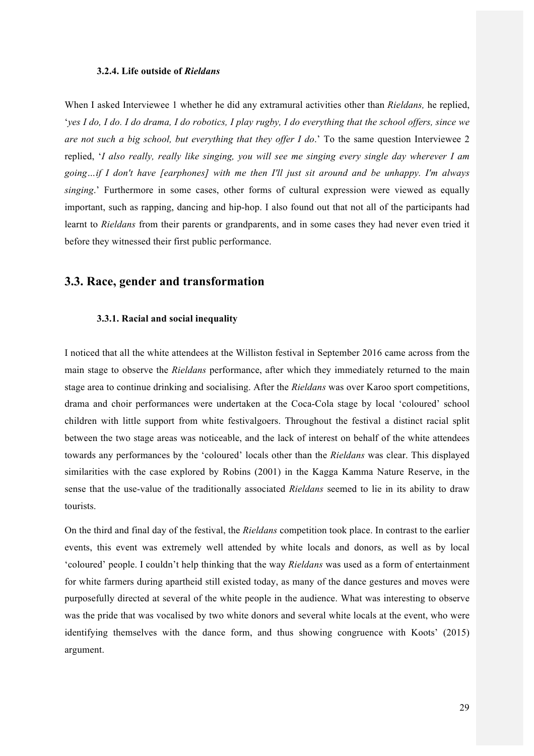#### 3.2.4. Life outside of *Rieldans*

When I asked Interviewee 1 whether he did any extramural activities other than *Rieldans,* he replied, '*yes I do, I do. I do drama, I do robotics, I play rugby, I do everything that the school offers, since we are not such a big school, but everything that they offer I do*.' To the same question Interviewee 2 replied, '*I also really, really like singing, you will see me singing every single day wherever I am going…if I don't have [earphones] with me then I'll just sit around and be unhappy. I'm always singing*.' Furthermore in some cases, other forms of cultural expression were viewed as equally important, such as rapping, dancing and hip-hop. I also found out that not all of the participants had learnt to *Rieldans* from their parents or grandparents, and in some cases they had never even tried it before they witnessed their first public performance.

## 3.3. Race, gender and transformation

#### 3.3.1. Racial and social inequality

I noticed that all the white attendees at the Williston festival in September 2016 came across from the main stage to observe the *Rieldans* performance, after which they immediately returned to the main stage area to continue drinking and socialising. After the *Rieldans* was over Karoo sport competitions, drama and choir performances were undertaken at the Coca-Cola stage by local 'coloured' school children with little support from white festivalgoers. Throughout the festival a distinct racial split between the two stage areas was noticeable, and the lack of interest on behalf of the white attendees towards any performances by the 'coloured' locals other than the *Rieldans* was clear. This displayed similarities with the case explored by Robins (2001) in the Kagga Kamma Nature Reserve, in the sense that the use-value of the traditionally associated *Rieldans* seemed to lie in its ability to draw tourists.

On the third and final day of the festival, the *Rieldans* competition took place. In contrast to the earlier events, this event was extremely well attended by white locals and donors, as well as by local 'coloured' people. I couldn't help thinking that the way *Rieldans* was used as a form of entertainment for white farmers during apartheid still existed today, as many of the dance gestures and moves were purposefully directed at several of the white people in the audience. What was interesting to observe was the pride that was vocalised by two white donors and several white locals at the event, who were identifying themselves with the dance form, and thus showing congruence with Koots' (2015) argument.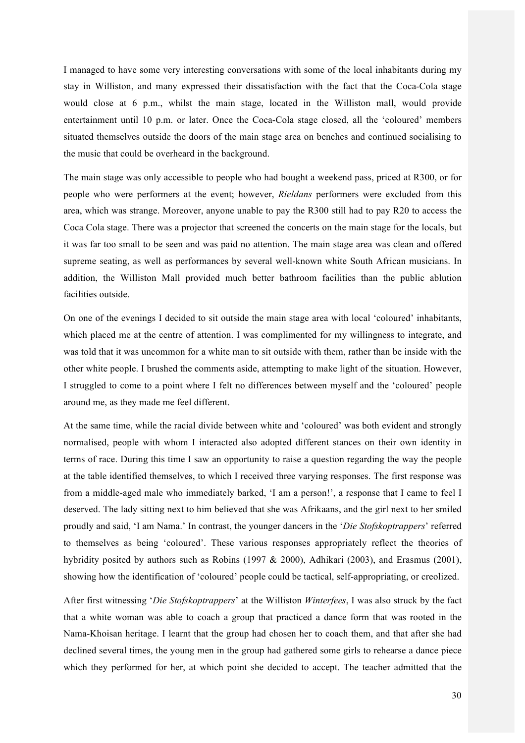I managed to have some very interesting conversations with some of the local inhabitants during my stay in Williston, and many expressed their dissatisfaction with the fact that the Coca-Cola stage would close at 6 p.m., whilst the main stage, located in the Williston mall, would provide entertainment until 10 p.m. or later. Once the Coca-Cola stage closed, all the 'coloured' members situated themselves outside the doors of the main stage area on benches and continued socialising to the music that could be overheard in the background.

The main stage was only accessible to people who had bought a weekend pass, priced at R300, or for people who were performers at the event; however, *Rieldans* performers were excluded from this area, which was strange. Moreover, anyone unable to pay the R300 still had to pay R20 to access the Coca Cola stage. There was a projector that screened the concerts on the main stage for the locals, but it was far too small to be seen and was paid no attention. The main stage area was clean and offered supreme seating, as well as performances by several well-known white South African musicians. In addition, the Williston Mall provided much better bathroom facilities than the public ablution facilities outside.

On one of the evenings I decided to sit outside the main stage area with local 'coloured' inhabitants, which placed me at the centre of attention. I was complimented for my willingness to integrate, and was told that it was uncommon for a white man to sit outside with them, rather than be inside with the other white people. I brushed the comments aside, attempting to make light of the situation. However, I struggled to come to a point where I felt no differences between myself and the 'coloured' people around me, as they made me feel different.

At the same time, while the racial divide between white and 'coloured' was both evident and strongly normalised, people with whom I interacted also adopted different stances on their own identity in terms of race. During this time I saw an opportunity to raise a question regarding the way the people at the table identified themselves, to which I received three varying responses. The first response was from a middle-aged male who immediately barked, 'I am a person!', a response that I came to feel I deserved. The lady sitting next to him believed that she was Afrikaans, and the girl next to her smiled proudly and said, 'I am Nama.' In contrast, the younger dancers in the '*Die Stofskoptrappers*' referred to themselves as being 'coloured'. These various responses appropriately reflect the theories of hybridity posited by authors such as Robins (1997 & 2000), Adhikari (2003), and Erasmus (2001), showing how the identification of 'coloured' people could be tactical, self-appropriating, or creolized.

After first witnessing '*Die Stofskoptrappers*' at the Williston *Winterfees*, I was also struck by the fact that a white woman was able to coach a group that practiced a dance form that was rooted in the Nama-Khoisan heritage. I learnt that the group had chosen her to coach them, and that after she had declined several times, the young men in the group had gathered some girls to rehearse a dance piece which they performed for her, at which point she decided to accept. The teacher admitted that the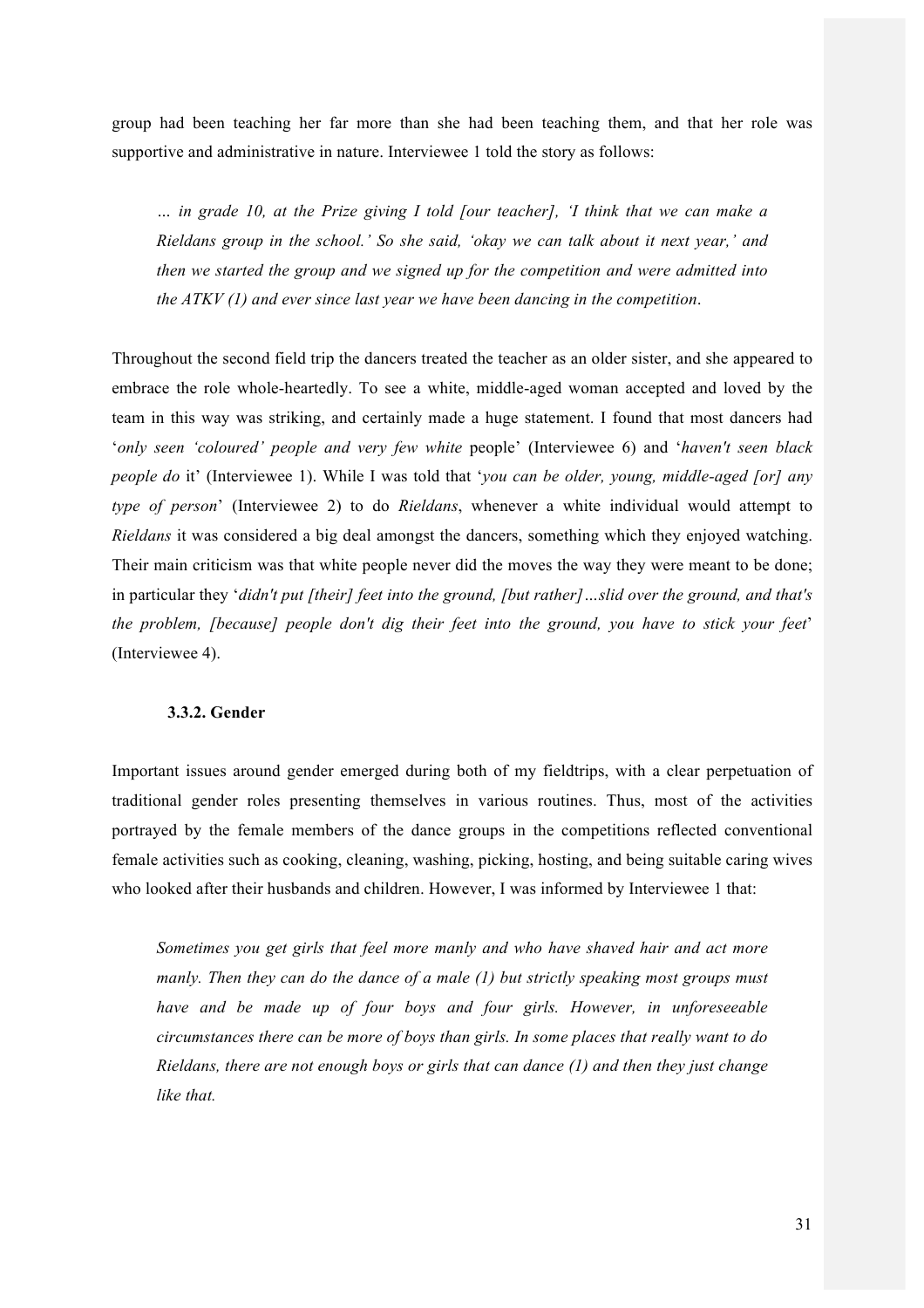group had been teaching her far more than she had been teaching them, and that her role was supportive and administrative in nature. Interviewee 1 told the story as follows:

> *… in grade 10, at the Prize giving I told [our teacher], 'I think that we can make a Rieldans group in the school.' So she said, 'okay we can talk about it next year,' and then we started the group and we signed up for the competition and were admitted into the ATKV (1) and ever since last year we have been dancing in the competition*.

Throughout the second field trip the dancers treated the teacher as an older sister, and she appeared to embrace the role whole-heartedly. To see a white, middle-aged woman accepted and loved by the team in this way was striking, and certainly made a huge statement. I found that most dancers had '*only seen 'coloured' people and very few white* people' (Interviewee 6) and '*haven't seen black people do* it' (Interviewee 1). While I was told that '*you can be older, young, middle-aged [or] any type of person*' (Interviewee 2) to do *Rieldans*, whenever a white individual would attempt to *Rieldans* it was considered a big deal amongst the dancers, something which they enjoyed watching. Their main criticism was that white people never did the moves the way they were meant to be done; in particular they '*didn't put [their] feet into the ground, [but rather]…slid over the ground, and that's the problem, [because] people don't dig their feet into the ground, you have to stick your feet*' (Interviewee 4).

### 3.3.2. Gender

Important issues around gender emerged during both of my fieldtrips, with a clear perpetuation of traditional gender roles presenting themselves in various routines. Thus, most of the activities portrayed by the female members of the dance groups in the competitions reflected conventional female activities such as cooking, cleaning, washing, picking, hosting, and being suitable caring wives who looked after their husbands and children. However, I was informed by Interviewee 1 that:

> *Sometimes you get girls that feel more manly and who have shaved hair and act more manly. Then they can do the dance of a male (1) but strictly speaking most groups must have and be made up of four boys and four girls. However, in unforeseeable circumstances there can be more of boys than girls. In some places that really want to do Rieldans, there are not enough boys or girls that can dance (1) and then they just change like that.*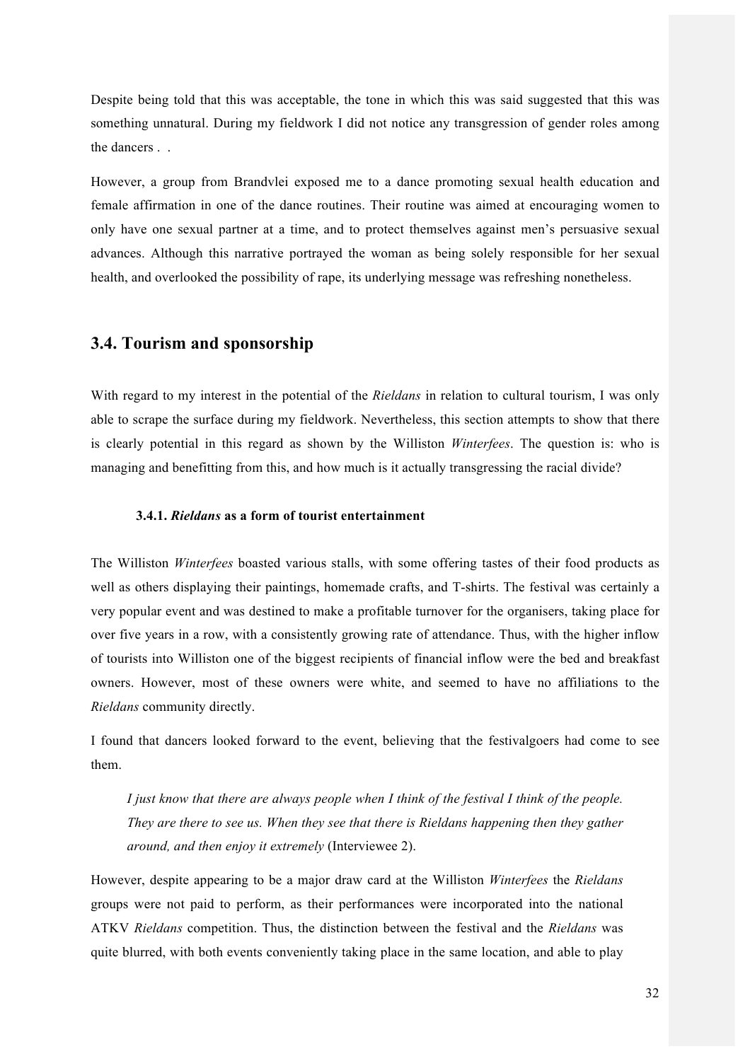Despite being told that this was acceptable, the tone in which this was said suggested that this was something unnatural. During my fieldwork I did not notice any transgression of gender roles among the dancers . .

However, a group from Brandvlei exposed me to a dance promoting sexual health education and female affirmation in one of the dance routines. Their routine was aimed at encouraging women to only have one sexual partner at a time, and to protect themselves against men's persuasive sexual advances. Although this narrative portrayed the woman as being solely responsible for her sexual health, and overlooked the possibility of rape, its underlying message was refreshing nonetheless.

## 3.4. Tourism and sponsorship

With regard to my interest in the potential of the *Rieldans* in relation to cultural tourism, I was only able to scrape the surface during my fieldwork. Nevertheless, this section attempts to show that there is clearly potential in this regard as shown by the Williston *Winterfees*. The question is: who is managing and benefitting from this, and how much is it actually transgressing the racial divide?

### 3.4.1. *Rieldans* as a form of tourist entertainment

The Williston *Winterfees* boasted various stalls, with some offering tastes of their food products as well as others displaying their paintings, homemade crafts, and T-shirts. The festival was certainly a very popular event and was destined to make a profitable turnover for the organisers, taking place for over five years in a row, with a consistently growing rate of attendance. Thus, with the higher inflow of tourists into Williston one of the biggest recipients of financial inflow were the bed and breakfast owners. However, most of these owners were white, and seemed to have no affiliations to the *Rieldans* community directly.

I found that dancers looked forward to the event, believing that the festivalgoers had come to see them.

> *I just know that there are always people when I think of the festival I think of the people. They are there to see us. When they see that there is Rieldans happening then they gather around, and then enjoy it extremely* (Interviewee 2).

However, despite appearing to be a major draw card at the Williston *Winterfees* the *Rieldans* groups were not paid to perform, as their performances were incorporated into the national ATKV *Rieldans* competition. Thus, the distinction between the festival and the *Rieldans* was quite blurred, with both events conveniently taking place in the same location, and able to play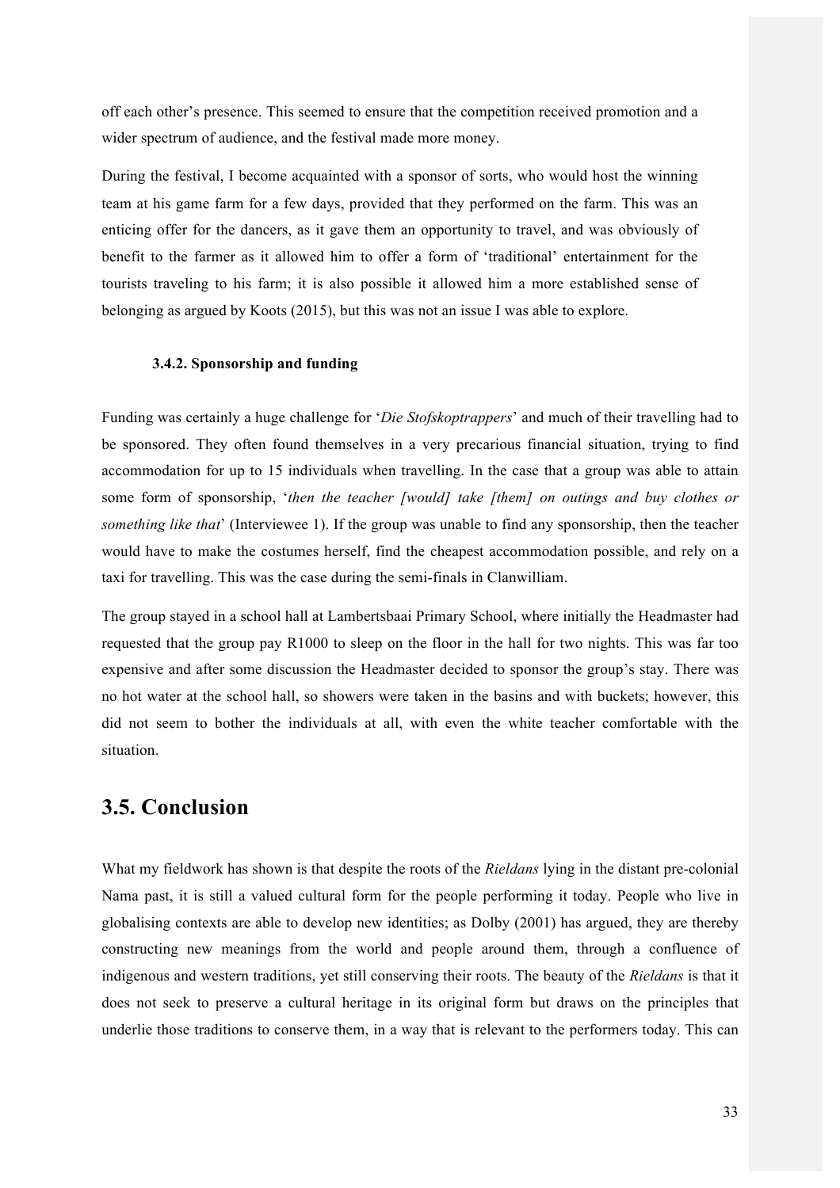off each other's presence. This seemed to ensure that the competition received promotion and a wider spectrum of audience, and the festival made more money.

During the festival, I become acquainted with a sponsor of sorts, who would host the winning team at his game farm for a few days, provided that they performed on the farm. This was an enticing offer for the dancers, as it gave them an opportunity to travel, and was obviously of benefit to the farmer as it allowed him to offer a form of 'traditional' entertainment for the tourists traveling to his farm; it is also possible it allowed him a more established sense of belonging as argued by Koots (2015), but this was not an issue I was able to explore.

### 3.4.2. Sponsorship and funding

Funding was certainly a huge challenge for '*Die Stofskoptrappers*' and much of their travelling had to be sponsored. They often found themselves in a very precarious financial situation, trying to find accommodation for up to 15 individuals when travelling. In the case that a group was able to attain some form of sponsorship, '*then the teacher [would] take [them] on outings and buy clothes or something like that*' (Interviewee 1). If the group was unable to find any sponsorship, then the teacher would have to make the costumes herself, find the cheapest accommodation possible, and rely on a taxi for travelling. This was the case during the semi-finals in Clanwilliam.

The group stayed in a school hall at Lambertsbaai Primary School, where initially the Headmaster had requested that the group pay R1000 to sleep on the floor in the hall for two nights. This was far too expensive and after some discussion the Headmaster decided to sponsor the group's stay. There was no hot water at the school hall, so showers were taken in the basins and with buckets; however, this did not seem to bother the individuals at all, with even the white teacher comfortable with the situation.

## 3.5. Conclusion

What my fieldwork has shown is that despite the roots of the *Rieldans* lying in the distant pre-colonial Nama past, it is still a valued cultural form for the people performing it today. People who live in globalising contexts are able to develop new identities; as Dolby (2001) has argued, they are thereby constructing new meanings from the world and people around them, through a confluence of indigenous and western traditions, yet still conserving their roots. The beauty of the *Rieldans* is that it does not seek to preserve a cultural heritage in its original form but draws on the principles that underlie those traditions to conserve them, in a way that is relevant to the performers today. This can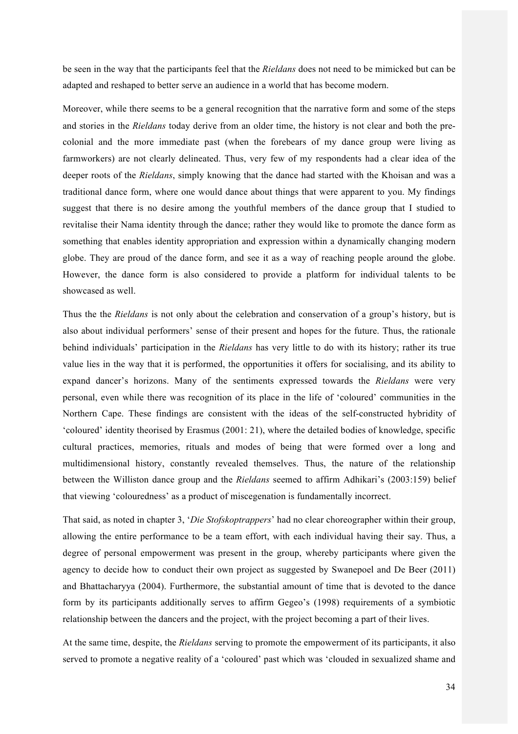be seen in the way that the participants feel that the *Rieldans* does not need to be mimicked but can be adapted and reshaped to better serve an audience in a world that has become modern.

Moreover, while there seems to be a general recognition that the narrative form and some of the steps and stories in the *Rieldans* today derive from an older time, the history is not clear and both the pre-colonial and the more immediate past (when the forebears of my dance group were living as farmworkers) are not clearly delineated. Thus, very few of my respondents had a clear idea of the deeper roots of the *Rieldans*, simply knowing that the dance had started with the Khoisan and was a traditional dance form, where one would dance about things that were apparent to you. My findings suggest that there is no desire among the youthful members of the dance group that I studied to revitalise their Nama identity through the dance; rather they would like to promote the dance form as something that enables identity appropriation and expression within a dynamically changing modern globe. They are proud of the dance form, and see it as a way of reaching people around the globe. However, the dance form is also considered to provide a platform for individual talents to be showcased as well.

Thus the the *Rieldans* is not only about the celebration and conservation of a group's history, but is also about individual performers' sense of their present and hopes for the future. Thus, the rationale behind individuals' participation in the *Rieldans* has very little to do with its history; rather its true value lies in the way that it is performed, the opportunities it offers for socialising, and its ability to expand dancer's horizons. Many of the sentiments expressed towards the *Rieldans* were very personal, even while there was recognition of its place in the life of 'coloured' communities in the Northern Cape. These findings are consistent with the ideas of the self-constructed hybridity of 'coloured' identity theorised by Erasmus (2001: 21), where the detailed bodies of knowledge, specific cultural practices, memories, rituals and modes of being that were formed over a long and multidimensional history, constantly revealed themselves. Thus, the nature of the relationship between the Williston dance group and the *Rieldans* seemed to affirm Adhikari's (2003:159) belief that viewing 'colouredness' as a product of miscegenation is fundamentally incorrect.

That said, as noted in chapter 3, '*Die Stofskoptrappers*' had no clear choreographer within their group, allowing the entire performance to be a team effort, with each individual having their say. Thus, a degree of personal empowerment was present in the group, whereby participants where given the agency to decide how to conduct their own project as suggested by Swanepoel and De Beer (2011) and Bhattacharyya (2004). Furthermore, the substantial amount of time that is devoted to the dance form by its participants additionally serves to affirm Gegeo's (1998) requirements of a symbiotic relationship between the dancers and the project, with the project becoming a part of their lives.

At the same time, despite, the *Rieldans* serving to promote the empowerment of its participants, it also served to promote a negative reality of a 'coloured' past which was 'clouded in sexualized shame and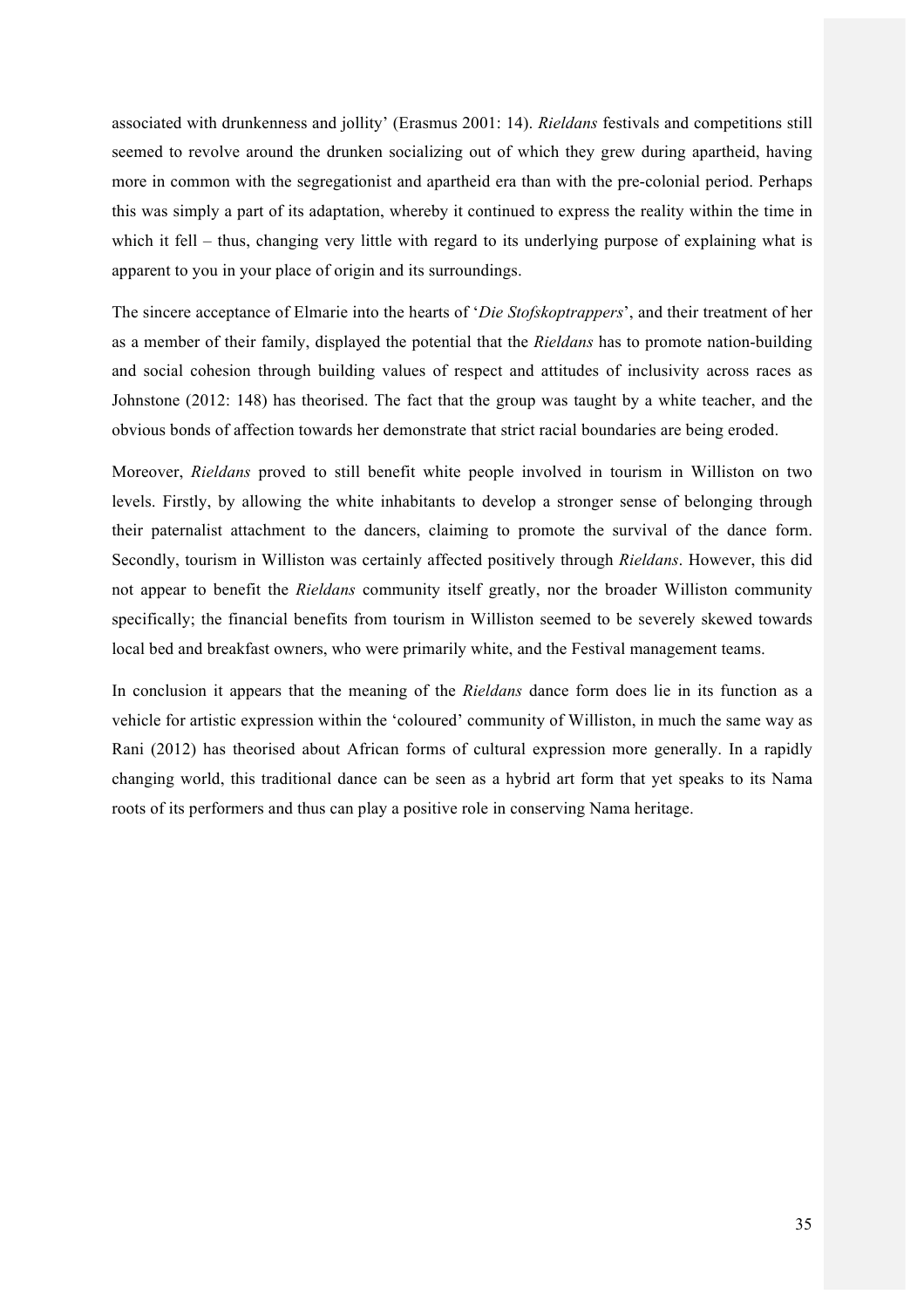associated with drunkenness and jollity' (Erasmus 2001: 14). *Rieldans* festivals and competitions still seemed to revolve around the drunken socializing out of which they grew during apartheid, having more in common with the segregationist and apartheid era than with the pre-colonial period. Perhaps this was simply a part of its adaptation, whereby it continued to express the reality within the time in which it fell – thus, changing very little with regard to its underlying purpose of explaining what is apparent to you in your place of origin and its surroundings.

The sincere acceptance of Elmarie into the hearts of '*Die Stofskoptrappers*', and their treatment of her as a member of their family, displayed the potential that the *Rieldans* has to promote nation-building and social cohesion through building values of respect and attitudes of inclusivity across races as Johnstone (2012: 148) has theorised. The fact that the group was taught by a white teacher, and the obvious bonds of affection towards her demonstrate that strict racial boundaries are being eroded.

Moreover, *Rieldans* proved to still benefit white people involved in tourism in Williston on two levels. Firstly, by allowing the white inhabitants to develop a stronger sense of belonging through their paternalist attachment to the dancers, claiming to promote the survival of the dance form. Secondly, tourism in Williston was certainly affected positively through *Rieldans*. However, this did not appear to benefit the *Rieldans* community itself greatly, nor the broader Williston community specifically; the financial benefits from tourism in Williston seemed to be severely skewed towards local bed and breakfast owners, who were primarily white, and the Festival management teams.

In conclusion it appears that the meaning of the *Rieldans* dance form does lie in its function as a vehicle for artistic expression within the 'coloured' community of Williston, in much the same way as Rani (2012) has theorised about African forms of cultural expression more generally. In a rapidly changing world, this traditional dance can be seen as a hybrid art form that yet speaks to its Nama roots of its performers and thus can play a positive role in conserving Nama heritage.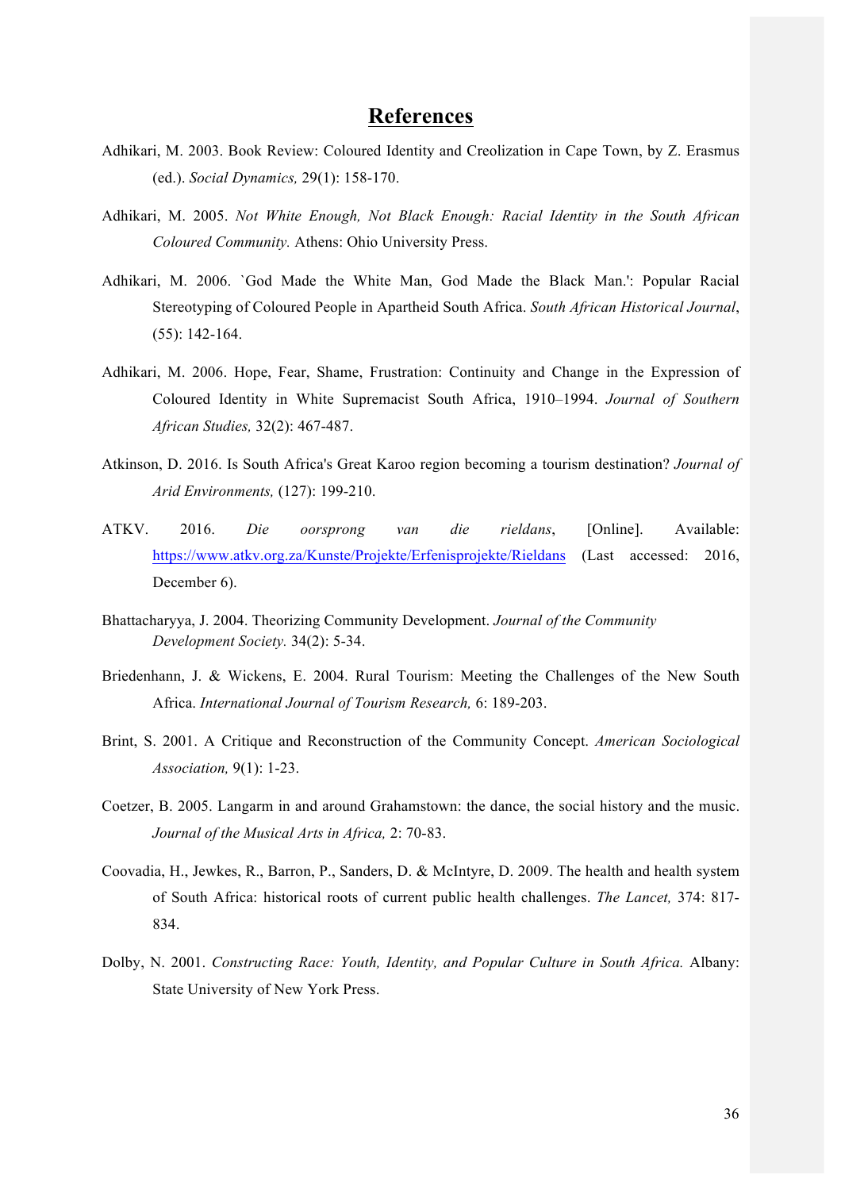# References

Adhikari, M. 2003. Book Review: Coloured Identity and Creolization in Cape Town, by Z. Erasmus (ed.). *Social Dynamics,* 29(1): 158-170.

Adhikari, M. 2005. *Not White Enough, Not Black Enough: Racial Identity in the South African Coloured Community.* Athens: Ohio University Press.

Adhikari, M. 2006. `God Made the White Man, God Made the Black Man.': Popular Racial Stereotyping of Coloured People in Apartheid South Africa. *South African Historical Journal*, (55): 142-164.

Adhikari, M. 2006. Hope, Fear, Shame, Frustration: Continuity and Change in the Expression of Coloured Identity in White Supremacist South Africa, 1910–1994. *Journal of Southern African Studies,* 32(2): 467-487.

Atkinson, D. 2016. Is South Africa's Great Karoo region becoming a tourism destination? *Journal of Arid Environments,* (127): 199-210.

ATKV. 2016. *Die oorsprong van die rieldans*, [Online]. Available: https://www.atkv.org.za/Kunste/Projekte/Erfenisprojekte/Rieldans (Last accessed: 2016, December 6).

Bhattacharyya, J. 2004. Theorizing Community Development. *Journal of the Community Development Society.* 34(2): 5-34.

Briedenhann, J. & Wickens, E. 2004. Rural Tourism: Meeting the Challenges of the New South Africa. *International Journal of Tourism Research,* 6: 189-203.

Brint, S. 2001. A Critique and Reconstruction of the Community Concept. *American Sociological Association,* 9(1): 1-23.

Coetzer, B. 2005. Langarm in and around Grahamstown: the dance, the social history and the music. *Journal of the Musical Arts in Africa,* 2: 70-83.

Coovadia, H., Jewkes, R., Barron, P., Sanders, D. & McIntyre, D. 2009. The health and health system of South Africa: historical roots of current public health challenges. *The Lancet,* 374: 817-834.

Dolby, N. 2001. *Constructing Race: Youth, Identity, and Popular Culture in South Africa.* Albany: State University of New York Press.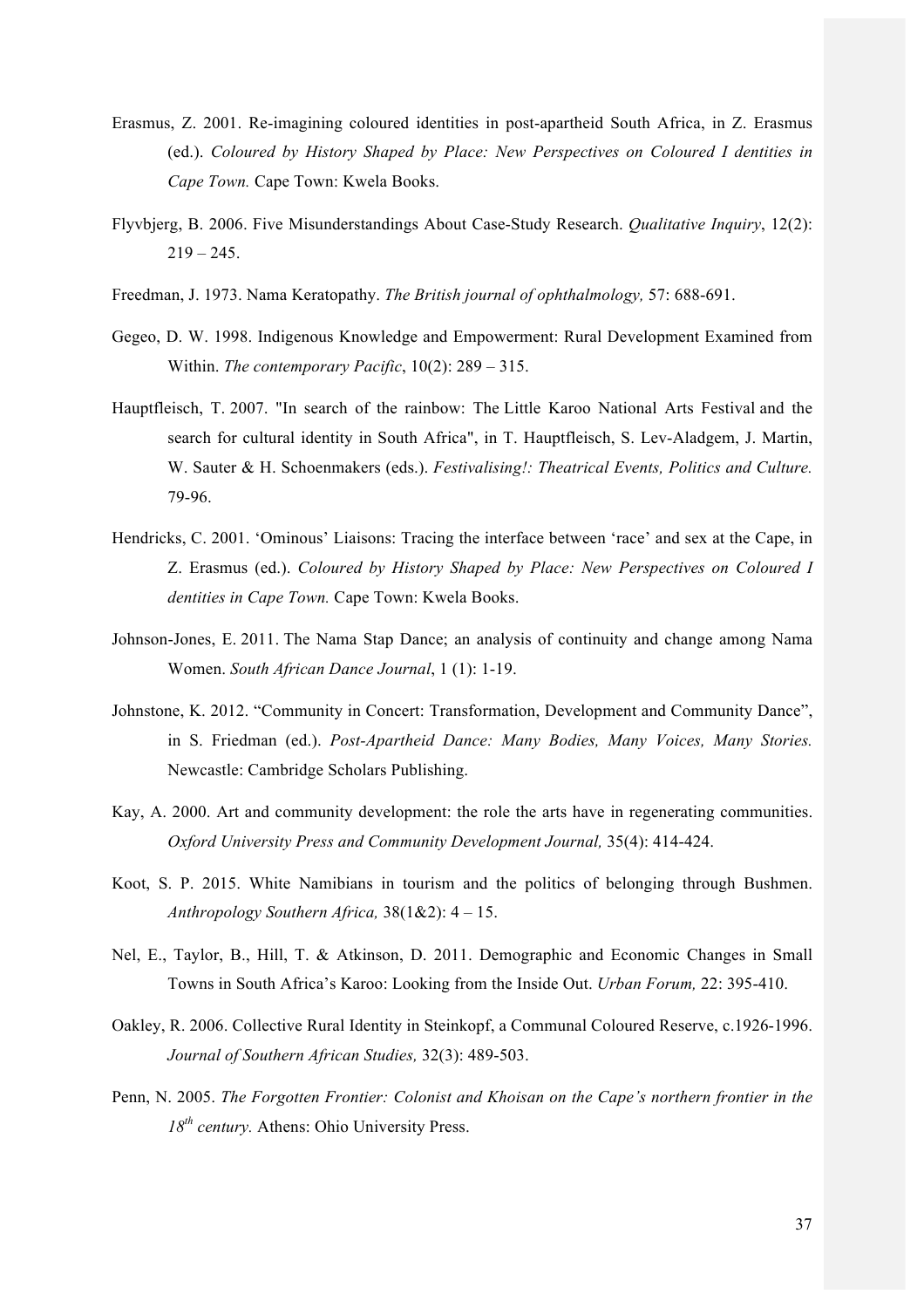Erasmus, Z. 2001. Re-imagining coloured identities in post-apartheid South Africa, in Z. Erasmus (ed.). *Coloured by History Shaped by Place: New Perspectives on Coloured I dentities in Cape Town.* Cape Town: Kwela Books.

Flyvbjerg, B. 2006. Five Misunderstandings About Case-Study Research. *Qualitative Inquiry*, 12(2): 219 – 245.

Freedman, J. 1973. Nama Keratopathy. *The British journal of ophthalmology,* 57: 688-691.

Gegeo, D. W. 1998. Indigenous Knowledge and Empowerment: Rural Development Examined from Within. *The contemporary Pacific*, 10(2): 289 – 315.

Hauptfleisch, T. 2007. "In search of the rainbow: The Little Karoo National Arts Festival and the search for cultural identity in South Africa", in T. Hauptfleisch, S. Lev-Aladgem, J. Martin, W. Sauter & H. Schoenmakers (eds.). *Festivalising!: Theatrical Events, Politics and Culture.* 79-96.

Hendricks, C. 2001. 'Ominous' Liaisons: Tracing the interface between 'race' and sex at the Cape, in Z. Erasmus (ed.). *Coloured by History Shaped by Place: New Perspectives on Coloured I dentities in Cape Town.* Cape Town: Kwela Books.

Johnson-Jones, E. 2011. The Nama Stap Dance; an analysis of continuity and change among Nama Women. *South African Dance Journal*, 1 (1): 1-19.

Johnstone, K. 2012. "Community in Concert: Transformation, Development and Community Dance", in S. Friedman (ed.). *Post-Apartheid Dance: Many Bodies, Many Voices, Many Stories.* Newcastle: Cambridge Scholars Publishing.

Kay, A. 2000. Art and community development: the role the arts have in regenerating communities. *Oxford University Press and Community Development Journal,* 35(4): 414-424.

Koot, S. P. 2015. White Namibians in tourism and the politics of belonging through Bushmen. *Anthropology Southern Africa,* 38(1&2): 4 – 15.

Nel, E., Taylor, B., Hill, T. & Atkinson, D. 2011. Demographic and Economic Changes in Small Towns in South Africa's Karoo: Looking from the Inside Out. *Urban Forum,* 22: 395-410.

Oakley, R. 2006. Collective Rural Identity in Steinkopf, a Communal Coloured Reserve, c.1926-1996. *Journal of Southern African Studies,* 32(3): 489-503.

Penn, N. 2005. *The Forgotten Frontier: Colonist and Khoisan on the Cape's northern frontier in the 18th century.* Athens: Ohio University Press.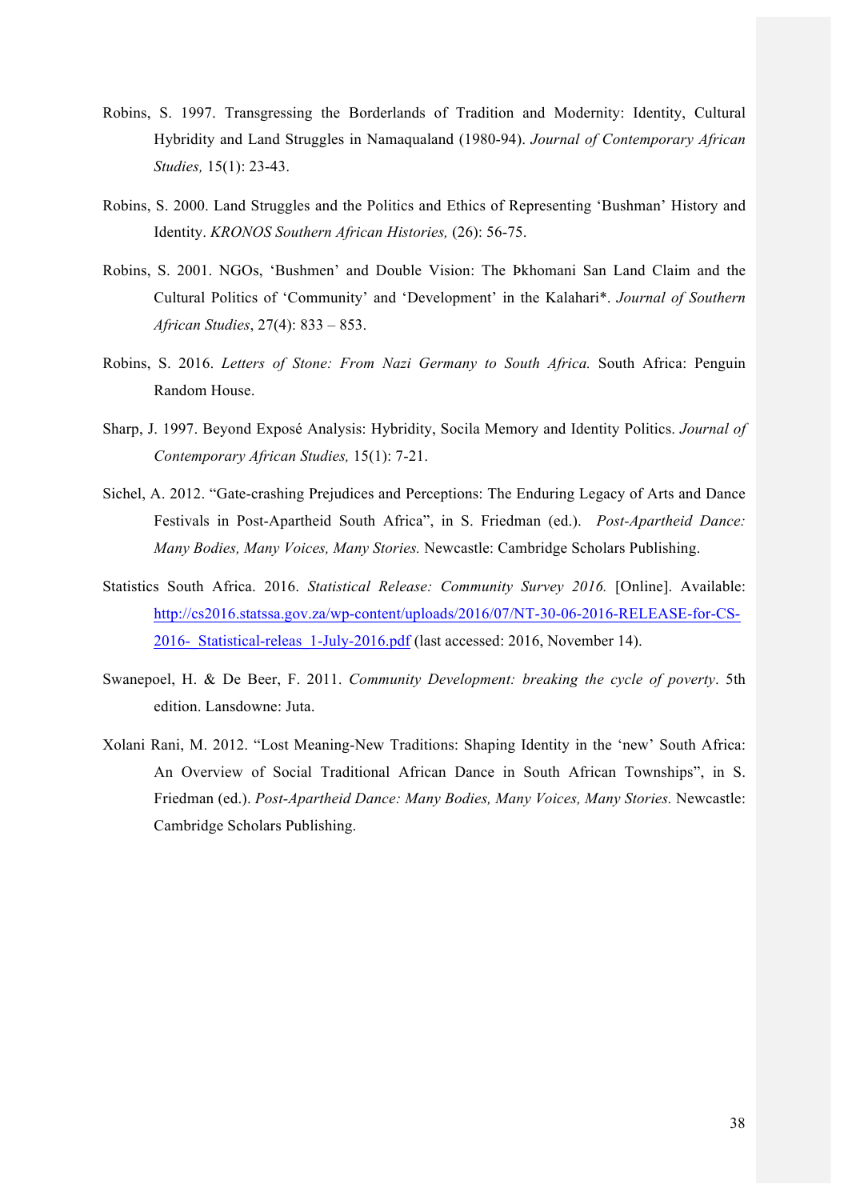Robins, S. 1997. Transgressing the Borderlands of Tradition and Modernity: Identity, Cultural Hybridity and Land Struggles in Namaqualand (1980-94). *Journal of Contemporary African Studies,* 15(1): 23-43.

Robins, S. 2000. Land Struggles and the Politics and Ethics of Representing 'Bushman' History and Identity. *KRONOS Southern African Histories,* (26): 56-75.

Robins, S. 2001. NGOs, 'Bushmen' and Double Vision: The Þkhomani San Land Claim and the Cultural Politics of 'Community' and 'Development' in the Kalahari*. *Journal of Southern African Studies*, 27(4): 833 – 853.

Robins, S. 2016. *Letters of Stone: From Nazi Germany to South Africa.* South Africa: Penguin Random House.

Sharp, J. 1997. Beyond Exposé Analysis: Hybridity, Socila Memory and Identity Politics. *Journal of Contemporary African Studies,* 15(1): 7-21.

Sichel, A. 2012. "Gate-crashing Prejudices and Perceptions: The Enduring Legacy of Arts and Dance Festivals in Post-Apartheid South Africa", in S. Friedman (ed.). *Post-Apartheid Dance: Many Bodies, Many Voices, Many Stories.* Newcastle: Cambridge Scholars Publishing.

Statistics South Africa. 2016. *Statistical Release: Community Survey 2016.* [Online]. Available: http://cs2016.statssa.gov.za/wp-content/uploads/2016/07/NT-30-06-2016-RELEASE-for-CS-2016-_Statistical-releas_1-July-2016.pdf (last accessed: 2016, November 14).

Swanepoel, H. & De Beer, F. 2011. *Community Development: breaking the cycle of poverty*. 5th edition. Lansdowne: Juta.

Xolani Rani, M. 2012. "Lost Meaning-New Traditions: Shaping Identity in the 'new' South Africa: An Overview of Social Traditional African Dance in South African Townships", in S. Friedman (ed.). *Post-Apartheid Dance: Many Bodies, Many Voices, Many Stories.* Newcastle: Cambridge Scholars Publishing.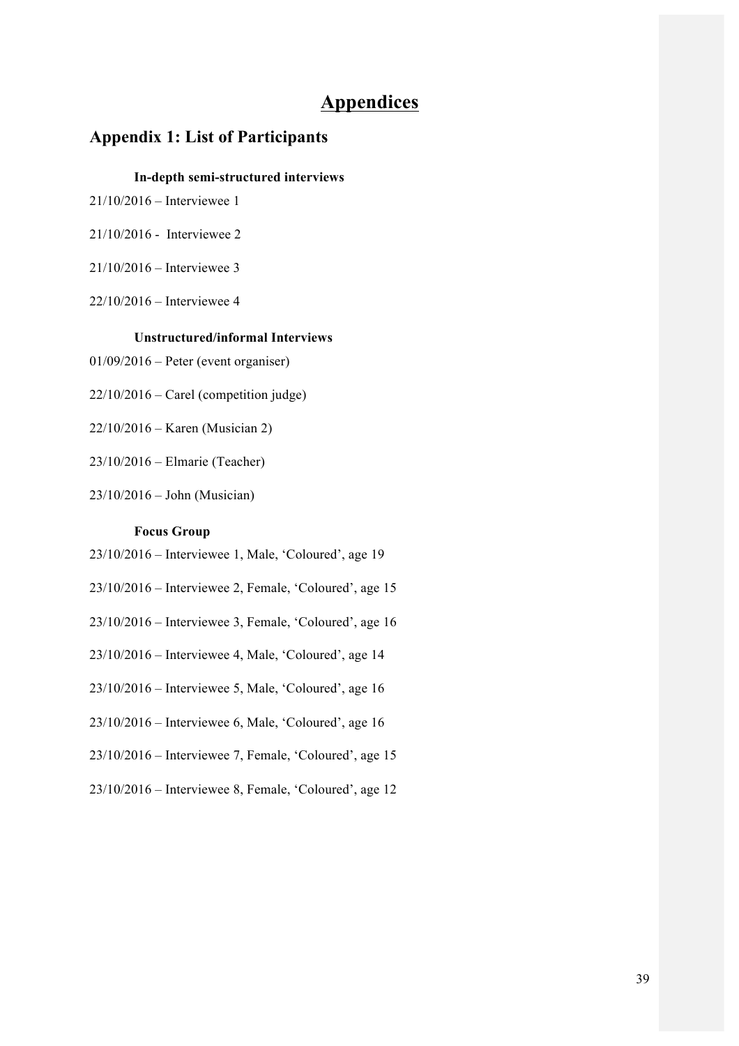# Appendices

## Appendix 1: List of Participants

### In-depth semi-structured interviews

21/10/2016 – Interviewee 1

21/10/2016 - Interviewee 2

21/10/2016 – Interviewee 3

22/10/2016 – Interviewee 4

### Unstructured/informal Interviews

01/09/2016 – Peter (event organiser)

22/10/2016 – Carel (competition judge)

22/10/2016 – Karen (Musician 2)

23/10/2016 – Elmarie (Teacher)

23/10/2016 – John (Musician)

### Focus Group

23/10/2016 – Interviewee 1, Male, 'Coloured', age 19

23/10/2016 – Interviewee 2, Female, 'Coloured', age 15

23/10/2016 – Interviewee 3, Female, 'Coloured', age 16

23/10/2016 – Interviewee 4, Male, 'Coloured', age 14

23/10/2016 – Interviewee 5, Male, 'Coloured', age 16

23/10/2016 – Interviewee 6, Male, 'Coloured', age 16

23/10/2016 – Interviewee 7, Female, 'Coloured', age 15

23/10/2016 – Interviewee 8, Female, 'Coloured', age 12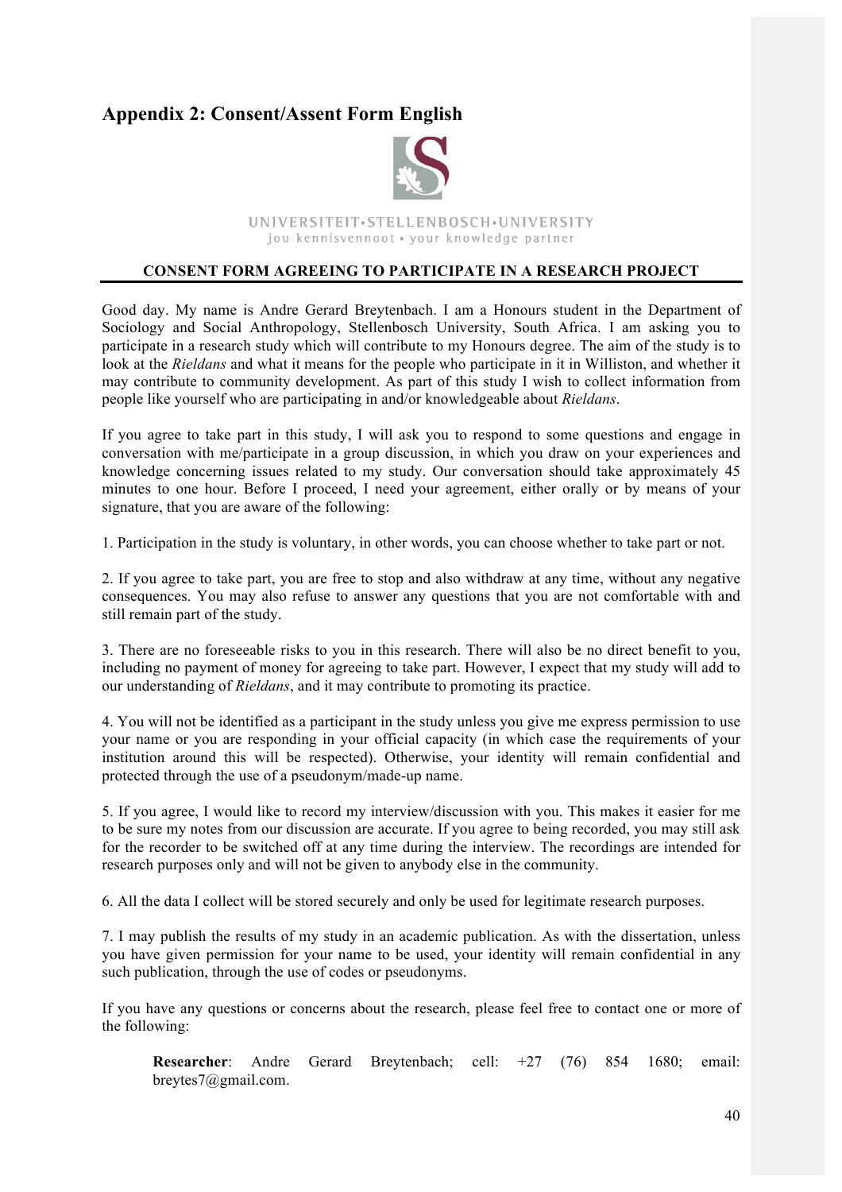## Appendix 2: Consent/Assent Form English

UNIVERSITEIT•STELLENBOSCH•UNIVERSITY
jou kennisvennoot • your knowledge partner

**CONSENT FORM AGREEING TO PARTICIPATE IN A RESEARCH PROJECT**

Good day. My name is Andre Gerard Breytenbach. I am a Honours student in the Department of Sociology and Social Anthropology, Stellenbosch University, South Africa. I am asking you to participate in a research study which will contribute to my Honours degree. The aim of the study is to look at the *Rieldans* and what it means for the people who participate in it in Williston, and whether it may contribute to community development. As part of this study I wish to collect information from people like yourself who are participating in and/or knowledgeable about *Rieldans*.

If you agree to take part in this study, I will ask you to respond to some questions and engage in conversation with me/participate in a group discussion, in which you draw on your experiences and knowledge concerning issues related to my study. Our conversation should take approximately 45 minutes to one hour. Before I proceed, I need your agreement, either orally or by means of your signature, that you are aware of the following:

1. Participation in the study is voluntary, in other words, you can choose whether to take part or not.

2. If you agree to take part, you are free to stop and also withdraw at any time, without any negative consequences. You may also refuse to answer any questions that you are not comfortable with and still remain part of the study.

3. There are no foreseeable risks to you in this research. There will also be no direct benefit to you, including no payment of money for agreeing to take part. However, I expect that my study will add to our understanding of *Rieldans*, and it may contribute to promoting its practice.

4. You will not be identified as a participant in the study unless you give me express permission to use your name or you are responding in your official capacity (in which case the requirements of your institution around this will be respected). Otherwise, your identity will remain confidential and protected through the use of a pseudonym/made-up name.

5. If you agree, I would like to record my interview/discussion with you. This makes it easier for me to be sure my notes from our discussion are accurate. If you agree to being recorded, you may still ask for the recorder to be switched off at any time during the interview. The recordings are intended for research purposes only and will not be given to anybody else in the community.

6. All the data I collect will be stored securely and only be used for legitimate research purposes.

7. I may publish the results of my study in an academic publication. As with the dissertation, unless you have given permission for your name to be used, your identity will remain confidential in any such publication, through the use of codes or pseudonyms.

If you have any questions or concerns about the research, please feel free to contact one or more of the following:

> **Researcher**: Andre Gerard Breytenbach; cell: +27 (76) 854 1680; email: breytes7@gmail.com.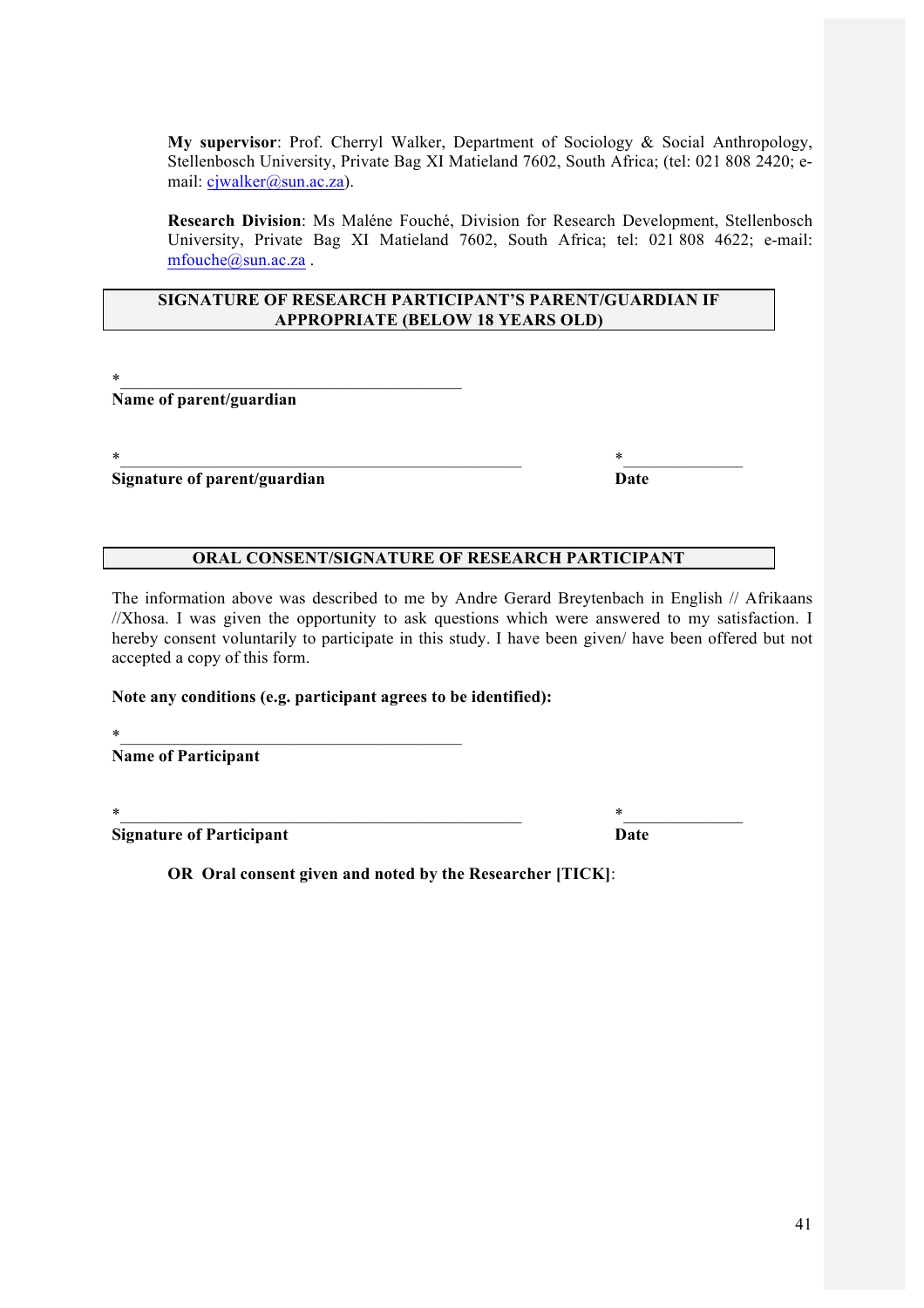**My supervisor**: Prof. Cherryl Walker, Department of Sociology & Social Anthropology, Stellenbosch University, Private Bag XI Matieland 7602, South Africa; (tel: 021 808 2420; e-mail: cjwalker@sun.ac.za).

**Research Division**: Ms Maléne Fouché, Division for Research Development, Stellenbosch University, Private Bag XI Matieland 7602, South Africa; tel: 021 808 4622; e-mail: mfouche@sun.ac.za .

**SIGNATURE OF RESEARCH PARTICIPANT'S PARENT/GUARDIAN IF APPROPRIATE (BELOW 18 YEARS OLD)**

*\_\_\_\_\_\_\_\_\_\_\_\_\_\_\_\_\_\_\_\_\_\_\_\_\_\_\_\_\_\_\_\_\_\_\_\_\_\_\_\_
**Name of parent/guardian**

*\_\_\_\_\_\_\_\_\_\_\_\_\_\_\_\_\_\_\_\_\_\_\_\_\_\_\_\_\_\_\_\_\_\_\_\_\_\_\_\_\_\_\_\_\_\_\_\_ *\_\_\_\_\_\_\_\_\_\_\_\_\_\_
**Signature of parent/guardian** **Date**

**ORAL CONSENT/SIGNATURE OF RESEARCH PARTICIPANT**

The information above was described to me by Andre Gerard Breytenbach in English // Afrikaans //Xhosa. I was given the opportunity to ask questions which were answered to my satisfaction. I hereby consent voluntarily to participate in this study. I have been given/ have been offered but not accepted a copy of this form.

**Note any conditions (e.g. participant agrees to be identified):**

*\_\_\_\_\_\_\_\_\_\_\_\_\_\_\_\_\_\_\_\_\_\_\_\_\_\_\_\_\_\_\_\_\_\_\_\_\_\_\_\_
**Name of Participant**

*\_\_\_\_\_\_\_\_\_\_\_\_\_\_\_\_\_\_\_\_\_\_\_\_\_\_\_\_\_\_\_\_\_\_\_\_\_\_\_\_\_\_\_\_\_\_\_\_ *\_\_\_\_\_\_\_\_\_\_\_\_\_\_
**Signature of Participant** **Date**

**OR Oral consent given and noted by the Researcher [TICK]**: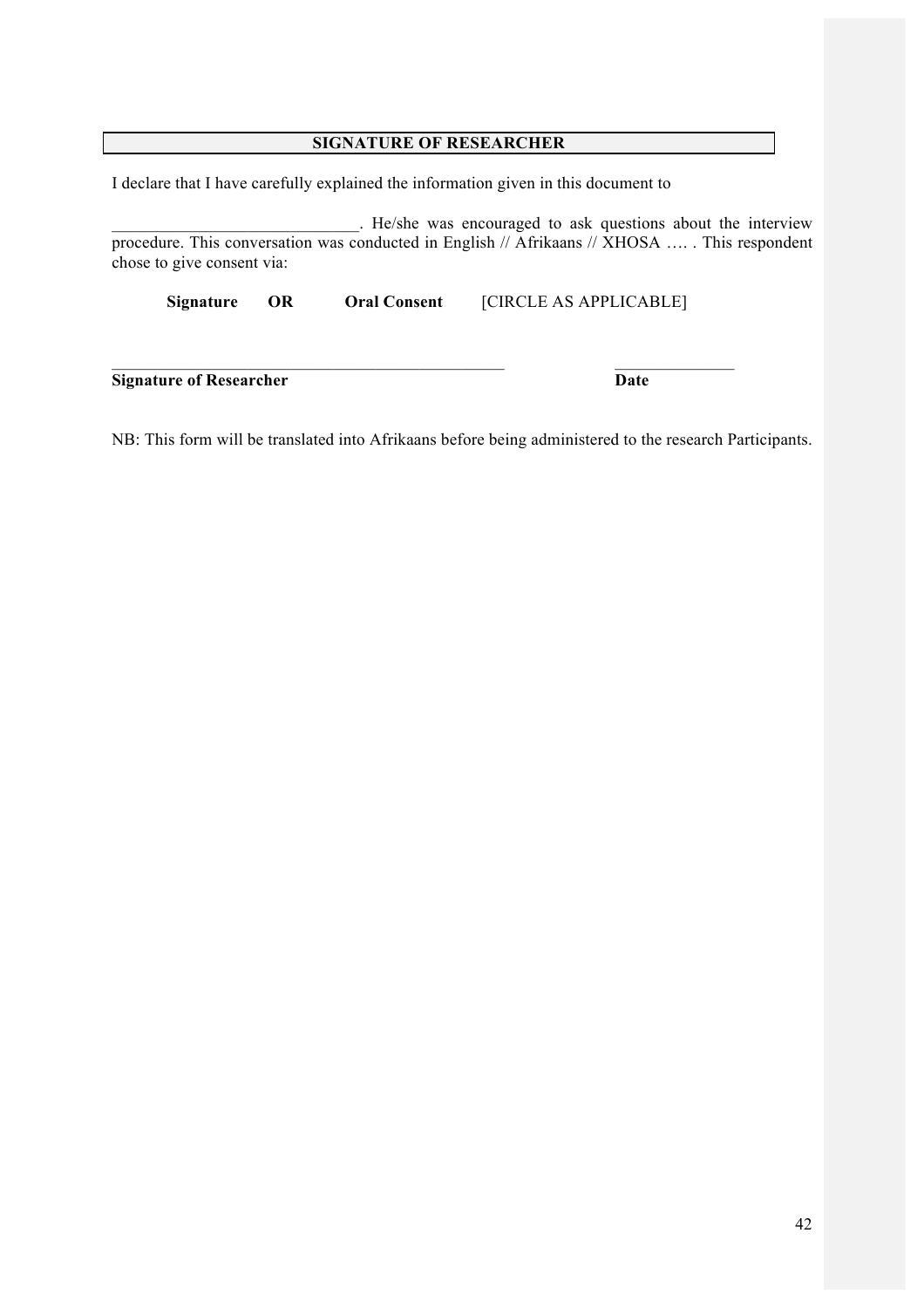## SIGNATURE OF RESEARCHER

I declare that I have carefully explained the information given in this document to

_____________________________. He/she was encouraged to ask questions about the interview procedure. This conversation was conducted in English // Afrikaans // XHOSA …. . This respondent chose to give consent via:

**Signature** **OR** **Oral Consent** [CIRCLE AS APPLICABLE]

_________________________________________________ _______________

**Signature of Researcher** **Date**

NB: This form will be translated into Afrikaans before being administered to the research Participants.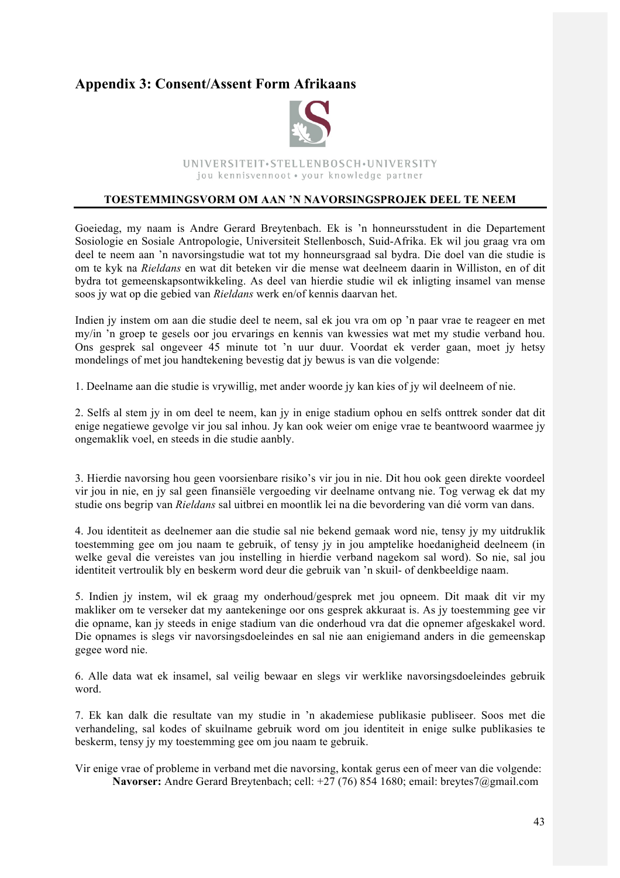## Appendix 3: Consent/Assent Form Afrikaans

UNIVERSITEIT•STELLENBOSCH•UNIVERSITY
jou kennisvennoot • your knowledge partner

**TOESTEMMINGSVORM OM AAN 'N NAVORSINGSPROJEK DEEL TE NEEM**

Goeiedag, my naam is Andre Gerard Breytenbach. Ek is 'n honneursstudent in die Departement Sosiologie en Sosiale Antropologie, Universiteit Stellenbosch, Suid-Afrika. Ek wil jou graag vra om deel te neem aan 'n navorsingstudie wat tot my honneursgraad sal bydra. Die doel van die studie is om te kyk na *Rieldans* en wat dit beteken vir die mense wat deelneem daarin in Williston, en of dit bydra tot gemeenskapsontwikkeling. As deel van hierdie studie wil ek inligting insamel van mense soos jy wat op die gebied van *Rieldans* werk en/of kennis daarvan het.

Indien jy instem om aan die studie deel te neem, sal ek jou vra om op 'n paar vrae te reageer en met my/in 'n groep te gesels oor jou ervarings en kennis van kwessies wat met my studie verband hou. Ons gesprek sal ongeveer 45 minute tot 'n uur duur. Voordat ek verder gaan, moet jy hetsy mondelings of met jou handtekening bevestig dat jy bewus is van die volgende:

1. Deelname aan die studie is vrywillig, met ander woorde jy kan kies of jy wil deelneem of nie.

2. Selfs al stem jy in om deel te neem, kan jy in enige stadium ophou en selfs onttrek sonder dat dit enige negatiewe gevolge vir jou sal inhou. Jy kan ook weier om enige vrae te beantwoord waarmee jy ongemaklik voel, en steeds in die studie aanbly.

3. Hierdie navorsing hou geen voorsienbare risiko's vir jou in nie. Dit hou ook geen direkte voordeel vir jou in nie, en jy sal geen finansiële vergoeding vir deelname ontvang nie. Tog verwag ek dat my studie ons begrip van *Rieldans* sal uitbrei en moontlik lei na die bevordering van dié vorm van dans.

4. Jou identiteit as deelnemer aan die studie sal nie bekend gemaak word nie, tensy jy my uitdruklik toestemming gee om jou naam te gebruik, of tensy jy in jou amptelike hoedanigheid deelneem (in welke geval die vereistes van jou instelling in hierdie verband nagekom sal word). So nie, sal jou identiteit vertroulik bly en beskerm word deur die gebruik van 'n skuil- of denkbeeldige naam.

5. Indien jy instem, wil ek graag my onderhoud/gesprek met jou opneem. Dit maak dit vir my makliker om te verseker dat my aantekeninge oor ons gesprek akkuraat is. As jy toestemming gee vir die opname, kan jy steeds in enige stadium van die onderhoud vra dat die opnemer afgeskakel word. Die opnames is slegs vir navorsingsdoeleindes en sal nie aan enigiemand anders in die gemeenskap gegee word nie.

6. Alle data wat ek insamel, sal veilig bewaar en slegs vir werklike navorsingsdoeleindes gebruik word.

7. Ek kan dalk die resultate van my studie in 'n akademiese publikasie publiseer. Soos met die verhandeling, sal kodes of skuilname gebruik word om jou identiteit in enige sulke publikasies te beskerm, tensy jy my toestemming gee om jou naam te gebruik.

Vir enige vrae of probleme in verband met die navorsing, kontak gerus een of meer van die volgende:

**Navorser:** Andre Gerard Breytenbach; cell: +27 (76) 854 1680; email: breytes7@gmail.com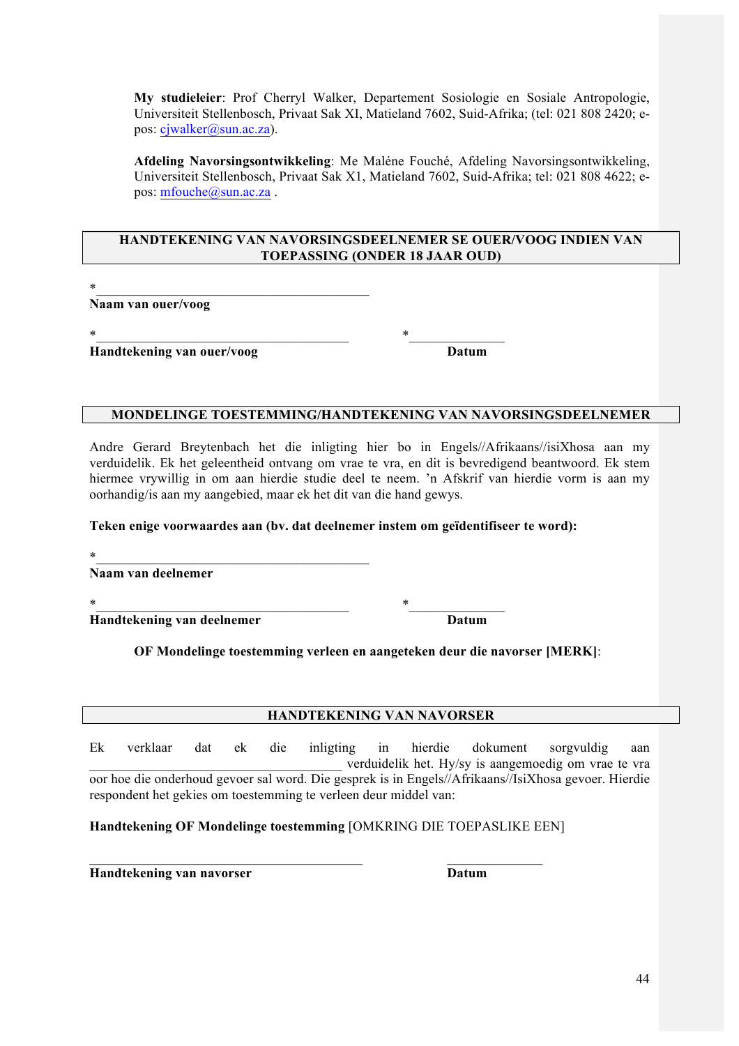**My studieleier**: Prof Cherryl Walker, Departement Sosiologie en Sosiale Antropologie, Universiteit Stellenbosch, Privaat Sak XI, Matieland 7602, Suid-Afrika; (tel: 021 808 2420; e-pos: cjwalker@sun.ac.za).

**Afdeling Navorsingsontwikkeling**: Me Maléne Fouché, Afdeling Navorsingsontwikkeling, Universiteit Stellenbosch, Privaat Sak X1, Matieland 7602, Suid-Afrika; tel: 021 808 4622; e-pos: mfouche@sun.ac.za .

**HANDTEKENING VAN NAVORSINGSDEELNEMER SE OUER/VOOG INDIEN VAN TOEPASSING (ONDER 18 JAAR OUD)**

*_________________________________________
**Naam van ouer/voog**

*______________________________________ *______________
**Handtekening van ouer/voog** **Datum**

**MONDELINGE TOESTEMMING/HANDTEKENING VAN NAVORSINGSDEELNEMER**

Andre Gerard Breytenbach het die inligting hier bo in Engels//Afrikaans//isiXhosa aan my verduidelik. Ek het geleentheid ontvang om vrae te vra, en dit is bevredigend beantwoord. Ek stem hiermee vrywillig in om aan hierdie studie deel te neem. 'n Afskrif van hierdie vorm is aan my oorhandig/is aan my aangebied, maar ek het dit van die hand gewys.

**Teken enige voorwaardes aan (bv. dat deelnemer instem om geïdentifiseer te word):**

*_________________________________________
**Naam van deelnemer**

*______________________________________ *______________
**Handtekening van deelnemer** **Datum**

**OF Mondelinge toestemming verleen en aangeteken deur die navorser [MERK]**:

**HANDTEKENING VAN NAVORSER**

Ek verklaar dat ek die inligting in hierdie dokument sorgvuldig aan _____________________________________ verduidelik het. Hy/sy is aangemoedig om vrae te vra oor hoe die onderhoud gevoer sal word. Die gesprek is in Engels//Afrikaans//IsiXhosa gevoer. Hierdie respondent het gekies om toestemming te verleen deur middel van:

**Handtekening OF Mondelinge toestemming** [OMKRING DIE TOEPASLIKE EEN]

________________________________________ ______________
**Handtekening van navorser** **Datum**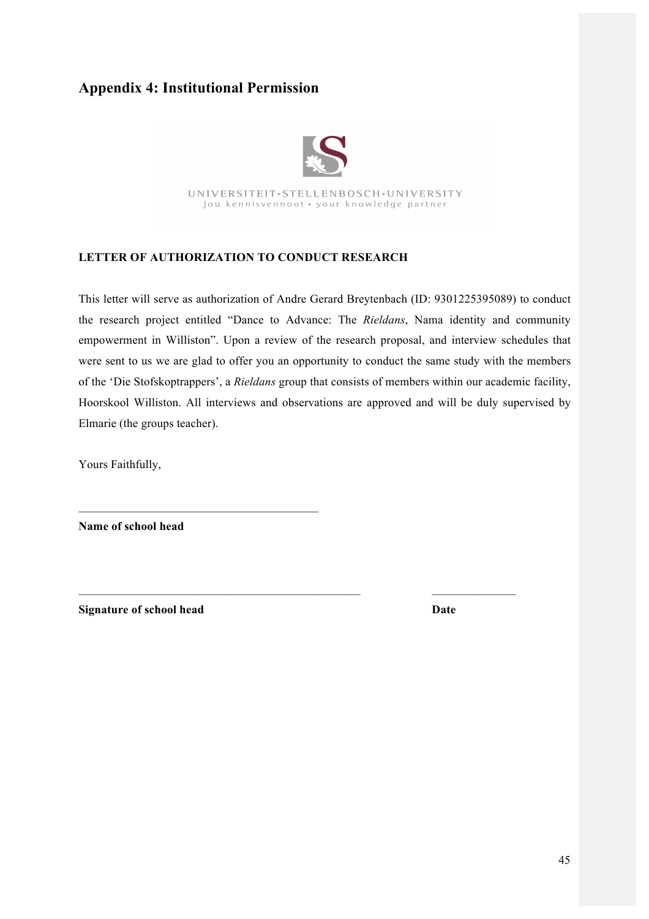## Appendix 4: Institutional Permission

UNIVERSITEIT·STELLENBOSCH·UNIVERSITY
jou kennisvennoot • your knowledge partner

**LETTER OF AUTHORIZATION TO CONDUCT RESEARCH**

This letter will serve as authorization of Andre Gerard Breytenbach (ID: 9301225395089) to conduct the research project entitled "Dance to Advance: The *Rieldans*, Nama identity and community empowerment in Williston". Upon a review of the research proposal, and interview schedules that were sent to us we are glad to offer you an opportunity to conduct the same study with the members of the 'Die Stofskoptrappers', a *Rieldans* group that consists of members within our academic facility, Hoorskool Williston. All interviews and observations are approved and will be duly supervised by Elmarie (the groups teacher).

Yours Faithfully,

\_\_\_\_\_\_\_\_\_\_\_\_\_\_\_\_\_\_\_\_\_\_\_\_\_\_\_\_\_\_\_\_\_\_\_\_\_\_\_\_

**Name of school head**

\_\_\_\_\_\_\_\_\_\_\_\_\_\_\_\_\_\_\_\_\_\_\_\_\_\_\_\_\_\_\_\_\_\_\_\_\_\_\_\_\_\_\_\_\_\_\_\_ \_\_\_\_\_\_\_\_\_\_\_\_\_\_

**Signature of school head** **Date**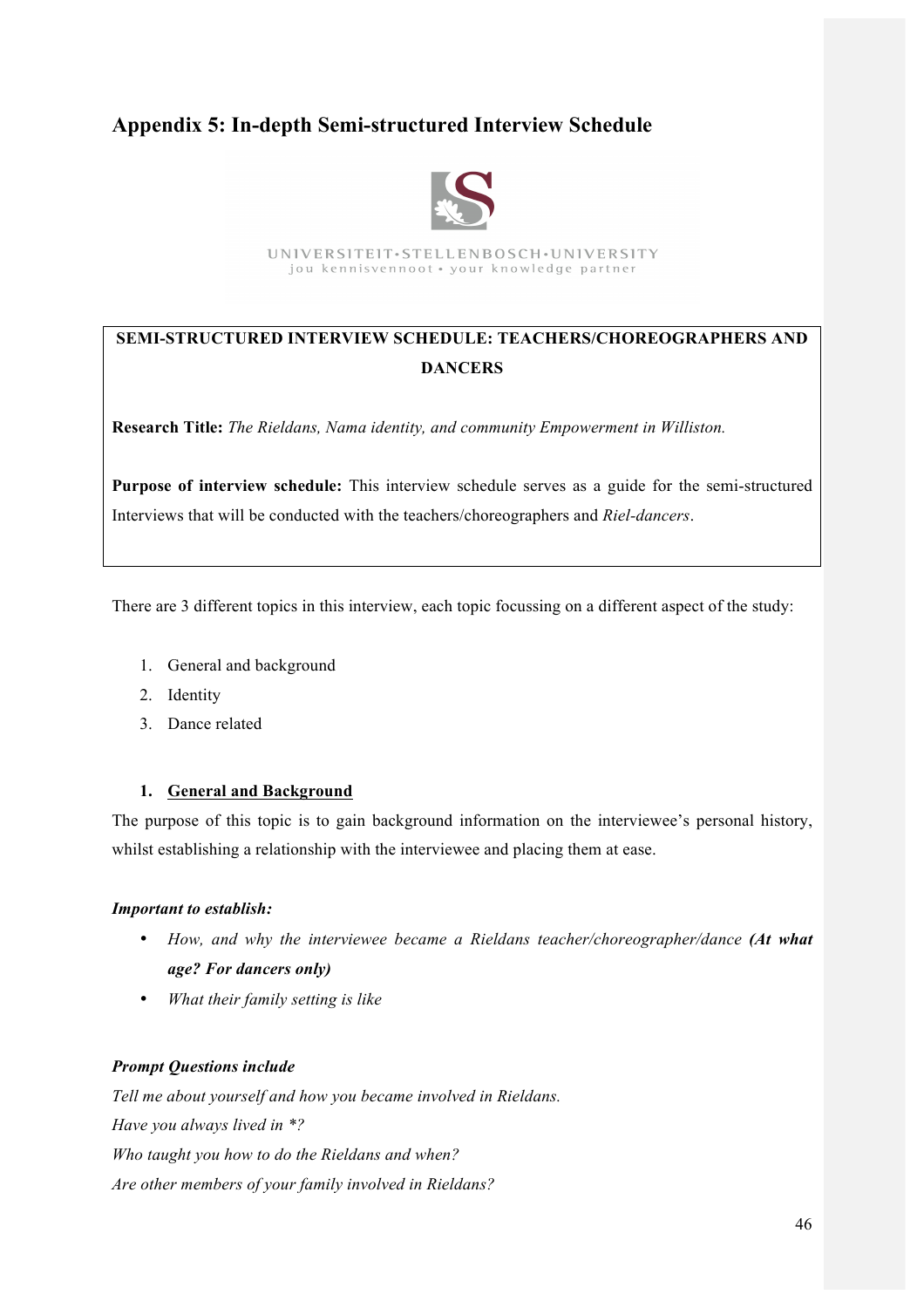## Appendix 5: In-depth Semi-structured Interview Schedule

UNIVERSITEIT·STELLENBOSCH·UNIVERSITY
jou kennisvennoot • your knowledge partner

**SEMI-STRUCTURED INTERVIEW SCHEDULE: TEACHERS/CHOREOGRAPHERS AND DANCERS**

**Research Title:** *The Rieldans, Nama identity, and community Empowerment in Williston.*

**Purpose of interview schedule:** This interview schedule serves as a guide for the semi-structured Interviews that will be conducted with the teachers/choreographers and *Riel-dancers*.

There are 3 different topics in this interview, each topic focussing on a different aspect of the study:

1. General and background
2. Identity
3. Dance related

### 1. General and Background

The purpose of this topic is to gain background information on the interviewee's personal history, whilst establishing a relationship with the interviewee and placing them at ease.

***Important to establish:***

- *How, and why the interviewee became a Rieldans teacher/choreographer/dance* ***(At what age? For dancers only)***
- *What their family setting is like*

***Prompt Questions include***

*Tell me about yourself and how you became involved in Rieldans.*
*Have you always lived in *?*
*Who taught you how to do the Rieldans and when?*
*Are other members of your family involved in Rieldans?*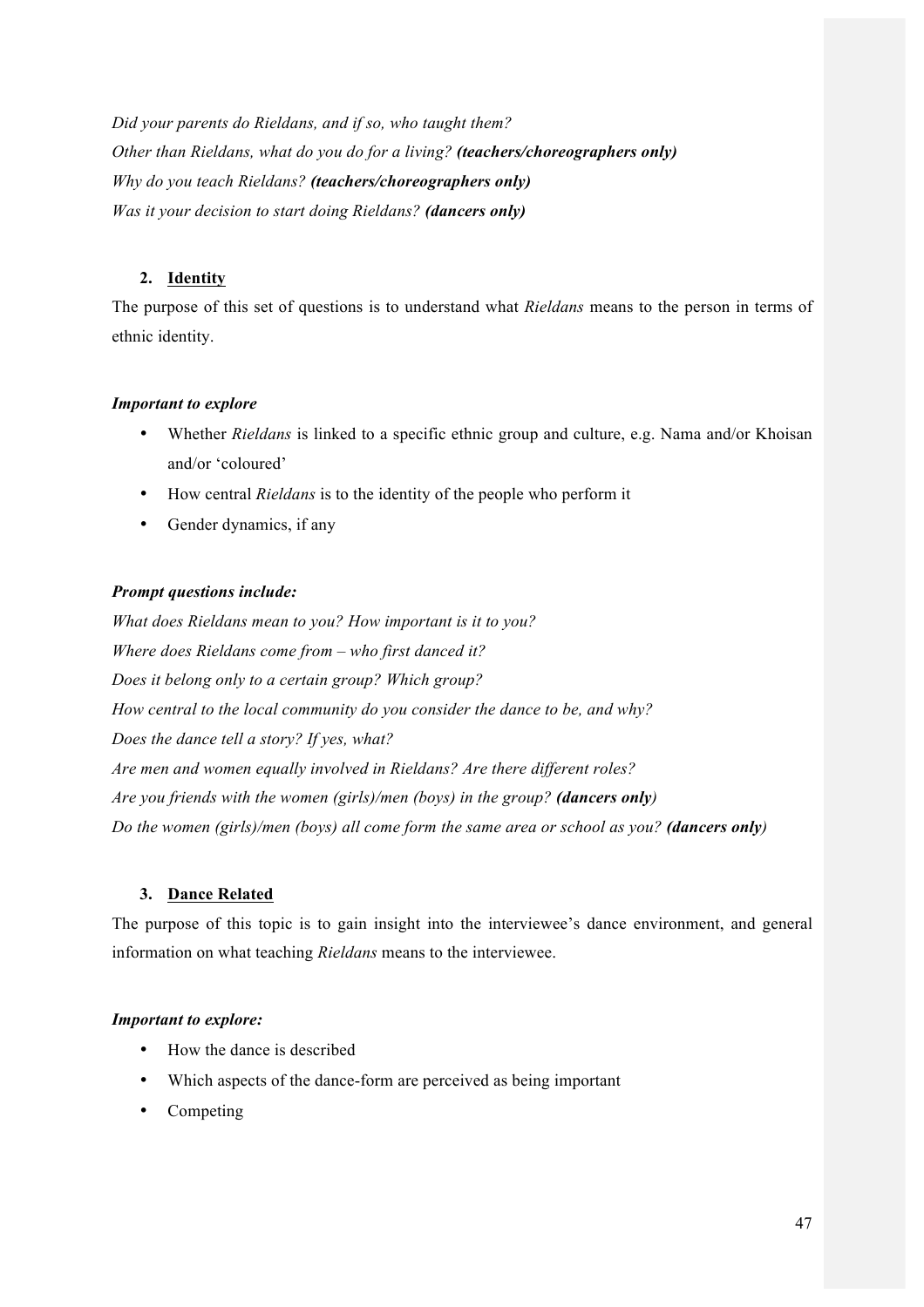*Did your parents do Rieldans, and if so, who taught them?*
*Other than Rieldans, what do you do for a living?* ***(teachers/choreographers only)***
*Why do you teach Rieldans?* ***(teachers/choreographers only)***
*Was it your decision to start doing Rieldans?* ***(dancers only)***

2. **Identity**

The purpose of this set of questions is to understand what *Rieldans* means to the person in terms of ethnic identity.

***Important to explore***

- Whether *Rieldans* is linked to a specific ethnic group and culture, e.g. Nama and/or Khoisan and/or 'coloured'
- How central *Rieldans* is to the identity of the people who perform it
- Gender dynamics, if any

***Prompt questions include:***

*What does Rieldans mean to you? How important is it to you?*
*Where does Rieldans come from – who first danced it?*
*Does it belong only to a certain group? Which group?*
*How central to the local community do you consider the dance to be, and why?*
*Does the dance tell a story? If yes, what?*
*Are men and women equally involved in Rieldans? Are there different roles?*
*Are you friends with the women (girls)/men (boys) in the group?* ***(dancers only)***
*Do the women (girls)/men (boys) all come form the same area or school as you?* ***(dancers only)***

3. **Dance Related**

The purpose of this topic is to gain insight into the interviewee's dance environment, and general information on what teaching *Rieldans* means to the interviewee.

***Important to explore:***

- How the dance is described
- Which aspects of the dance-form are perceived as being important
- Competing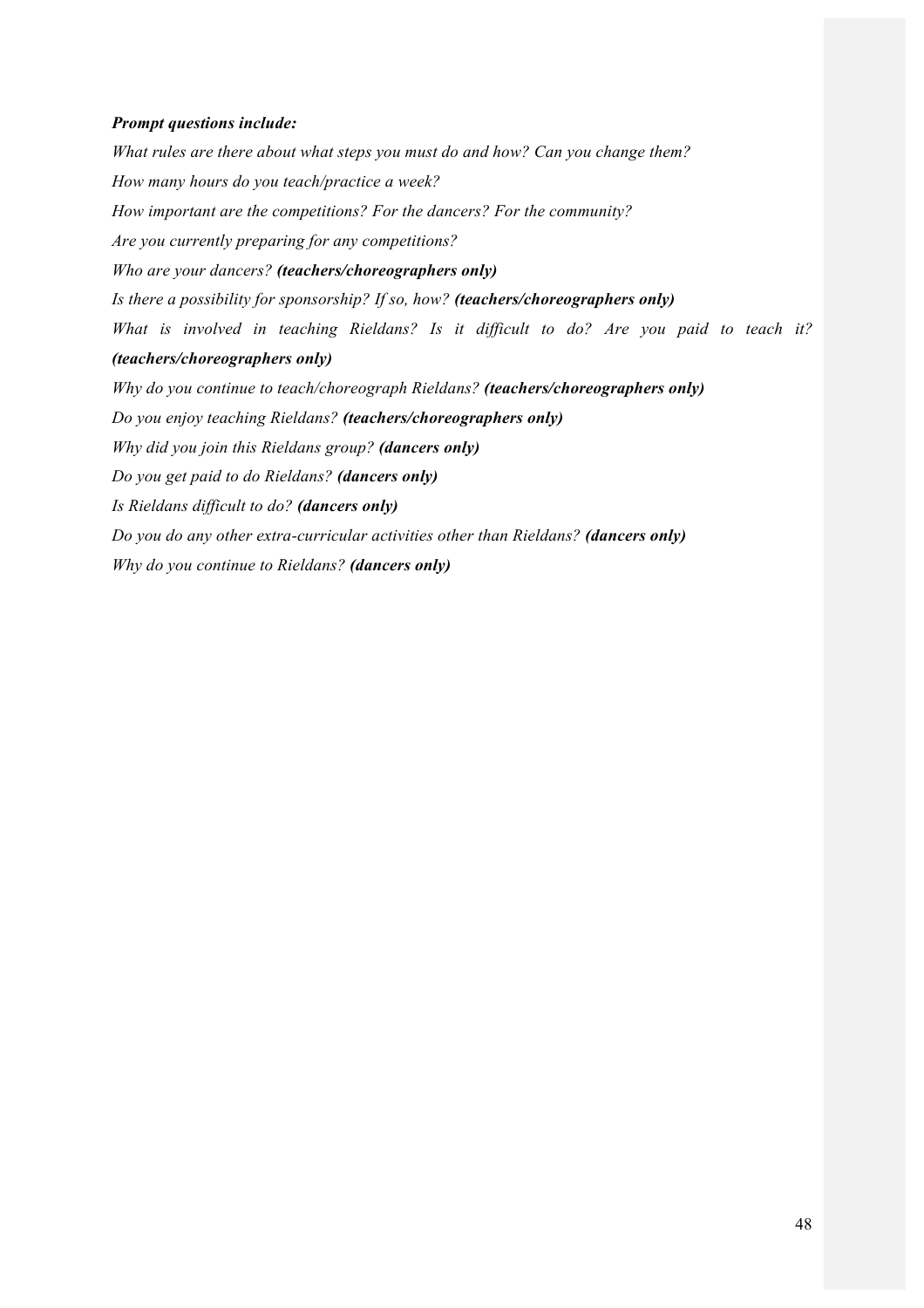***Prompt questions include:***

*What rules are there about what steps you must do and how? Can you change them?*

*How many hours do you teach/practice a week?*

*How important are the competitions? For the dancers? For the community?*

*Are you currently preparing for any competitions?*

*Who are your dancers?* ***(teachers/choreographers only)***

*Is there a possibility for sponsorship? If so, how?* ***(teachers/choreographers only)***

*What is involved in teaching Rieldans? Is it difficult to do? Are you paid to teach it?* ***(teachers/choreographers only)***

*Why do you continue to teach/choreograph Rieldans?* ***(teachers/choreographers only)***

*Do you enjoy teaching Rieldans?* ***(teachers/choreographers only)***

*Why did you join this Rieldans group?* ***(dancers only)***

*Do you get paid to do Rieldans?* ***(dancers only)***

*Is Rieldans difficult to do?* ***(dancers only)***

*Do you do any other extra-curricular activities other than Rieldans?* ***(dancers only)***

*Why do you continue to Rieldans?* ***(dancers only)***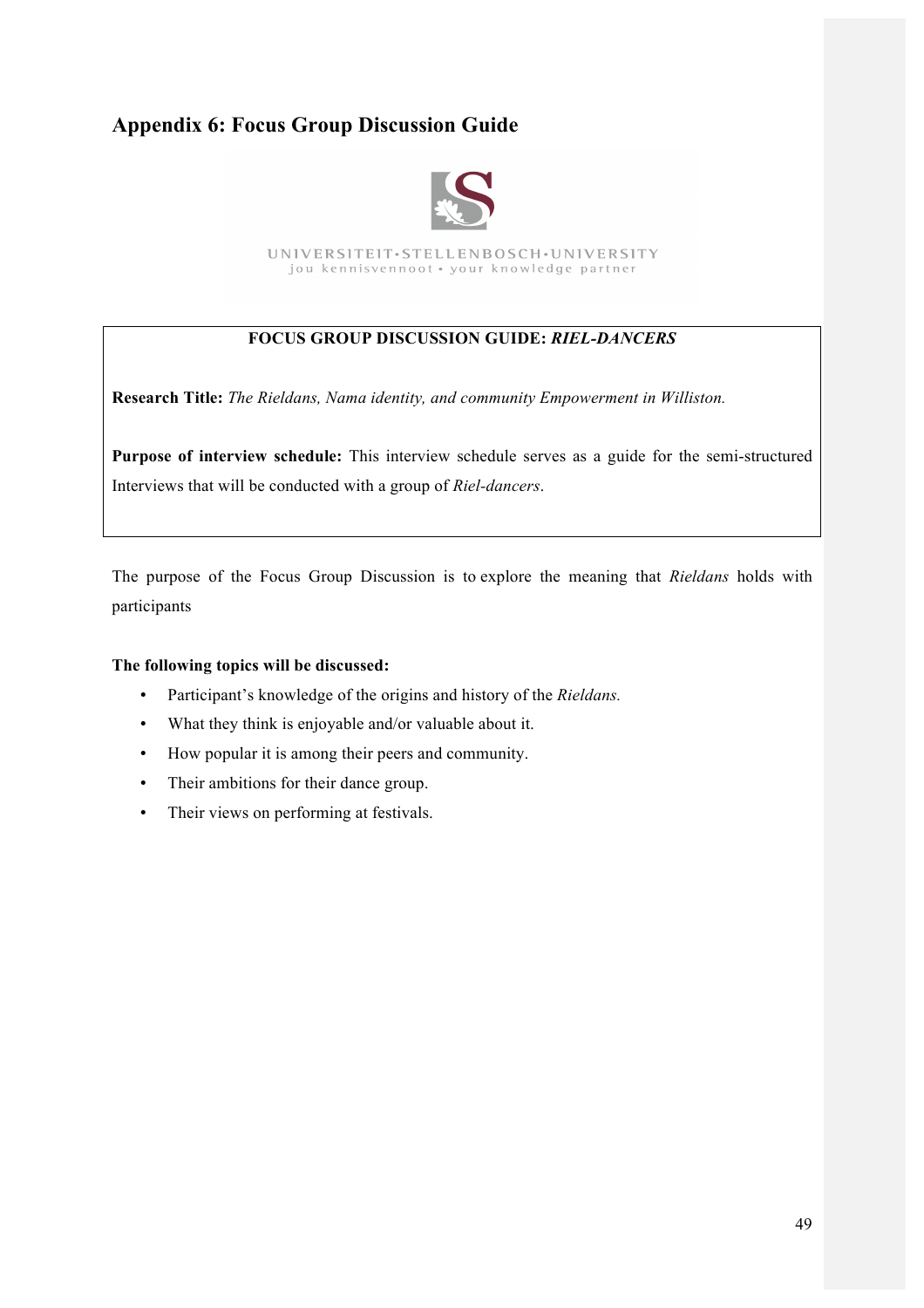## Appendix 6: Focus Group Discussion Guide

UNIVERSITEIT•STELLENBOSCH•UNIVERSITY
jou kennisvennoot • your knowledge partner

**FOCUS GROUP DISCUSSION GUIDE: *RIEL-DANCERS***

**Research Title:** *The Rieldans, Nama identity, and community Empowerment in Williston.*

**Purpose of interview schedule:** This interview schedule serves as a guide for the semi-structured Interviews that will be conducted with a group of *Riel-dancers*.

The purpose of the Focus Group Discussion is to explore the meaning that *Rieldans* holds with participants

**The following topics will be discussed:**

- Participant's knowledge of the origins and history of the *Rieldans.*
- What they think is enjoyable and/or valuable about it.
- How popular it is among their peers and community.
- Their ambitions for their dance group.
- Their views on performing at festivals.